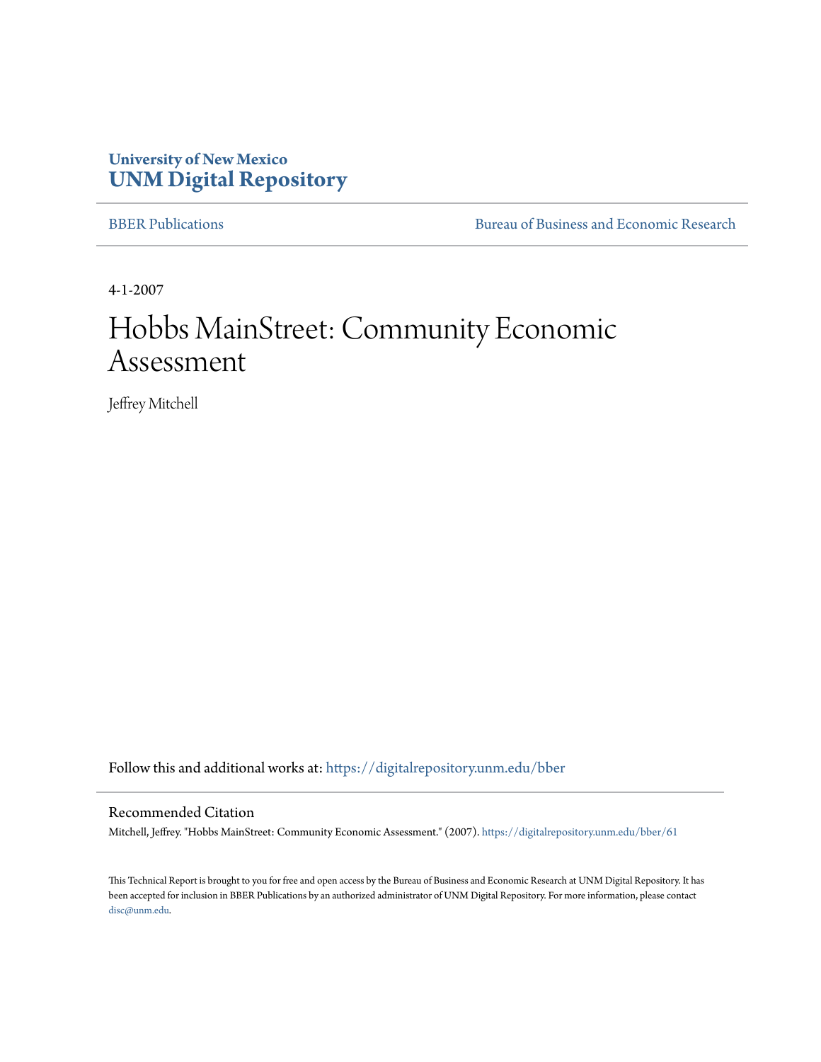**University of New Mexico**
**UNM Digital Repository**

BBER Publications — Bureau of Business and Economic Research

4-1-2007

# Hobbs MainStreet: Community Economic Assessment

Jeffrey Mitchell

Follow this and additional works at: https://digitalrepository.unm.edu/bber

## Recommended Citation

Mitchell, Jeffrey. "Hobbs MainStreet: Community Economic Assessment." (2007). https://digitalrepository.unm.edu/bber/61

This Technical Report is brought to you for free and open access by the Bureau of Business and Economic Research at UNM Digital Repository. It has been accepted for inclusion in BBER Publications by an authorized administrator of UNM Digital Repository. For more information, please contact disc@unm.edu.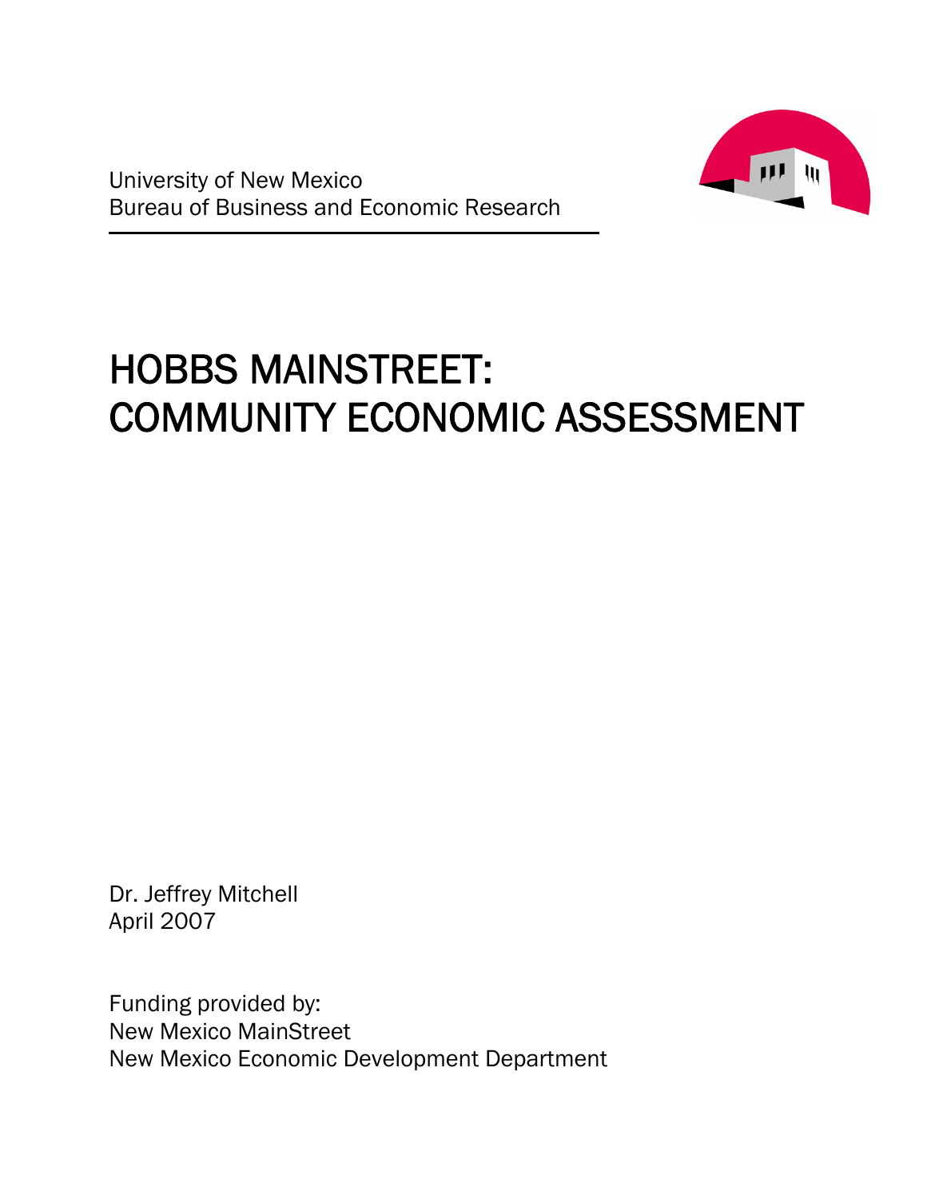University of New Mexico
Bureau of Business and Economic Research

# HOBBS MAINSTREET: COMMUNITY ECONOMIC ASSESSMENT

Dr. Jeffrey Mitchell
April 2007

Funding provided by:
New Mexico MainStreet
New Mexico Economic Development Department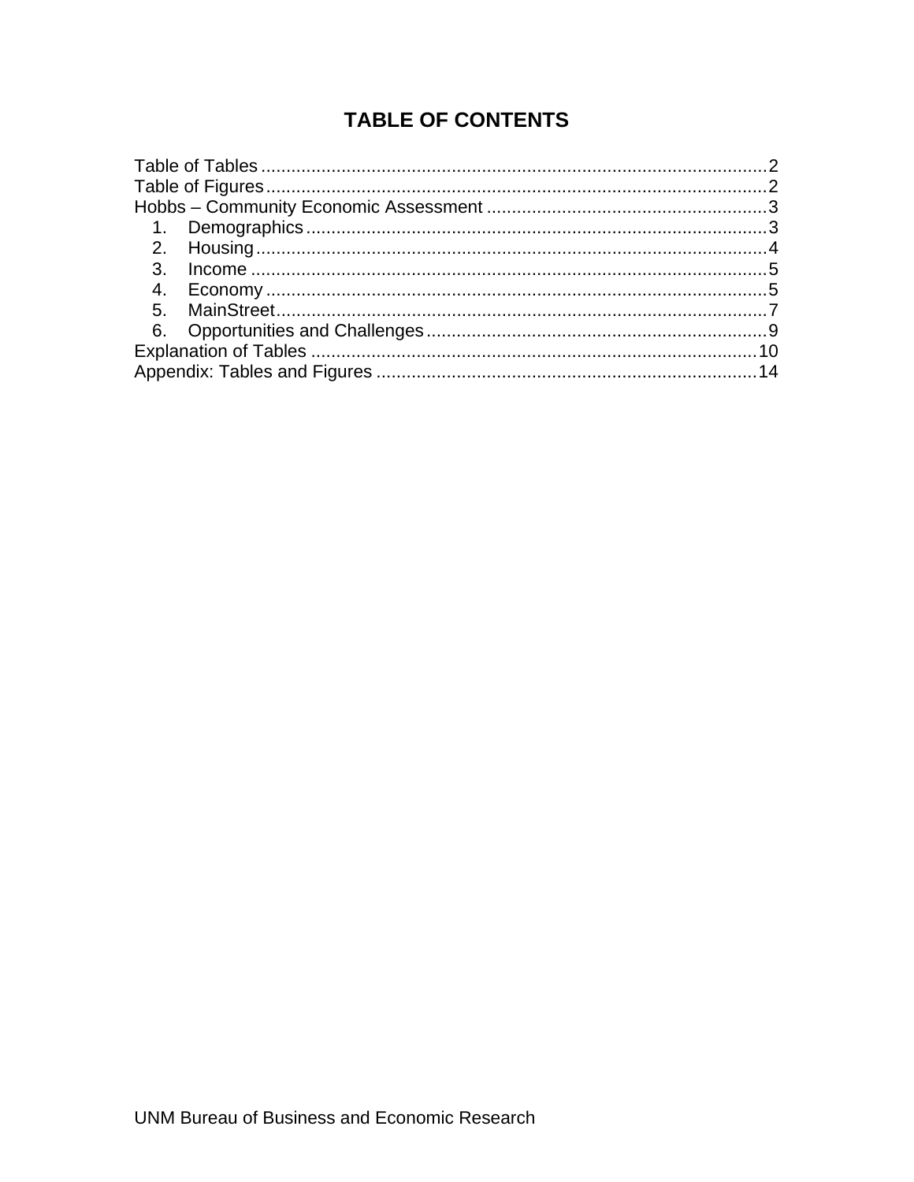# TABLE OF CONTENTS

Table of Tables .................................................................................................... 2
Table of Figures ................................................................................................... 2
Hobbs – Community Economic Assessment ....................................................... 3
   1. Demographics ........................................................................................... 3
   2. Housing ...................................................................................................... 4
   3. Income ....................................................................................................... 5
   4. Economy .................................................................................................... 5
   5. MainStreet ................................................................................................. 7
   6. Opportunities and Challenges ................................................................... 9
Explanation of Tables ......................................................................................... 10
Appendix: Tables and Figures ............................................................................ 14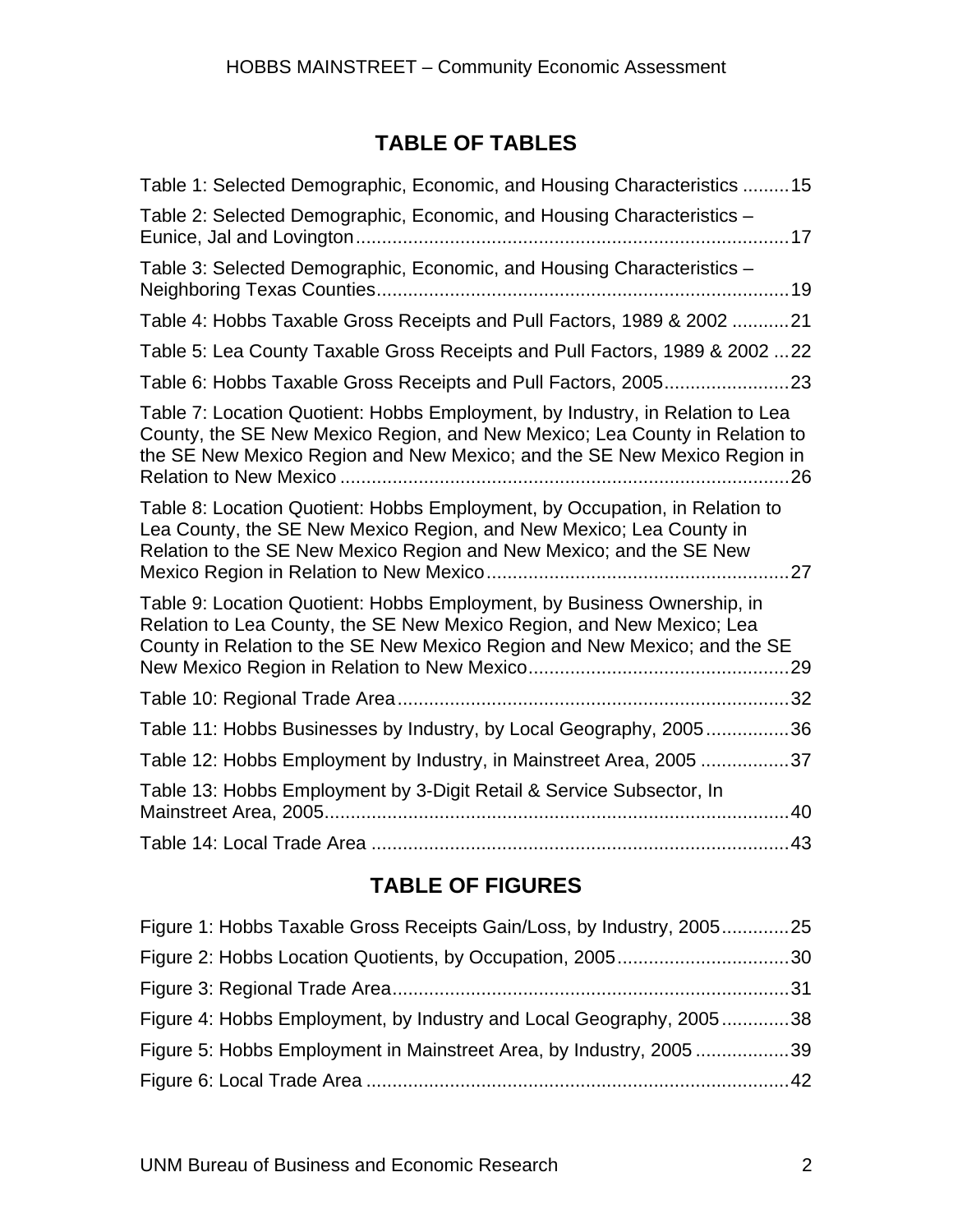## TABLE OF TABLES

Table 1: Selected Demographic, Economic, and Housing Characteristics .........15

Table 2: Selected Demographic, Economic, and Housing Characteristics – Eunice, Jal and Lovington.....17

Table 3: Selected Demographic, Economic, and Housing Characteristics – Neighboring Texas Counties.....19

Table 4: Hobbs Taxable Gross Receipts and Pull Factors, 1989 & 2002 ...........21

Table 5: Lea County Taxable Gross Receipts and Pull Factors, 1989 & 2002 ...22

Table 6: Hobbs Taxable Gross Receipts and Pull Factors, 2005........................23

Table 7: Location Quotient: Hobbs Employment, by Industry, in Relation to Lea County, the SE New Mexico Region, and New Mexico; Lea County in Relation to the SE New Mexico Region and New Mexico; and the SE New Mexico Region in Relation to New Mexico .....26

Table 8: Location Quotient: Hobbs Employment, by Occupation, in Relation to Lea County, the SE New Mexico Region, and New Mexico; Lea County in Relation to the SE New Mexico Region and New Mexico; and the SE New Mexico Region in Relation to New Mexico.....27

Table 9: Location Quotient: Hobbs Employment, by Business Ownership, in Relation to Lea County, the SE New Mexico Region, and New Mexico; Lea County in Relation to the SE New Mexico Region and New Mexico; and the SE New Mexico Region in Relation to New Mexico.....29

Table 10: Regional Trade Area.....32

Table 11: Hobbs Businesses by Industry, by Local Geography, 2005................36

Table 12: Hobbs Employment by Industry, in Mainstreet Area, 2005 .................37

Table 13: Hobbs Employment by 3-Digit Retail & Service Subsector, In Mainstreet Area, 2005.....40

Table 14: Local Trade Area .....43

## TABLE OF FIGURES

Figure 1: Hobbs Taxable Gross Receipts Gain/Loss, by Industry, 2005.............25

Figure 2: Hobbs Location Quotients, by Occupation, 2005.................................30

Figure 3: Regional Trade Area.....31

Figure 4: Hobbs Employment, by Industry and Local Geography, 2005.............38

Figure 5: Hobbs Employment in Mainstreet Area, by Industry, 2005 ..................39

Figure 6: Local Trade Area .....42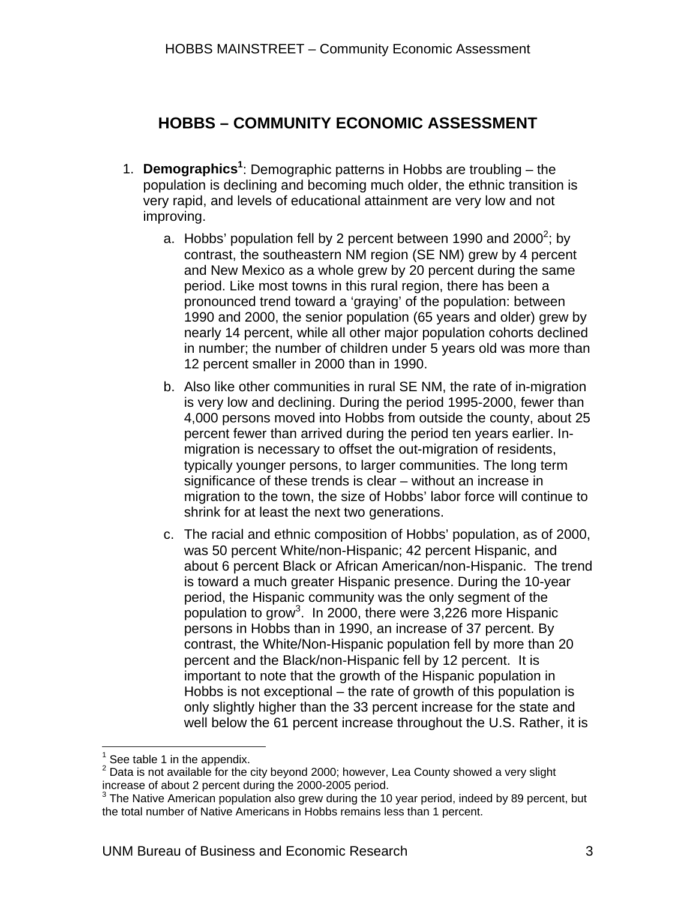# HOBBS – COMMUNITY ECONOMIC ASSESSMENT

1. **Demographics**[1]: Demographic patterns in Hobbs are troubling – the population is declining and becoming much older, the ethnic transition is very rapid, and levels of educational attainment are very low and not improving.

    a. Hobbs' population fell by 2 percent between 1990 and 2000[2]; by contrast, the southeastern NM region (SE NM) grew by 4 percent and New Mexico as a whole grew by 20 percent during the same period. Like most towns in this rural region, there has been a pronounced trend toward a 'graying' of the population: between 1990 and 2000, the senior population (65 years and older) grew by nearly 14 percent, while all other major population cohorts declined in number; the number of children under 5 years old was more than 12 percent smaller in 2000 than in 1990.

    b. Also like other communities in rural SE NM, the rate of in-migration is very low and declining. During the period 1995-2000, fewer than 4,000 persons moved into Hobbs from outside the county, about 25 percent fewer than arrived during the period ten years earlier. In-migration is necessary to offset the out-migration of residents, typically younger persons, to larger communities. The long term significance of these trends is clear – without an increase in migration to the town, the size of Hobbs' labor force will continue to shrink for at least the next two generations.

    c. The racial and ethnic composition of Hobbs' population, as of 2000, was 50 percent White/non-Hispanic; 42 percent Hispanic, and about 6 percent Black or African American/non-Hispanic. The trend is toward a much greater Hispanic presence. During the 10-year period, the Hispanic community was the only segment of the population to grow[3]. In 2000, there were 3,226 more Hispanic persons in Hobbs than in 1990, an increase of 37 percent. By contrast, the White/Non-Hispanic population fell by more than 20 percent and the Black/non-Hispanic fell by 12 percent. It is important to note that the growth of the Hispanic population in Hobbs is not exceptional – the rate of growth of this population is only slightly higher than the 33 percent increase for the state and well below the 61 percent increase throughout the U.S. Rather, it is

---

[1] See table 1 in the appendix.

[2] Data is not available for the city beyond 2000; however, Lea County showed a very slight increase of about 2 percent during the 2000-2005 period.

[3] The Native American population also grew during the 10 year period, indeed by 89 percent, but the total number of Native Americans in Hobbs remains less than 1 percent.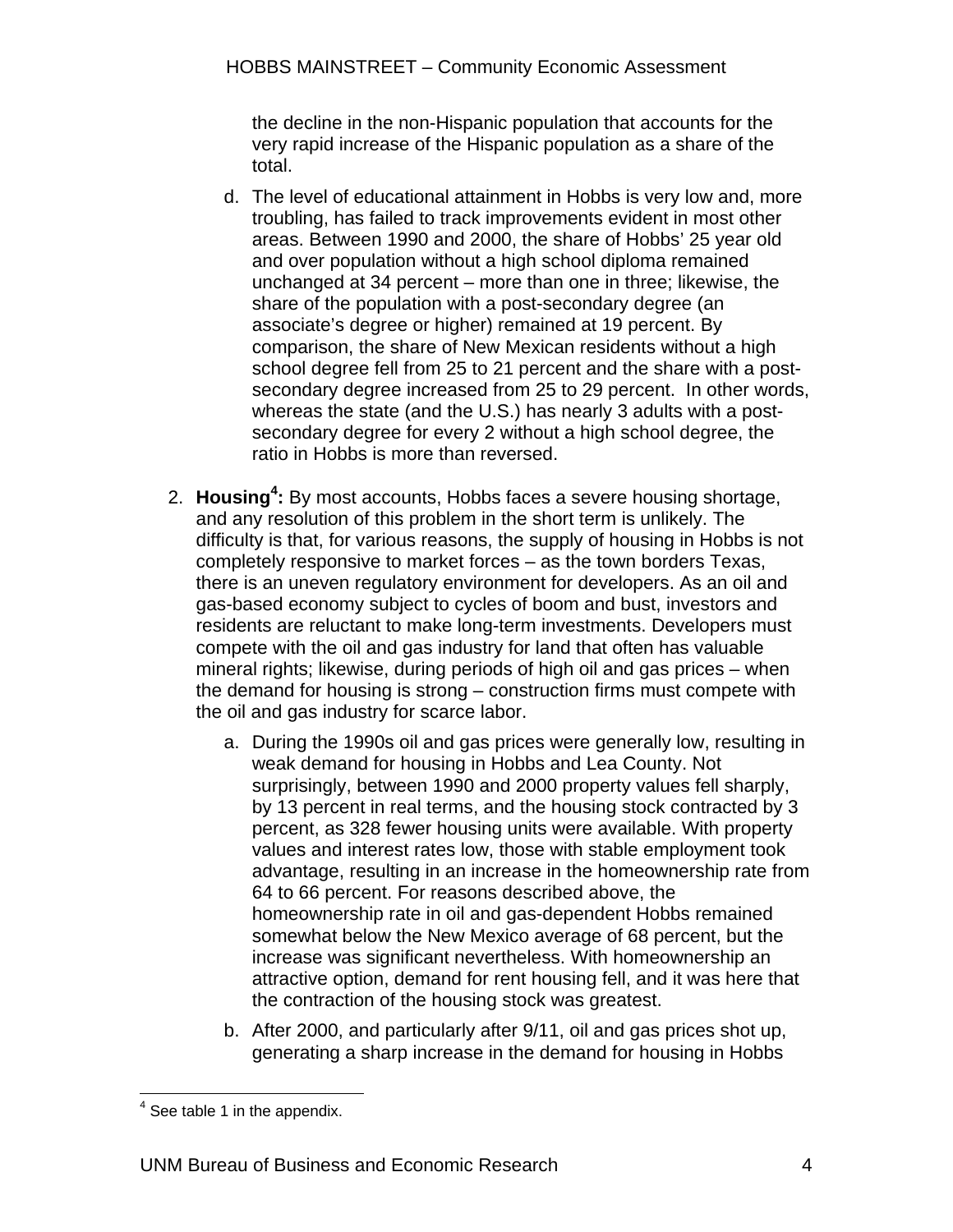the decline in the non-Hispanic population that accounts for the very rapid increase of the Hispanic population as a share of the total.

d. The level of educational attainment in Hobbs is very low and, more troubling, has failed to track improvements evident in most other areas. Between 1990 and 2000, the share of Hobbs' 25 year old and over population without a high school diploma remained unchanged at 34 percent – more than one in three; likewise, the share of the population with a post-secondary degree (an associate's degree or higher) remained at 19 percent. By comparison, the share of New Mexican residents without a high school degree fell from 25 to 21 percent and the share with a post-secondary degree increased from 25 to 29 percent. In other words, whereas the state (and the U.S.) has nearly 3 adults with a post-secondary degree for every 2 without a high school degree, the ratio in Hobbs is more than reversed.

2. **Housing[4]:** By most accounts, Hobbs faces a severe housing shortage, and any resolution of this problem in the short term is unlikely. The difficulty is that, for various reasons, the supply of housing in Hobbs is not completely responsive to market forces – as the town borders Texas, there is an uneven regulatory environment for developers. As an oil and gas-based economy subject to cycles of boom and bust, investors and residents are reluctant to make long-term investments. Developers must compete with the oil and gas industry for land that often has valuable mineral rights; likewise, during periods of high oil and gas prices – when the demand for housing is strong – construction firms must compete with the oil and gas industry for scarce labor.

   a. During the 1990s oil and gas prices were generally low, resulting in weak demand for housing in Hobbs and Lea County. Not surprisingly, between 1990 and 2000 property values fell sharply, by 13 percent in real terms, and the housing stock contracted by 3 percent, as 328 fewer housing units were available. With property values and interest rates low, those with stable employment took advantage, resulting in an increase in the homeownership rate from 64 to 66 percent. For reasons described above, the homeownership rate in oil and gas-dependent Hobbs remained somewhat below the New Mexico average of 68 percent, but the increase was significant nevertheless. With homeownership an attractive option, demand for rent housing fell, and it was here that the contraction of the housing stock was greatest.

   b. After 2000, and particularly after 9/11, oil and gas prices shot up, generating a sharp increase in the demand for housing in Hobbs

[4] See table 1 in the appendix.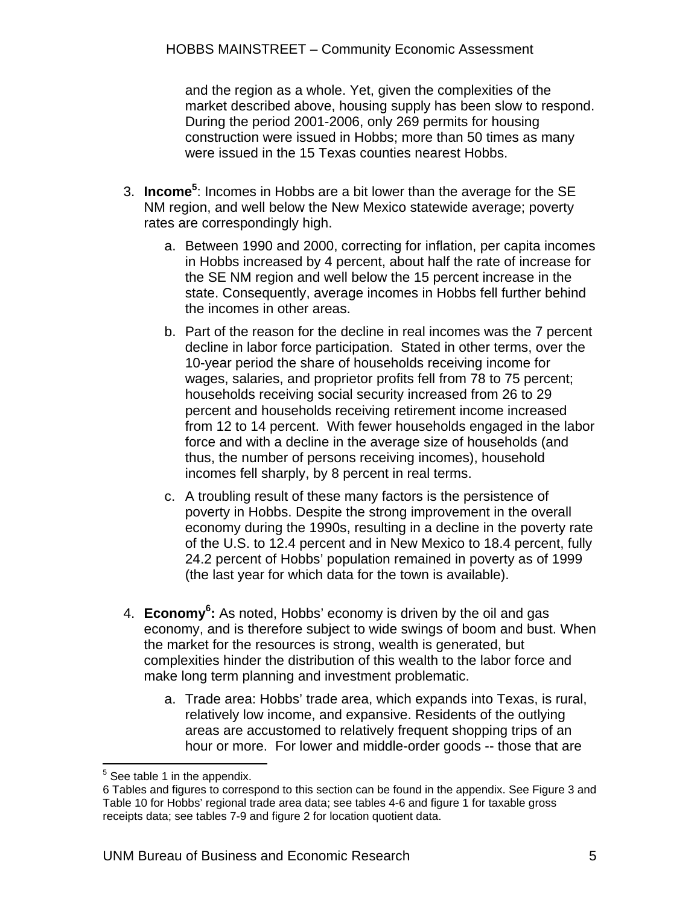and the region as a whole. Yet, given the complexities of the market described above, housing supply has been slow to respond. During the period 2001-2006, only 269 permits for housing construction were issued in Hobbs; more than 50 times as many were issued in the 15 Texas counties nearest Hobbs.

3. **Income**[5]: Incomes in Hobbs are a bit lower than the average for the SE NM region, and well below the New Mexico statewide average; poverty rates are correspondingly high.

   a. Between 1990 and 2000, correcting for inflation, per capita incomes in Hobbs increased by 4 percent, about half the rate of increase for the SE NM region and well below the 15 percent increase in the state. Consequently, average incomes in Hobbs fell further behind the incomes in other areas.

   b. Part of the reason for the decline in real incomes was the 7 percent decline in labor force participation. Stated in other terms, over the 10-year period the share of households receiving income for wages, salaries, and proprietor profits fell from 78 to 75 percent; households receiving social security increased from 26 to 29 percent and households receiving retirement income increased from 12 to 14 percent. With fewer households engaged in the labor force and with a decline in the average size of households (and thus, the number of persons receiving incomes), household incomes fell sharply, by 8 percent in real terms.

   c. A troubling result of these many factors is the persistence of poverty in Hobbs. Despite the strong improvement in the overall economy during the 1990s, resulting in a decline in the poverty rate of the U.S. to 12.4 percent and in New Mexico to 18.4 percent, fully 24.2 percent of Hobbs' population remained in poverty as of 1999 (the last year for which data for the town is available).

4. **Economy[6]:** As noted, Hobbs' economy is driven by the oil and gas economy, and is therefore subject to wide swings of boom and bust. When the market for the resources is strong, wealth is generated, but complexities hinder the distribution of this wealth to the labor force and make long term planning and investment problematic.

   a. Trade area: Hobbs' trade area, which expands into Texas, is rural, relatively low income, and expansive. Residents of the outlying areas are accustomed to relatively frequent shopping trips of an hour or more. For lower and middle-order goods -- those that are

---

[5] See table 1 in the appendix.

6 Tables and figures to correspond to this section can be found in the appendix. See Figure 3 and Table 10 for Hobbs' regional trade area data; see tables 4-6 and figure 1 for taxable gross receipts data; see tables 7-9 and figure 2 for location quotient data.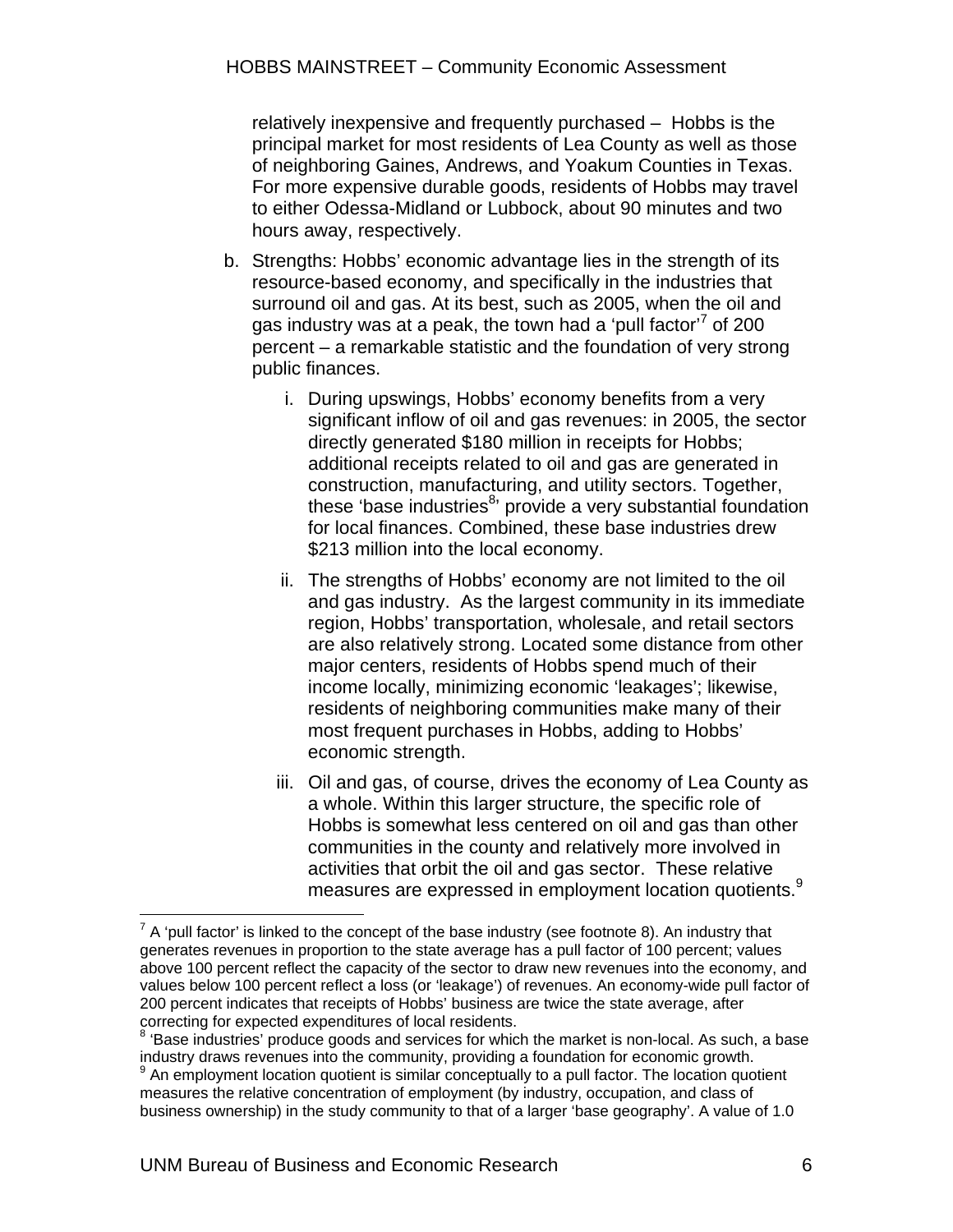relatively inexpensive and frequently purchased – Hobbs is the principal market for most residents of Lea County as well as those of neighboring Gaines, Andrews, and Yoakum Counties in Texas. For more expensive durable goods, residents of Hobbs may travel to either Odessa-Midland or Lubbock, about 90 minutes and two hours away, respectively.

b. Strengths: Hobbs' economic advantage lies in the strength of its resource-based economy, and specifically in the industries that surround oil and gas. At its best, such as 2005, when the oil and gas industry was at a peak, the town had a 'pull factor'[7] of 200 percent – a remarkable statistic and the foundation of very strong public finances.

   i. During upswings, Hobbs' economy benefits from a very significant inflow of oil and gas revenues: in 2005, the sector directly generated $180 million in receipts for Hobbs; additional receipts related to oil and gas are generated in construction, manufacturing, and utility sectors. Together, these 'base industries[8]' provide a very substantial foundation for local finances. Combined, these base industries drew $213 million into the local economy.

   ii. The strengths of Hobbs' economy are not limited to the oil and gas industry. As the largest community in its immediate region, Hobbs' transportation, wholesale, and retail sectors are also relatively strong. Located some distance from other major centers, residents of Hobbs spend much of their income locally, minimizing economic 'leakages'; likewise, residents of neighboring communities make many of their most frequent purchases in Hobbs, adding to Hobbs' economic strength.

   iii. Oil and gas, of course, drives the economy of Lea County as a whole. Within this larger structure, the specific role of Hobbs is somewhat less centered on oil and gas than other communities in the county and relatively more involved in activities that orbit the oil and gas sector. These relative measures are expressed in employment location quotients.[9]

---

[7] A 'pull factor' is linked to the concept of the base industry (see footnote 8). An industry that generates revenues in proportion to the state average has a pull factor of 100 percent; values above 100 percent reflect the capacity of the sector to draw new revenues into the economy, and values below 100 percent reflect a loss (or 'leakage') of revenues. An economy-wide pull factor of 200 percent indicates that receipts of Hobbs' business are twice the state average, after correcting for expected expenditures of local residents.

[8] 'Base industries' produce goods and services for which the market is non-local. As such, a base industry draws revenues into the community, providing a foundation for economic growth.

[9] An employment location quotient is similar conceptually to a pull factor. The location quotient measures the relative concentration of employment (by industry, occupation, and class of business ownership) in the study community to that of a larger 'base geography'. A value of 1.0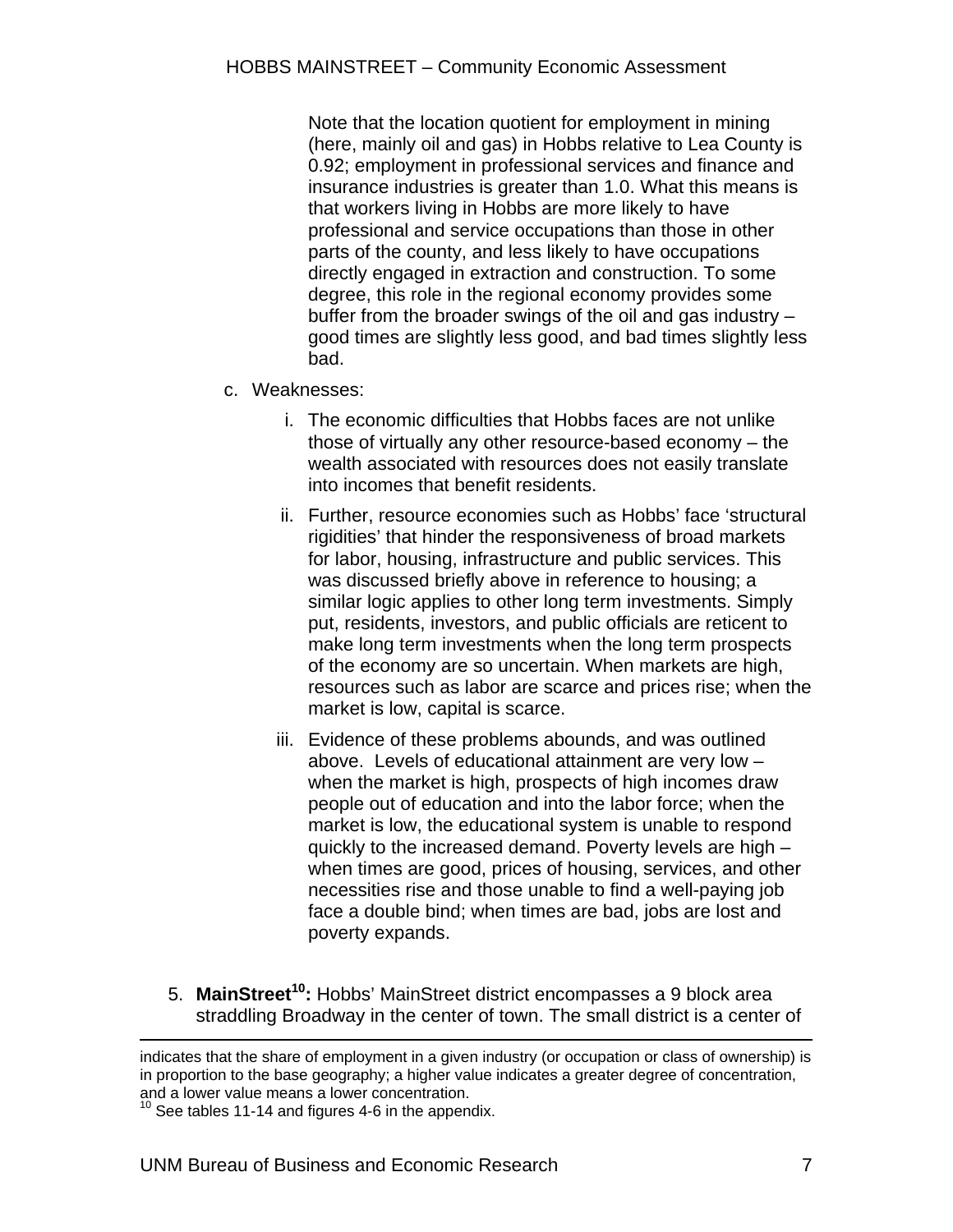Note that the location quotient for employment in mining (here, mainly oil and gas) in Hobbs relative to Lea County is 0.92; employment in professional services and finance and insurance industries is greater than 1.0. What this means is that workers living in Hobbs are more likely to have professional and service occupations than those in other parts of the county, and less likely to have occupations directly engaged in extraction and construction. To some degree, this role in the regional economy provides some buffer from the broader swings of the oil and gas industry – good times are slightly less good, and bad times slightly less bad.

c. Weaknesses:

   i. The economic difficulties that Hobbs faces are not unlike those of virtually any other resource-based economy – the wealth associated with resources does not easily translate into incomes that benefit residents.

   ii. Further, resource economies such as Hobbs' face 'structural rigidities' that hinder the responsiveness of broad markets for labor, housing, infrastructure and public services. This was discussed briefly above in reference to housing; a similar logic applies to other long term investments. Simply put, residents, investors, and public officials are reticent to make long term investments when the long term prospects of the economy are so uncertain. When markets are high, resources such as labor are scarce and prices rise; when the market is low, capital is scarce.

   iii. Evidence of these problems abounds, and was outlined above. Levels of educational attainment are very low – when the market is high, prospects of high incomes draw people out of education and into the labor force; when the market is low, the educational system is unable to respond quickly to the increased demand. Poverty levels are high – when times are good, prices of housing, services, and other necessities rise and those unable to find a well-paying job face a double bind; when times are bad, jobs are lost and poverty expands.

5. **MainStreet[10]:** Hobbs' MainStreet district encompasses a 9 block area straddling Broadway in the center of town. The small district is a center of

---

indicates that the share of employment in a given industry (or occupation or class of ownership) is in proportion to the base geography; a higher value indicates a greater degree of concentration, and a lower value means a lower concentration.

[10] See tables 11-14 and figures 4-6 in the appendix.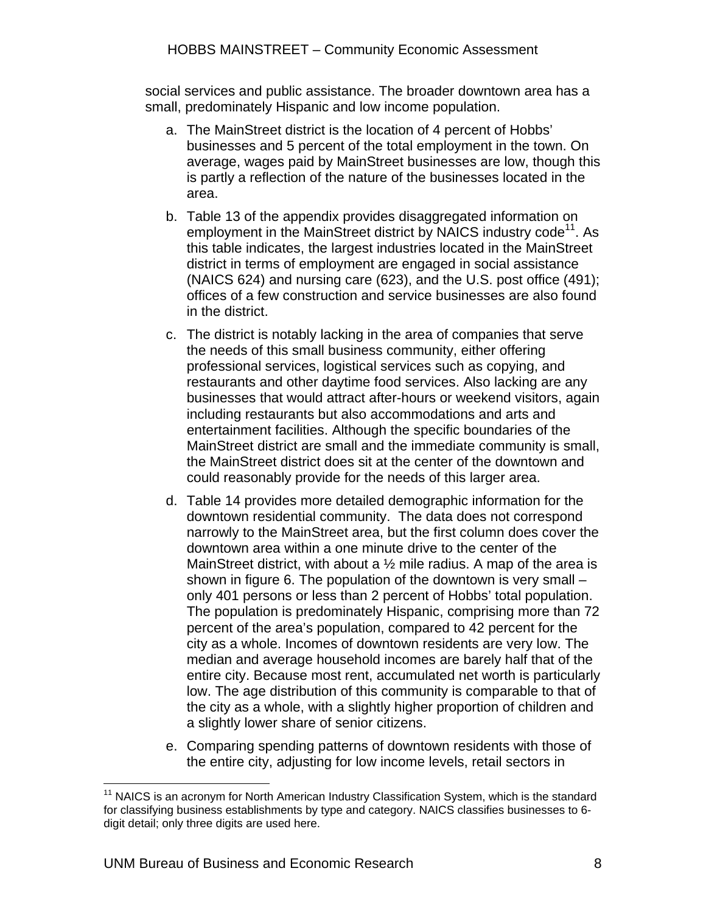social services and public assistance. The broader downtown area has a small, predominately Hispanic and low income population.

a. The MainStreet district is the location of 4 percent of Hobbs' businesses and 5 percent of the total employment in the town. On average, wages paid by MainStreet businesses are low, though this is partly a reflection of the nature of the businesses located in the area.

b. Table 13 of the appendix provides disaggregated information on employment in the MainStreet district by NAICS industry code[11]. As this table indicates, the largest industries located in the MainStreet district in terms of employment are engaged in social assistance (NAICS 624) and nursing care (623), and the U.S. post office (491); offices of a few construction and service businesses are also found in the district.

c. The district is notably lacking in the area of companies that serve the needs of this small business community, either offering professional services, logistical services such as copying, and restaurants and other daytime food services. Also lacking are any businesses that would attract after-hours or weekend visitors, again including restaurants but also accommodations and arts and entertainment facilities. Although the specific boundaries of the MainStreet district are small and the immediate community is small, the MainStreet district does sit at the center of the downtown and could reasonably provide for the needs of this larger area.

d. Table 14 provides more detailed demographic information for the downtown residential community. The data does not correspond narrowly to the MainStreet area, but the first column does cover the downtown area within a one minute drive to the center of the MainStreet district, with about a ½ mile radius. A map of the area is shown in figure 6. The population of the downtown is very small – only 401 persons or less than 2 percent of Hobbs' total population. The population is predominately Hispanic, comprising more than 72 percent of the area's population, compared to 42 percent for the city as a whole. Incomes of downtown residents are very low. The median and average household incomes are barely half that of the entire city. Because most rent, accumulated net worth is particularly low. The age distribution of this community is comparable to that of the city as a whole, with a slightly higher proportion of children and a slightly lower share of senior citizens.

e. Comparing spending patterns of downtown residents with those of the entire city, adjusting for low income levels, retail sectors in

[11] NAICS is an acronym for North American Industry Classification System, which is the standard for classifying business establishments by type and category. NAICS classifies businesses to 6-digit detail; only three digits are used here.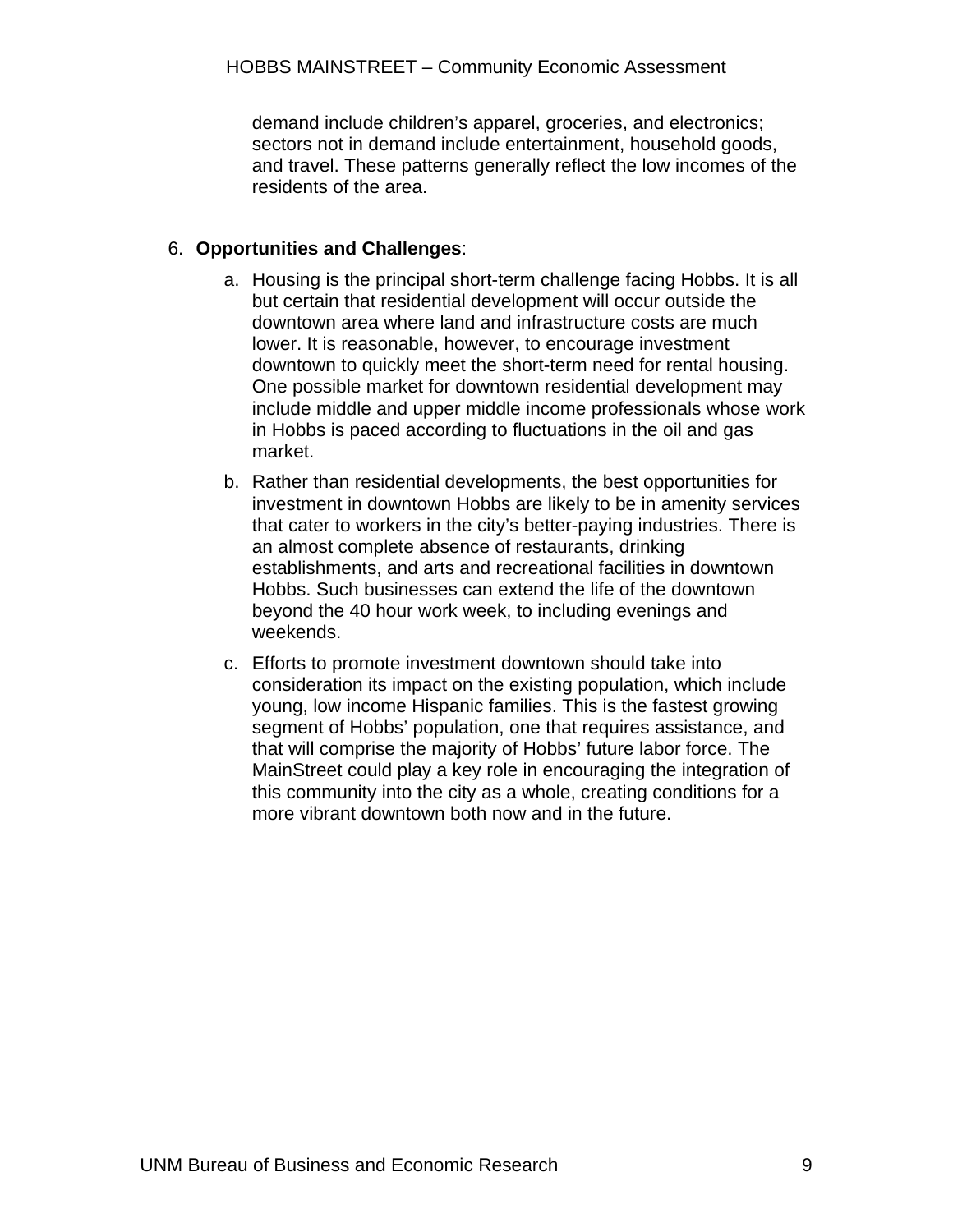demand include children's apparel, groceries, and electronics; sectors not in demand include entertainment, household goods, and travel. These patterns generally reflect the low incomes of the residents of the area.

6. **Opportunities and Challenges**:

    a. Housing is the principal short-term challenge facing Hobbs. It is all but certain that residential development will occur outside the downtown area where land and infrastructure costs are much lower. It is reasonable, however, to encourage investment downtown to quickly meet the short-term need for rental housing. One possible market for downtown residential development may include middle and upper middle income professionals whose work in Hobbs is paced according to fluctuations in the oil and gas market.

    b. Rather than residential developments, the best opportunities for investment in downtown Hobbs are likely to be in amenity services that cater to workers in the city's better-paying industries. There is an almost complete absence of restaurants, drinking establishments, and arts and recreational facilities in downtown Hobbs. Such businesses can extend the life of the downtown beyond the 40 hour work week, to including evenings and weekends.

    c. Efforts to promote investment downtown should take into consideration its impact on the existing population, which include young, low income Hispanic families. This is the fastest growing segment of Hobbs' population, one that requires assistance, and that will comprise the majority of Hobbs' future labor force. The MainStreet could play a key role in encouraging the integration of this community into the city as a whole, creating conditions for a more vibrant downtown both now and in the future.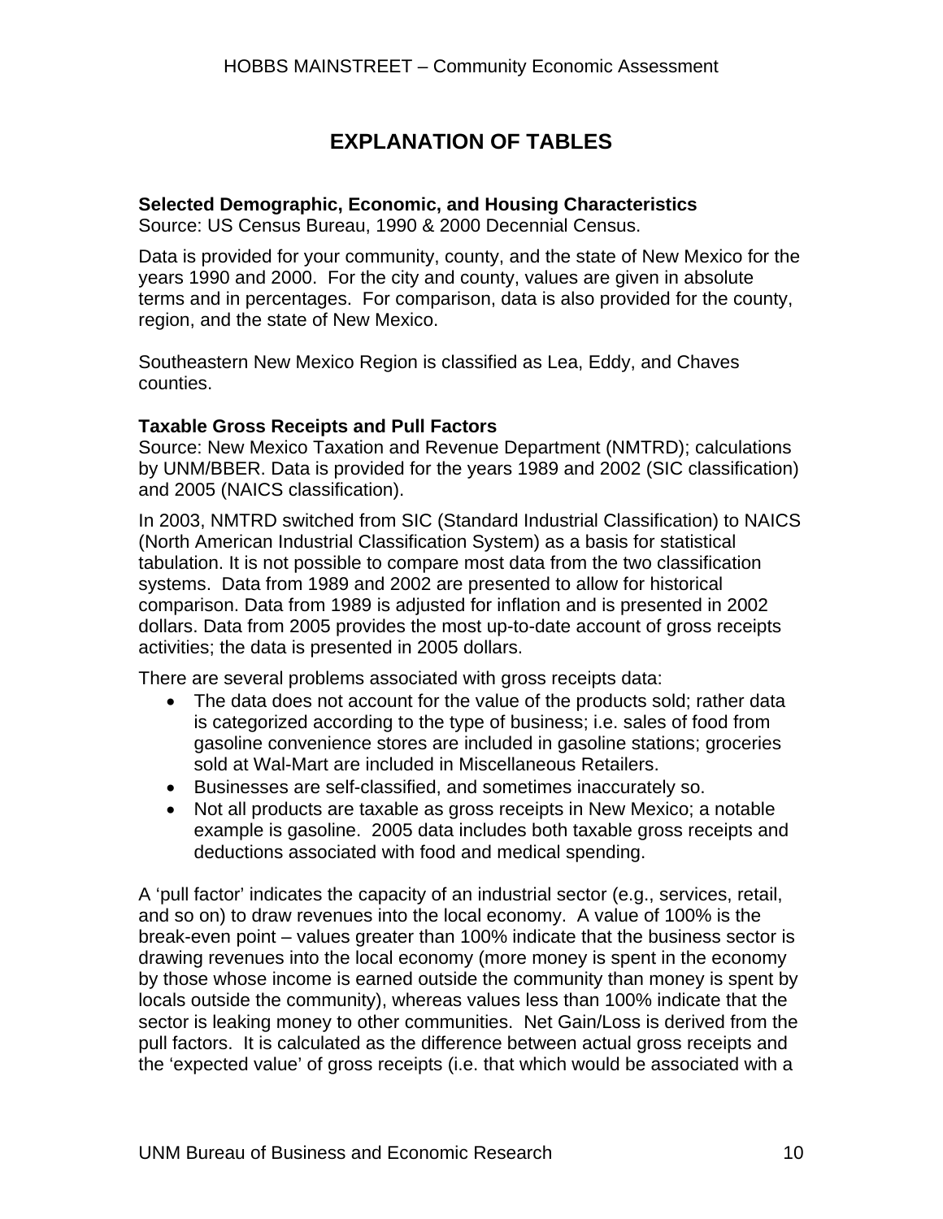# EXPLANATION OF TABLES

**Selected Demographic, Economic, and Housing Characteristics**
Source: US Census Bureau, 1990 & 2000 Decennial Census.

Data is provided for your community, county, and the state of New Mexico for the years 1990 and 2000. For the city and county, values are given in absolute terms and in percentages. For comparison, data is also provided for the county, region, and the state of New Mexico.

Southeastern New Mexico Region is classified as Lea, Eddy, and Chaves counties.

**Taxable Gross Receipts and Pull Factors**
Source: New Mexico Taxation and Revenue Department (NMTRD); calculations by UNM/BBER. Data is provided for the years 1989 and 2002 (SIC classification) and 2005 (NAICS classification).

In 2003, NMTRD switched from SIC (Standard Industrial Classification) to NAICS (North American Industrial Classification System) as a basis for statistical tabulation. It is not possible to compare most data from the two classification systems. Data from 1989 and 2002 are presented to allow for historical comparison. Data from 1989 is adjusted for inflation and is presented in 2002 dollars. Data from 2005 provides the most up-to-date account of gross receipts activities; the data is presented in 2005 dollars.

There are several problems associated with gross receipts data:

- The data does not account for the value of the products sold; rather data is categorized according to the type of business; i.e. sales of food from gasoline convenience stores are included in gasoline stations; groceries sold at Wal-Mart are included in Miscellaneous Retailers.
- Businesses are self-classified, and sometimes inaccurately so.
- Not all products are taxable as gross receipts in New Mexico; a notable example is gasoline. 2005 data includes both taxable gross receipts and deductions associated with food and medical spending.

A 'pull factor' indicates the capacity of an industrial sector (e.g., services, retail, and so on) to draw revenues into the local economy. A value of 100% is the break-even point – values greater than 100% indicate that the business sector is drawing revenues into the local economy (more money is spent in the economy by those whose income is earned outside the community than money is spent by locals outside the community), whereas values less than 100% indicate that the sector is leaking money to other communities. Net Gain/Loss is derived from the pull factors. It is calculated as the difference between actual gross receipts and the 'expected value' of gross receipts (i.e. that which would be associated with a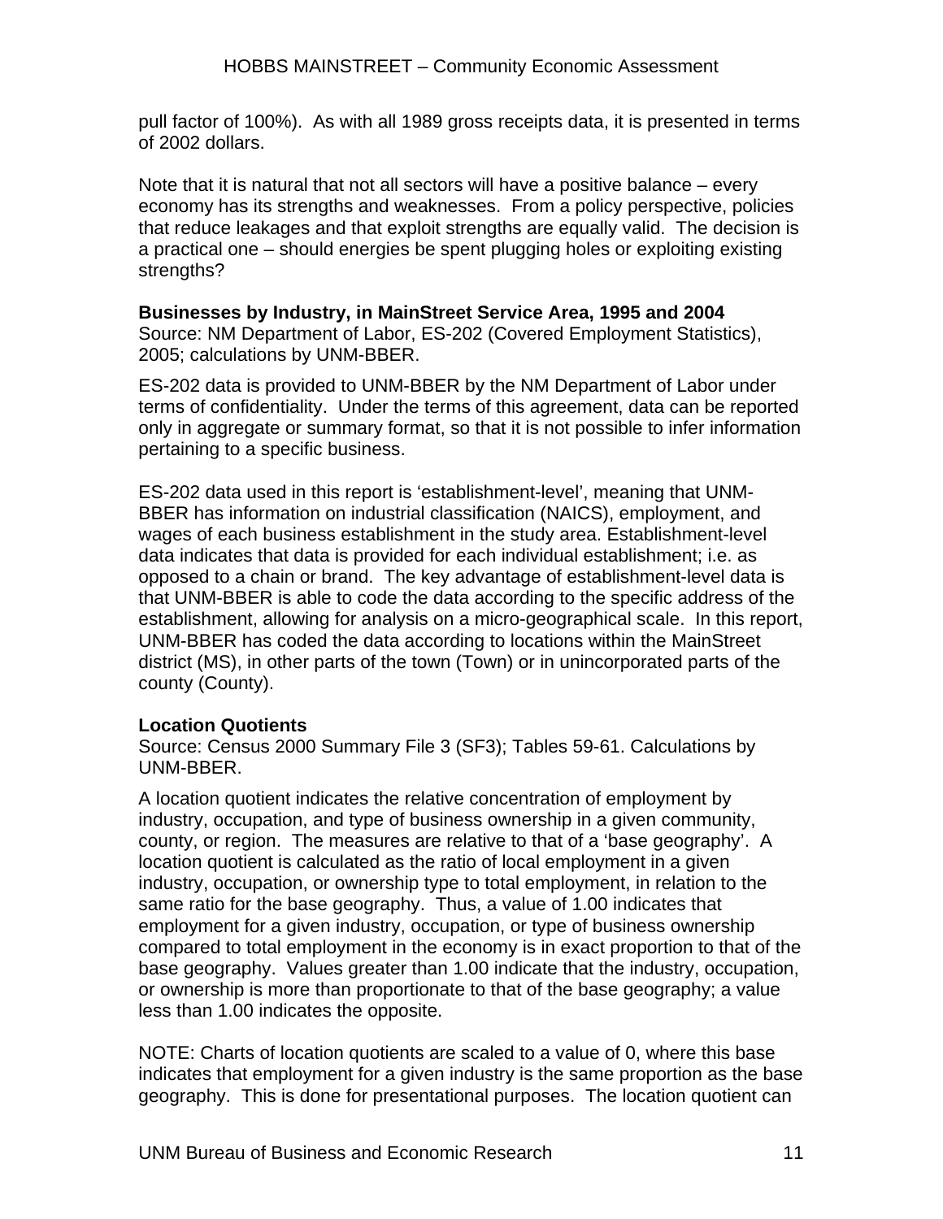pull factor of 100%). As with all 1989 gross receipts data, it is presented in terms of 2002 dollars.

Note that it is natural that not all sectors will have a positive balance – every economy has its strengths and weaknesses. From a policy perspective, policies that reduce leakages and that exploit strengths are equally valid. The decision is a practical one – should energies be spent plugging holes or exploiting existing strengths?

**Businesses by Industry, in MainStreet Service Area, 1995 and 2004**
Source: NM Department of Labor, ES-202 (Covered Employment Statistics), 2005; calculations by UNM-BBER.

ES-202 data is provided to UNM-BBER by the NM Department of Labor under terms of confidentiality. Under the terms of this agreement, data can be reported only in aggregate or summary format, so that it is not possible to infer information pertaining to a specific business.

ES-202 data used in this report is 'establishment-level', meaning that UNM-BBER has information on industrial classification (NAICS), employment, and wages of each business establishment in the study area. Establishment-level data indicates that data is provided for each individual establishment; i.e. as opposed to a chain or brand. The key advantage of establishment-level data is that UNM-BBER is able to code the data according to the specific address of the establishment, allowing for analysis on a micro-geographical scale. In this report, UNM-BBER has coded the data according to locations within the MainStreet district (MS), in other parts of the town (Town) or in unincorporated parts of the county (County).

**Location Quotients**
Source: Census 2000 Summary File 3 (SF3); Tables 59-61. Calculations by UNM-BBER.

A location quotient indicates the relative concentration of employment by industry, occupation, and type of business ownership in a given community, county, or region. The measures are relative to that of a 'base geography'. A location quotient is calculated as the ratio of local employment in a given industry, occupation, or ownership type to total employment, in relation to the same ratio for the base geography. Thus, a value of 1.00 indicates that employment for a given industry, occupation, or type of business ownership compared to total employment in the economy is in exact proportion to that of the base geography. Values greater than 1.00 indicate that the industry, occupation, or ownership is more than proportionate to that of the base geography; a value less than 1.00 indicates the opposite.

NOTE: Charts of location quotients are scaled to a value of 0, where this base indicates that employment for a given industry is the same proportion as the base geography. This is done for presentational purposes. The location quotient can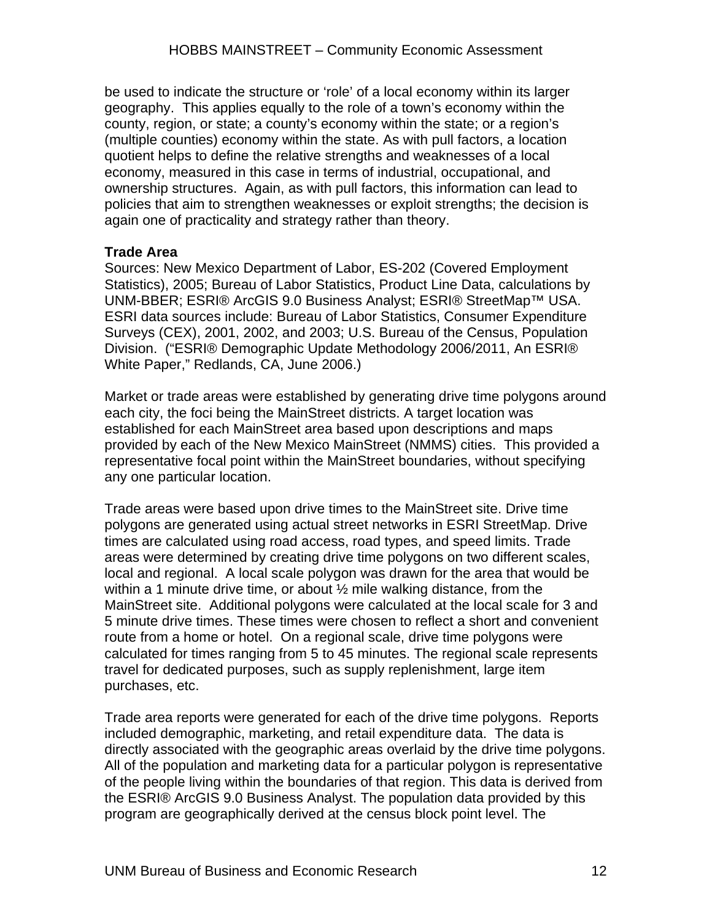be used to indicate the structure or 'role' of a local economy within its larger geography. This applies equally to the role of a town's economy within the county, region, or state; a county's economy within the state; or a region's (multiple counties) economy within the state. As with pull factors, a location quotient helps to define the relative strengths and weaknesses of a local economy, measured in this case in terms of industrial, occupational, and ownership structures. Again, as with pull factors, this information can lead to policies that aim to strengthen weaknesses or exploit strengths; the decision is again one of practicality and strategy rather than theory.

**Trade Area**

Sources: New Mexico Department of Labor, ES-202 (Covered Employment Statistics), 2005; Bureau of Labor Statistics, Product Line Data, calculations by UNM-BBER; ESRI® ArcGIS 9.0 Business Analyst; ESRI® StreetMap™ USA. ESRI data sources include: Bureau of Labor Statistics, Consumer Expenditure Surveys (CEX), 2001, 2002, and 2003; U.S. Bureau of the Census, Population Division. ("ESRI® Demographic Update Methodology 2006/2011, An ESRI® White Paper," Redlands, CA, June 2006.)

Market or trade areas were established by generating drive time polygons around each city, the foci being the MainStreet districts. A target location was established for each MainStreet area based upon descriptions and maps provided by each of the New Mexico MainStreet (NMMS) cities. This provided a representative focal point within the MainStreet boundaries, without specifying any one particular location.

Trade areas were based upon drive times to the MainStreet site. Drive time polygons are generated using actual street networks in ESRI StreetMap. Drive times are calculated using road access, road types, and speed limits. Trade areas were determined by creating drive time polygons on two different scales, local and regional. A local scale polygon was drawn for the area that would be within a 1 minute drive time, or about ½ mile walking distance, from the MainStreet site. Additional polygons were calculated at the local scale for 3 and 5 minute drive times. These times were chosen to reflect a short and convenient route from a home or hotel. On a regional scale, drive time polygons were calculated for times ranging from 5 to 45 minutes. The regional scale represents travel for dedicated purposes, such as supply replenishment, large item purchases, etc.

Trade area reports were generated for each of the drive time polygons. Reports included demographic, marketing, and retail expenditure data. The data is directly associated with the geographic areas overlaid by the drive time polygons. All of the population and marketing data for a particular polygon is representative of the people living within the boundaries of that region. This data is derived from the ESRI® ArcGIS 9.0 Business Analyst. The population data provided by this program are geographically derived at the census block point level. The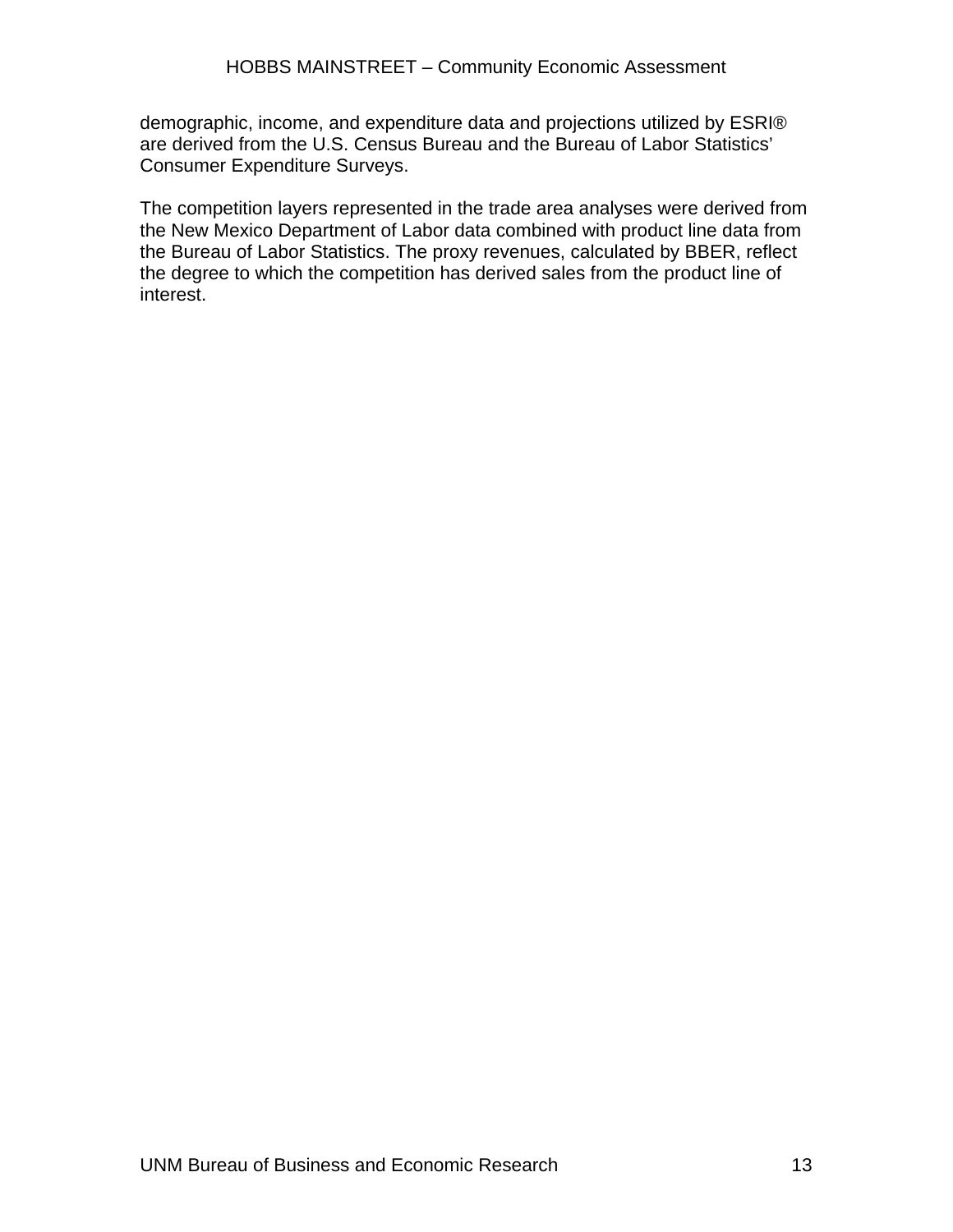demographic, income, and expenditure data and projections utilized by ESRI® are derived from the U.S. Census Bureau and the Bureau of Labor Statistics' Consumer Expenditure Surveys.

The competition layers represented in the trade area analyses were derived from the New Mexico Department of Labor data combined with product line data from the Bureau of Labor Statistics. The proxy revenues, calculated by BBER, reflect the degree to which the competition has derived sales from the product line of interest.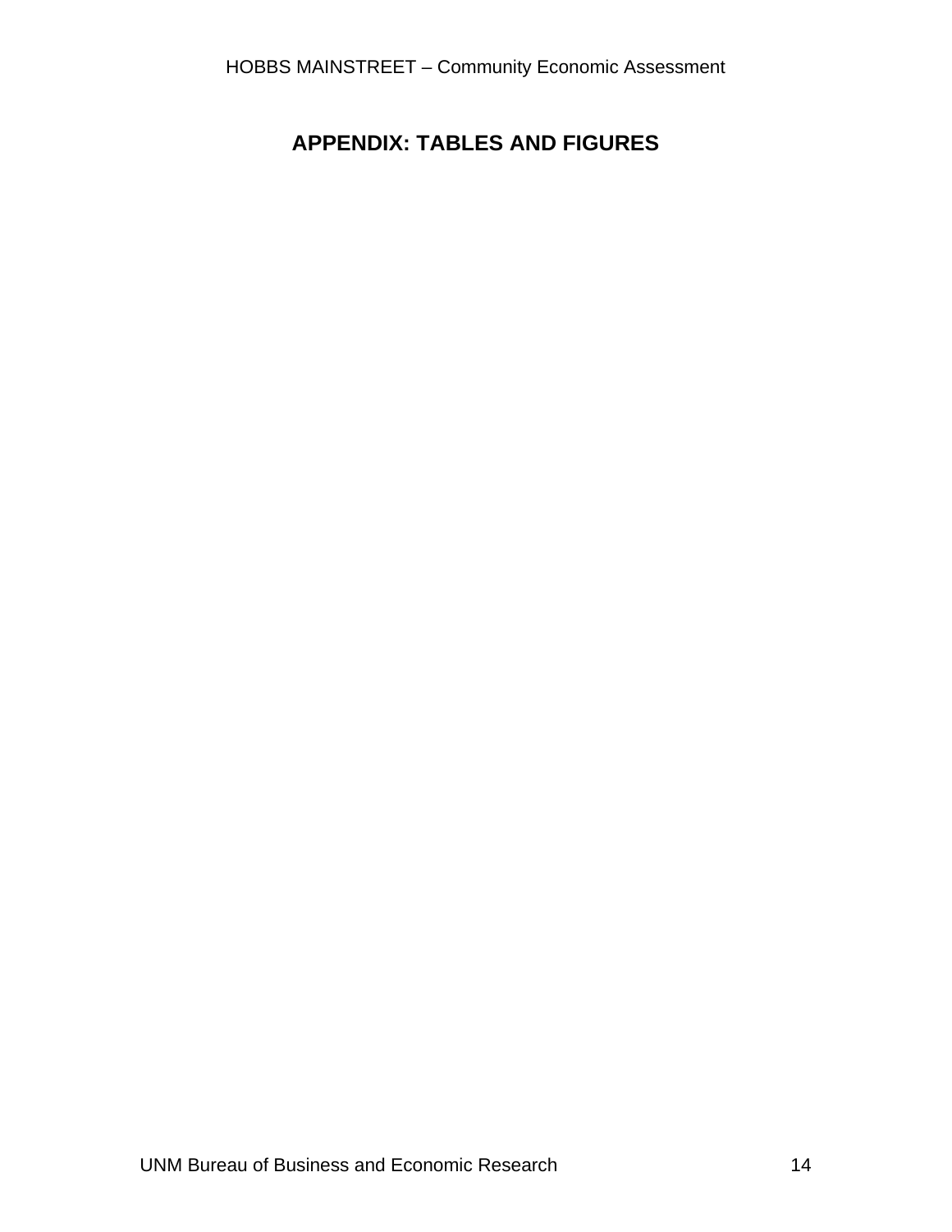# APPENDIX: TABLES AND FIGURES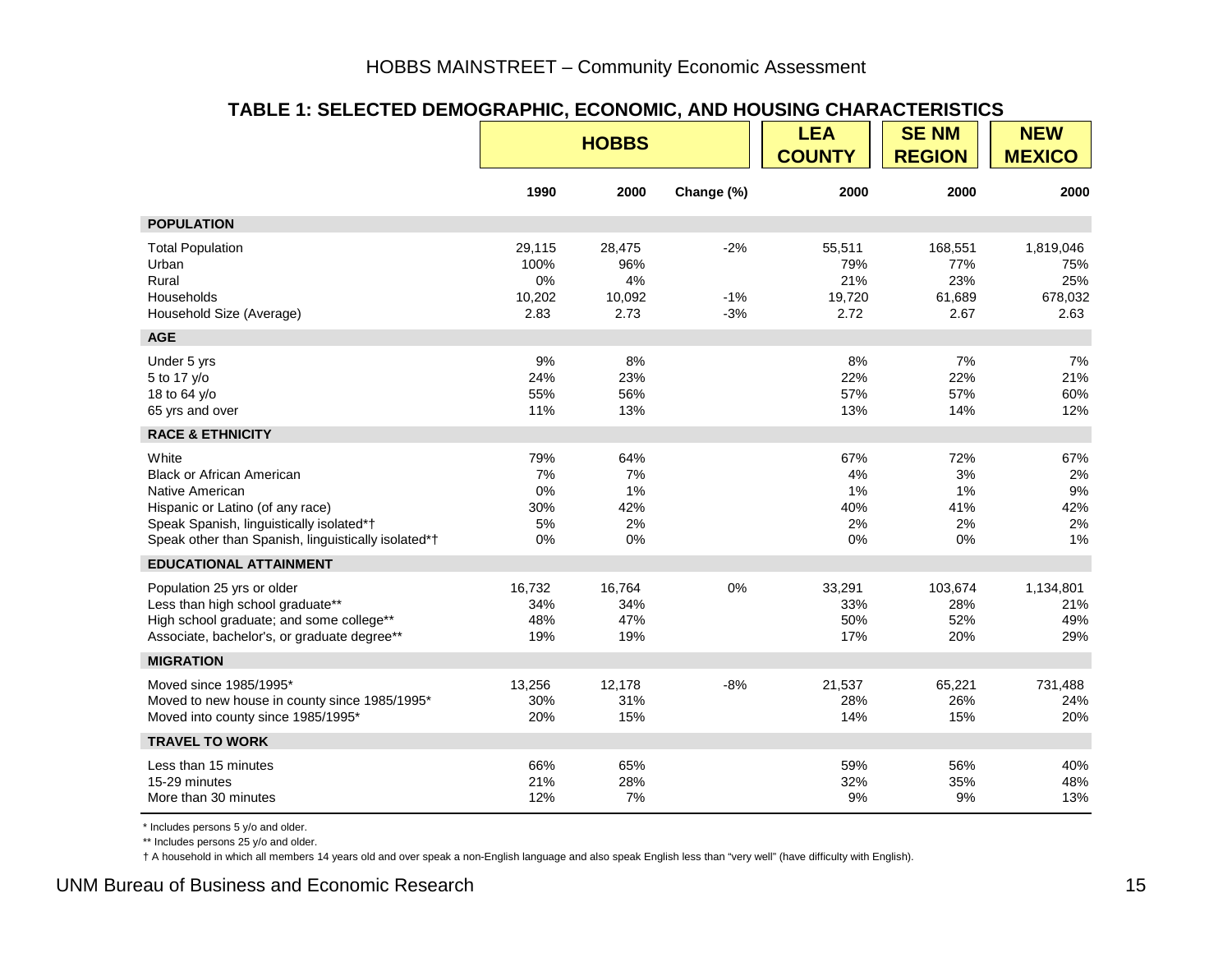## TABLE 1: SELECTED DEMOGRAPHIC, ECONOMIC, AND HOUSING CHARACTERISTICS

| | HOBBS | | | LEA COUNTY | SE NM REGION | NEW MEXICO |
|---|---|---|---|---|---|---|
| | 1990 | 2000 | Change (%) | 2000 | 2000 | 2000 |
| **POPULATION** | | | | | | |
| Total Population | 29,115 | 28,475 | -2% | 55,511 | 168,551 | 1,819,046 |
| Urban | 100% | 96% | | 79% | 77% | 75% |
| Rural | 0% | 4% | | 21% | 23% | 25% |
| Households | 10,202 | 10,092 | -1% | 19,720 | 61,689 | 678,032 |
| Household Size (Average) | 2.83 | 2.73 | -3% | 2.72 | 2.67 | 2.63 |
| **AGE** | | | | | | |
| Under 5 yrs | 9% | 8% | | 8% | 7% | 7% |
| 5 to 17 y/o | 24% | 23% | | 22% | 22% | 21% |
| 18 to 64 y/o | 55% | 56% | | 57% | 57% | 60% |
| 65 yrs and over | 11% | 13% | | 13% | 14% | 12% |
| **RACE & ETHNICITY** | | | | | | |
| White | 79% | 64% | | 67% | 72% | 67% |
| Black or African American | 7% | 7% | | 4% | 3% | 2% |
| Native American | 0% | 1% | | 1% | 1% | 9% |
| Hispanic or Latino (of any race) | 30% | 42% | | 40% | 41% | 42% |
| Speak Spanish, linguistically isolated*† | 5% | 2% | | 2% | 2% | 2% |
| Speak other than Spanish, linguistically isolated*† | 0% | 0% | | 0% | 0% | 1% |
| **EDUCATIONAL ATTAINMENT** | | | | | | |
| Population 25 yrs or older | 16,732 | 16,764 | 0% | 33,291 | 103,674 | 1,134,801 |
| Less than high school graduate** | 34% | 34% | | 33% | 28% | 21% |
| High school graduate; and some college** | 48% | 47% | | 50% | 52% | 49% |
| Associate, bachelor's, or graduate degree** | 19% | 19% | | 17% | 20% | 29% |
| **MIGRATION** | | | | | | |
| Moved since 1985/1995* | 13,256 | 12,178 | -8% | 21,537 | 65,221 | 731,488 |
| Moved to new house in county since 1985/1995* | 30% | 31% | | 28% | 26% | 24% |
| Moved into county since 1985/1995* | 20% | 15% | | 14% | 15% | 20% |
| **TRAVEL TO WORK** | | | | | | |
| Less than 15 minutes | 66% | 65% | | 59% | 56% | 40% |
| 15-29 minutes | 21% | 28% | | 32% | 35% | 48% |
| More than 30 minutes | 12% | 7% | | 9% | 9% | 13% |

\* Includes persons 5 y/o and older.

** Includes persons 25 y/o and older.

† A household in which all members 14 years old and over speak a non-English language and also speak English less than "very well" (have difficulty with English).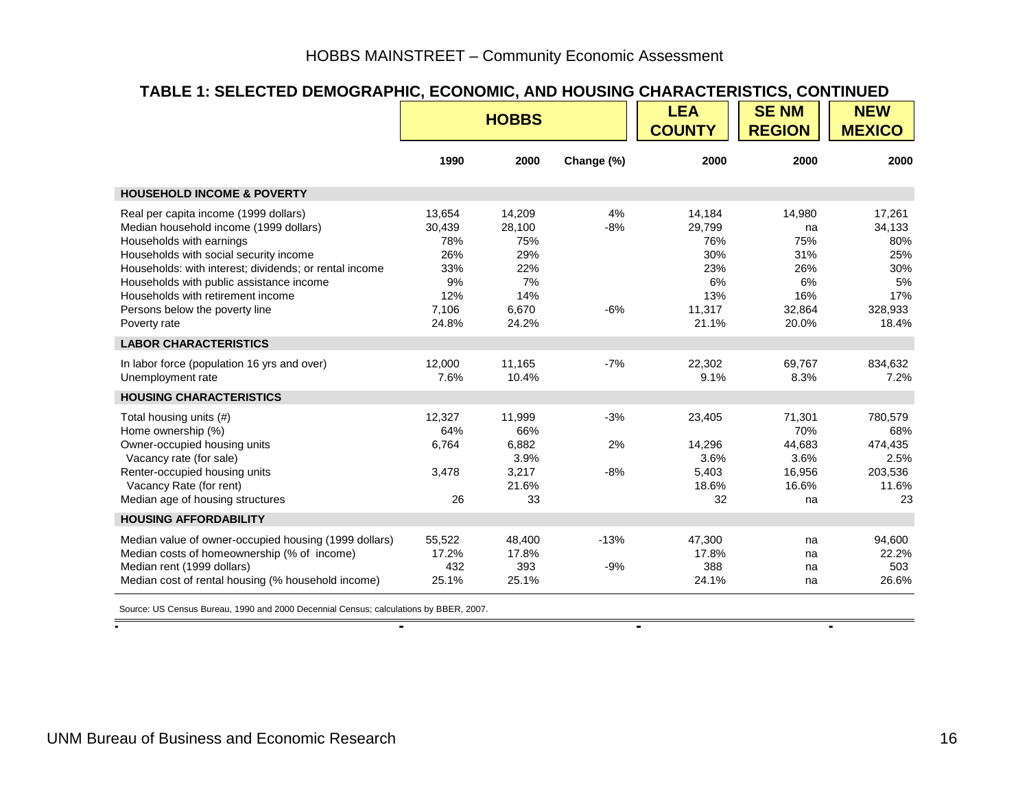## TABLE 1: SELECTED DEMOGRAPHIC, ECONOMIC, AND HOUSING CHARACTERISTICS, CONTINUED

| | HOBBS | | | LEA COUNTY | SE NM REGION | NEW MEXICO |
|---|---|---|---|---|---|---|
| | 1990 | 2000 | Change (%) | 2000 | 2000 | 2000 |
| **HOUSEHOLD INCOME & POVERTY** | | | | | | |
| Real per capita income (1999 dollars) | 13,654 | 14,209 | 4% | 14,184 | 14,980 | 17,261 |
| Median household income (1999 dollars) | 30,439 | 28,100 | -8% | 29,799 | na | 34,133 |
| Households with earnings | 78% | 75% | | 76% | 75% | 80% |
| Households with social security income | 26% | 29% | | 30% | 31% | 25% |
| Households: with interest; dividends; or rental income | 33% | 22% | | 23% | 26% | 30% |
| Households with public assistance income | 9% | 7% | | 6% | 6% | 5% |
| Households with retirement income | 12% | 14% | | 13% | 16% | 17% |
| Persons below the poverty line | 7,106 | 6,670 | -6% | 11,317 | 32,864 | 328,933 |
| Poverty rate | 24.8% | 24.2% | | 21.1% | 20.0% | 18.4% |
| **LABOR CHARACTERISTICS** | | | | | | |
| In labor force (population 16 yrs and over) | 12,000 | 11,165 | -7% | 22,302 | 69,767 | 834,632 |
| Unemployment rate | 7.6% | 10.4% | | 9.1% | 8.3% | 7.2% |
| **HOUSING CHARACTERISTICS** | | | | | | |
| Total housing units (#) | 12,327 | 11,999 | -3% | 23,405 | 71,301 | 780,579 |
| Home ownership (%) | 64% | 66% | | | 70% | 68% |
| Owner-occupied housing units | 6,764 | 6,882 | 2% | 14,296 | 44,683 | 474,435 |
| Vacancy rate (for sale) | | 3.9% | | 3.6% | 3.6% | 2.5% |
| Renter-occupied housing units | 3,478 | 3,217 | -8% | 5,403 | 16,956 | 203,536 |
| Vacancy Rate (for rent) | | 21.6% | | 18.6% | 16.6% | 11.6% |
| Median age of housing structures | 26 | 33 | | 32 | na | 23 |
| **HOUSING AFFORDABILITY** | | | | | | |
| Median value of owner-occupied housing (1999 dollars) | 55,522 | 48,400 | -13% | 47,300 | na | 94,600 |
| Median costs of homeownership (% of income) | 17.2% | 17.8% | | 17.8% | na | 22.2% |
| Median rent (1999 dollars) | 432 | 393 | -9% | 388 | na | 503 |
| Median cost of rental housing (% household income) | 25.1% | 25.1% | | 24.1% | na | 26.6% |

Source: US Census Bureau, 1990 and 2000 Decennial Census; calculations by BBER, 2007.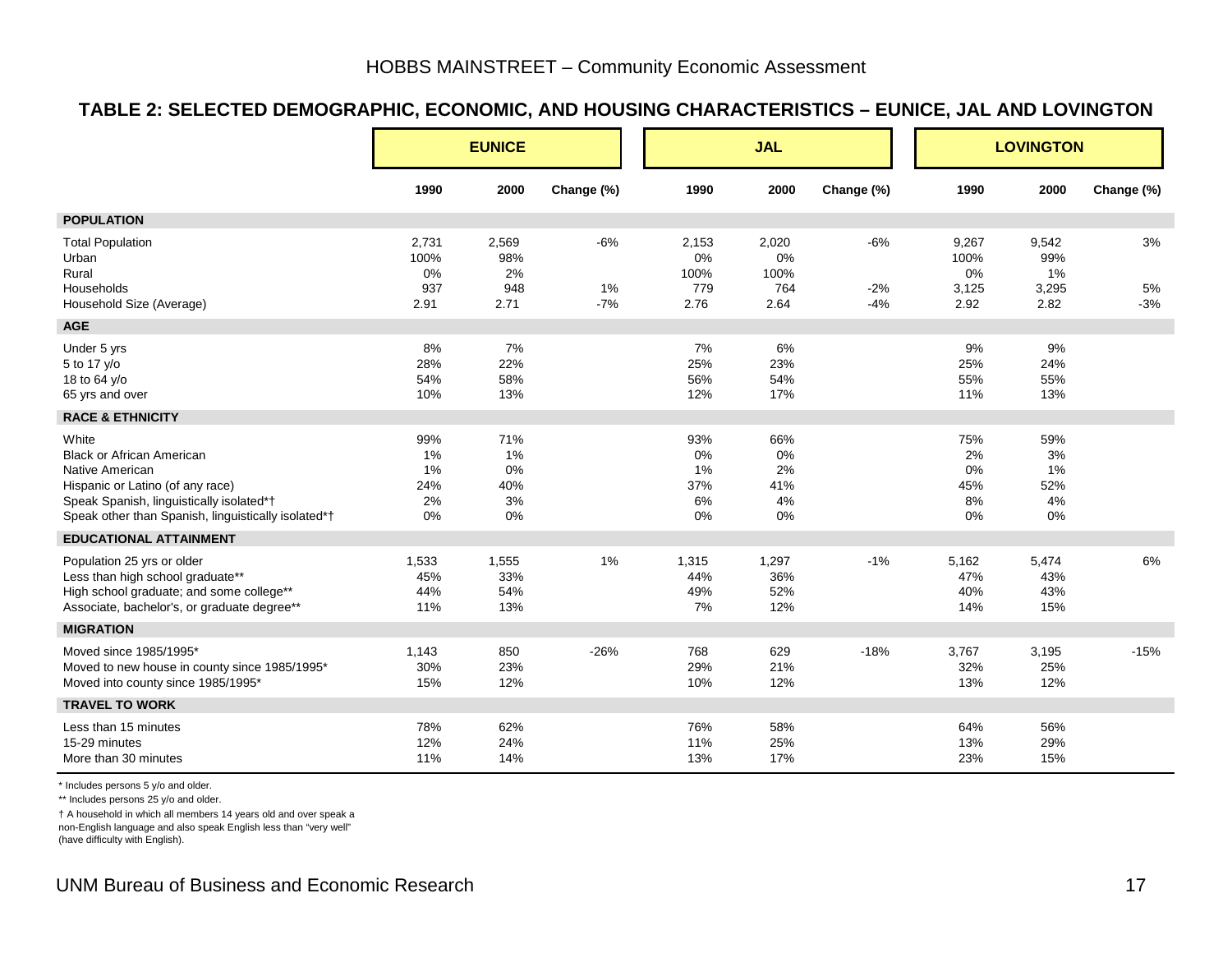## TABLE 2: SELECTED DEMOGRAPHIC, ECONOMIC, AND HOUSING CHARACTERISTICS – EUNICE, JAL AND LOVINGTON

| | EUNICE | | | JAL | | | LOVINGTON | | |
|---|---|---|---|---|---|---|---|---|---|
| | 1990 | 2000 | Change (%) | 1990 | 2000 | Change (%) | 1990 | 2000 | Change (%) |
| **POPULATION** | | | | | | | | | |
| Total Population | 2,731 | 2,569 | -6% | 2,153 | 2,020 | -6% | 9,267 | 9,542 | 3% |
| Urban | 100% | 98% | | 0% | 0% | | 100% | 99% | |
| Rural | 0% | 2% | | 100% | 100% | | 0% | 1% | |
| Households | 937 | 948 | 1% | 779 | 764 | -2% | 3,125 | 3,295 | 5% |
| Household Size (Average) | 2.91 | 2.71 | -7% | 2.76 | 2.64 | -4% | 2.92 | 2.82 | -3% |
| **AGE** | | | | | | | | | |
| Under 5 yrs | 8% | 7% | | 7% | 6% | | 9% | 9% | |
| 5 to 17 y/o | 28% | 22% | | 25% | 23% | | 25% | 24% | |
| 18 to 64 y/o | 54% | 58% | | 56% | 54% | | 55% | 55% | |
| 65 yrs and over | 10% | 13% | | 12% | 17% | | 11% | 13% | |
| **RACE & ETHNICITY** | | | | | | | | | |
| White | 99% | 71% | | 93% | 66% | | 75% | 59% | |
| Black or African American | 1% | 1% | | 0% | 0% | | 2% | 3% | |
| Native American | 1% | 0% | | 1% | 2% | | 0% | 1% | |
| Hispanic or Latino (of any race) | 24% | 40% | | 37% | 41% | | 45% | 52% | |
| Speak Spanish, linguistically isolated*† | 2% | 3% | | 6% | 4% | | 8% | 4% | |
| Speak other than Spanish, linguistically isolated*† | 0% | 0% | | 0% | 0% | | 0% | 0% | |
| **EDUCATIONAL ATTAINMENT** | | | | | | | | | |
| Population 25 yrs or older | 1,533 | 1,555 | 1% | 1,315 | 1,297 | -1% | 5,162 | 5,474 | 6% |
| Less than high school graduate** | 45% | 33% | | 44% | 36% | | 47% | 43% | |
| High school graduate; and some college** | 44% | 54% | | 49% | 52% | | 40% | 43% | |
| Associate, bachelor's, or graduate degree** | 11% | 13% | | 7% | 12% | | 14% | 15% | |
| **MIGRATION** | | | | | | | | | |
| Moved since 1985/1995* | 1,143 | 850 | -26% | 768 | 629 | -18% | 3,767 | 3,195 | -15% |
| Moved to new house in county since 1985/1995* | 30% | 23% | | 29% | 21% | | 32% | 25% | |
| Moved into county since 1985/1995* | 15% | 12% | | 10% | 12% | | 13% | 12% | |
| **TRAVEL TO WORK** | | | | | | | | | |
| Less than 15 minutes | 78% | 62% | | 76% | 58% | | 64% | 56% | |
| 15-29 minutes | 12% | 24% | | 11% | 25% | | 13% | 29% | |
| More than 30 minutes | 11% | 14% | | 13% | 17% | | 23% | 15% | |

\* Includes persons 5 y/o and older.

** Includes persons 25 y/o and older.

† A household in which all members 14 years old and over speak a non-English language and also speak English less than "very well" (have difficulty with English).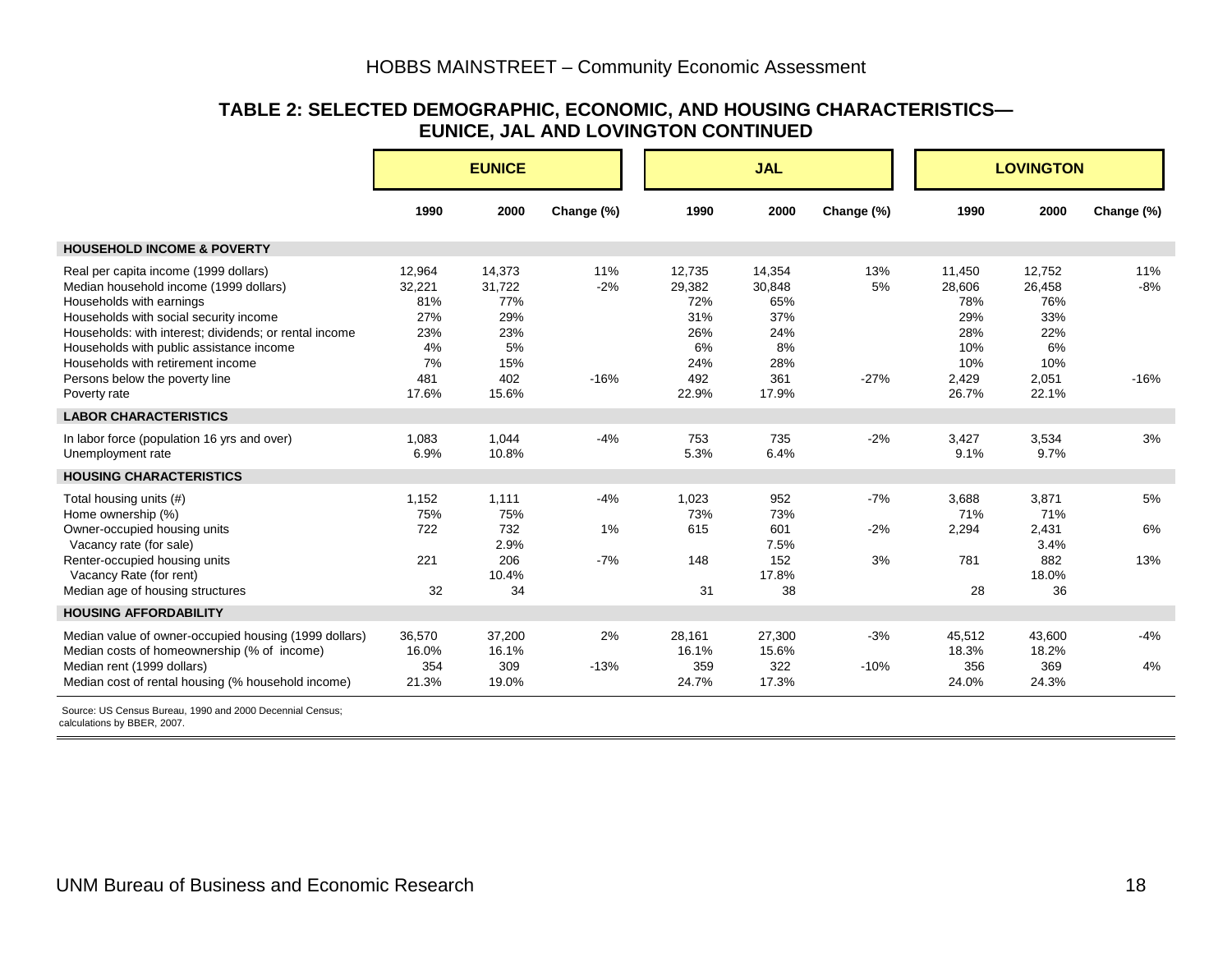## TABLE 2: SELECTED DEMOGRAPHIC, ECONOMIC, AND HOUSING CHARACTERISTICS—EUNICE, JAL AND LOVINGTON CONTINUED

| | EUNICE | | | JAL | | | LOVINGTON | | |
|---|---|---|---|---|---|---|---|---|---|
| | 1990 | 2000 | Change (%) | 1990 | 2000 | Change (%) | 1990 | 2000 | Change (%) |
| **HOUSEHOLD INCOME & POVERTY** | | | | | | | | | |
| Real per capita income (1999 dollars) | 12,964 | 14,373 | 11% | 12,735 | 14,354 | 13% | 11,450 | 12,752 | 11% |
| Median household income (1999 dollars) | 32,221 | 31,722 | -2% | 29,382 | 30,848 | 5% | 28,606 | 26,458 | -8% |
| Households with earnings | 81% | 77% | | 72% | 65% | | 78% | 76% | |
| Households with social security income | 27% | 29% | | 31% | 37% | | 29% | 33% | |
| Households: with interest; dividends; or rental income | 23% | 23% | | 26% | 24% | | 28% | 22% | |
| Households with public assistance income | 4% | 5% | | 6% | 8% | | 10% | 6% | |
| Households with retirement income | 7% | 15% | | 24% | 28% | | 10% | 10% | |
| Persons below the poverty line | 481 | 402 | -16% | 492 | 361 | -27% | 2,429 | 2,051 | -16% |
| Poverty rate | 17.6% | 15.6% | | 22.9% | 17.9% | | 26.7% | 22.1% | |
| **LABOR CHARACTERISTICS** | | | | | | | | | |
| In labor force (population 16 yrs and over) | 1,083 | 1,044 | -4% | 753 | 735 | -2% | 3,427 | 3,534 | 3% |
| Unemployment rate | 6.9% | 10.8% | | 5.3% | 6.4% | | 9.1% | 9.7% | |
| **HOUSING CHARACTERISTICS** | | | | | | | | | |
| Total housing units (#) | 1,152 | 1,111 | -4% | 1,023 | 952 | -7% | 3,688 | 3,871 | 5% |
| Home ownership (%) | 75% | 75% | | 73% | 73% | | 71% | 71% | |
| Owner-occupied housing units | 722 | 732 | 1% | 615 | 601 | -2% | 2,294 | 2,431 | 6% |
| Vacancy rate (for sale) | | 2.9% | | | 7.5% | | | 3.4% | |
| Renter-occupied housing units | 221 | 206 | -7% | 148 | 152 | 3% | 781 | 882 | 13% |
| Vacancy Rate (for rent) | | 10.4% | | | 17.8% | | | 18.0% | |
| Median age of housing structures | 32 | 34 | | 31 | 38 | | 28 | 36 | |
| **HOUSING AFFORDABILITY** | | | | | | | | | |
| Median value of owner-occupied housing (1999 dollars) | 36,570 | 37,200 | 2% | 28,161 | 27,300 | -3% | 45,512 | 43,600 | -4% |
| Median costs of homeownership (% of income) | 16.0% | 16.1% | | 16.1% | 15.6% | | 18.3% | 18.2% | |
| Median rent (1999 dollars) | 354 | 309 | -13% | 359 | 322 | -10% | 356 | 369 | 4% |
| Median cost of rental housing (% household income) | 21.3% | 19.0% | | 24.7% | 17.3% | | 24.0% | 24.3% | |

Source: US Census Bureau, 1990 and 2000 Decennial Census; calculations by BBER, 2007.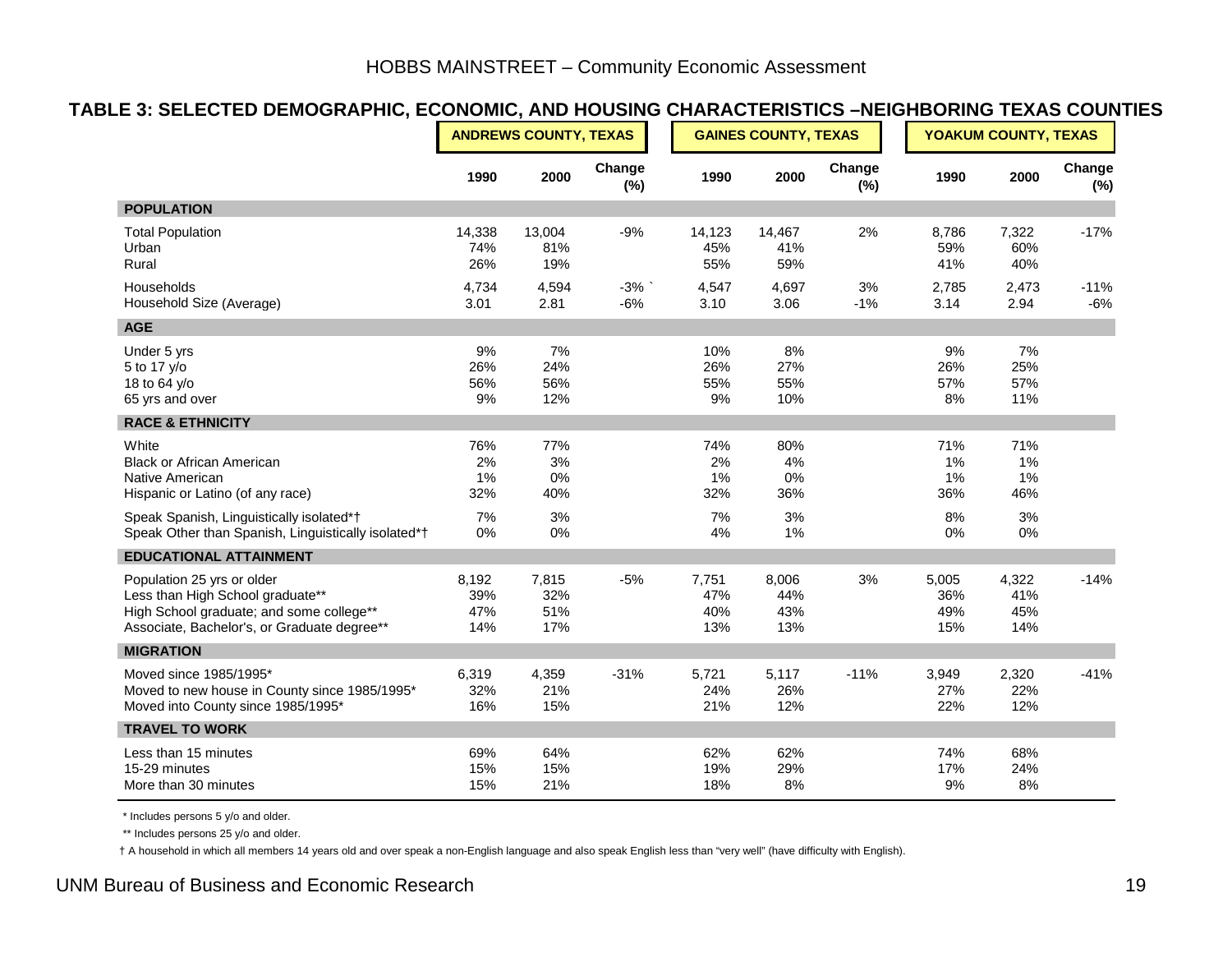## TABLE 3: SELECTED DEMOGRAPHIC, ECONOMIC, AND HOUSING CHARACTERISTICS –NEIGHBORING TEXAS COUNTIES

| | ANDREWS COUNTY, TEXAS | | | GAINES COUNTY, TEXAS | | | YOAKUM COUNTY, TEXAS | | |
|---|---|---|---|---|---|---|---|---|---|
| | 1990 | 2000 | Change (%) | 1990 | 2000 | Change (%) | 1990 | 2000 | Change (%) |
| **POPULATION** | | | | | | | | | |
| Total Population | 14,338 | 13,004 | -9% | 14,123 | 14,467 | 2% | 8,786 | 7,322 | -17% |
| Urban | 74% | 81% | | 45% | 41% | | 59% | 60% | |
| Rural | 26% | 19% | | 55% | 59% | | 41% | 40% | |
| Households | 4,734 | 4,594 | -3% ` | 4,547 | 4,697 | 3% | 2,785 | 2,473 | -11% |
| Household Size (Average) | 3.01 | 2.81 | -6% | 3.10 | 3.06 | -1% | 3.14 | 2.94 | -6% |
| **AGE** | | | | | | | | | |
| Under 5 yrs | 9% | 7% | | 10% | 8% | | 9% | 7% | |
| 5 to 17 y/o | 26% | 24% | | 26% | 27% | | 26% | 25% | |
| 18 to 64 y/o | 56% | 56% | | 55% | 55% | | 57% | 57% | |
| 65 yrs and over | 9% | 12% | | 9% | 10% | | 8% | 11% | |
| **RACE & ETHNICITY** | | | | | | | | | |
| White | 76% | 77% | | 74% | 80% | | 71% | 71% | |
| Black or African American | 2% | 3% | | 2% | 4% | | 1% | 1% | |
| Native American | 1% | 0% | | 1% | 0% | | 1% | 1% | |
| Hispanic or Latino (of any race) | 32% | 40% | | 32% | 36% | | 36% | 46% | |
| Speak Spanish, Linguistically isolated*† | 7% | 3% | | 7% | 3% | | 8% | 3% | |
| Speak Other than Spanish, Linguistically isolated*† | 0% | 0% | | 4% | 1% | | 0% | 0% | |
| **EDUCATIONAL ATTAINMENT** | | | | | | | | | |
| Population 25 yrs or older | 8,192 | 7,815 | -5% | 7,751 | 8,006 | 3% | 5,005 | 4,322 | -14% |
| Less than High School graduate** | 39% | 32% | | 47% | 44% | | 36% | 41% | |
| High School graduate; and some college** | 47% | 51% | | 40% | 43% | | 49% | 45% | |
| Associate, Bachelor's, or Graduate degree** | 14% | 17% | | 13% | 13% | | 15% | 14% | |
| **MIGRATION** | | | | | | | | | |
| Moved since 1985/1995* | 6,319 | 4,359 | -31% | 5,721 | 5,117 | -11% | 3,949 | 2,320 | -41% |
| Moved to new house in County since 1985/1995* | 32% | 21% | | 24% | 26% | | 27% | 22% | |
| Moved into County since 1985/1995* | 16% | 15% | | 21% | 12% | | 22% | 12% | |
| **TRAVEL TO WORK** | | | | | | | | | |
| Less than 15 minutes | 69% | 64% | | 62% | 62% | | 74% | 68% | |
| 15-29 minutes | 15% | 15% | | 19% | 29% | | 17% | 24% | |
| More than 30 minutes | 15% | 21% | | 18% | 8% | | 9% | 8% | |

\* Includes persons 5 y/o and older.

\*\* Includes persons 25 y/o and older.

† A household in which all members 14 years old and over speak a non-English language and also speak English less than "very well" (have difficulty with English).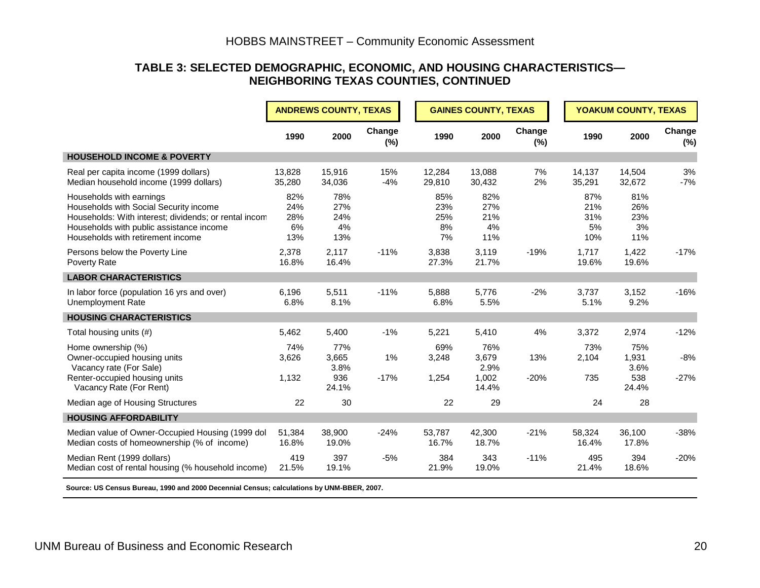### TABLE 3: SELECTED DEMOGRAPHIC, ECONOMIC, AND HOUSING CHARACTERISTICS—NEIGHBORING TEXAS COUNTIES, CONTINUED

| | ANDREWS COUNTY, TEXAS | | | GAINES COUNTY, TEXAS | | | YOAKUM COUNTY, TEXAS | | |
|---|---|---|---|---|---|---|---|---|---|
| | 1990 | 2000 | Change (%) | 1990 | 2000 | Change (%) | 1990 | 2000 | Change (%) |
| **HOUSEHOLD INCOME & POVERTY** | | | | | | | | | |
| Real per capita income (1999 dollars) | 13,828 | 15,916 | 15% | 12,284 | 13,088 | 7% | 14,137 | 14,504 | 3% |
| Median household income (1999 dollars) | 35,280 | 34,036 | -4% | 29,810 | 30,432 | 2% | 35,291 | 32,672 | -7% |
| Households with earnings | 82% | 78% | | 85% | 82% | | 87% | 81% | |
| Households with Social Security income | 24% | 27% | | 23% | 27% | | 21% | 26% | |
| Households: With interest; dividends; or rental incom | 28% | 24% | | 25% | 21% | | 31% | 23% | |
| Households with public assistance income | 6% | 4% | | 8% | 4% | | 5% | 3% | |
| Households with retirement income | 13% | 13% | | 7% | 11% | | 10% | 11% | |
| Persons below the Poverty Line | 2,378 | 2,117 | -11% | 3,838 | 3,119 | -19% | 1,717 | 1,422 | -17% |
| Poverty Rate | 16.8% | 16.4% | | 27.3% | 21.7% | | 19.6% | 19.6% | |
| **LABOR CHARACTERISTICS** | | | | | | | | | |
| In labor force (population 16 yrs and over) | 6,196 | 5,511 | -11% | 5,888 | 5,776 | -2% | 3,737 | 3,152 | -16% |
| Unemployment Rate | 6.8% | 8.1% | | 6.8% | 5.5% | | 5.1% | 9.2% | |
| **HOUSING CHARACTERISTICS** | | | | | | | | | |
| Total housing units (#) | 5,462 | 5,400 | -1% | 5,221 | 5,410 | 4% | 3,372 | 2,974 | -12% |
| Home ownership (%) | 74% | 77% | | 69% | 76% | | 73% | 75% | |
| Owner-occupied housing units | 3,626 | 3,665 | 1% | 3,248 | 3,679 | 13% | 2,104 | 1,931 | -8% |
| Vacancy rate (For Sale) | | 3.8% | | | 2.9% | | | 3.6% | |
| Renter-occupied housing units | 1,132 | 936 | -17% | 1,254 | 1,002 | -20% | 735 | 538 | -27% |
| Vacancy Rate (For Rent) | | 24.1% | | | 14.4% | | | 24.4% | |
| Median age of Housing Structures | 22 | 30 | | 22 | 29 | | 24 | 28 | |
| **HOUSING AFFORDABILITY** | | | | | | | | | |
| Median value of Owner-Occupied Housing (1999 dol | 51,384 | 38,900 | -24% | 53,787 | 42,300 | -21% | 58,324 | 36,100 | -38% |
| Median costs of homeownership (% of income) | 16.8% | 19.0% | | 16.7% | 18.7% | | 16.4% | 17.8% | |
| Median Rent (1999 dollars) | 419 | 397 | -5% | 384 | 343 | -11% | 495 | 394 | -20% |
| Median cost of rental housing (% household income) | 21.5% | 19.1% | | 21.9% | 19.0% | | 21.4% | 18.6% | |

**Source: US Census Bureau, 1990 and 2000 Decennial Census; calculations by UNM-BBER, 2007.**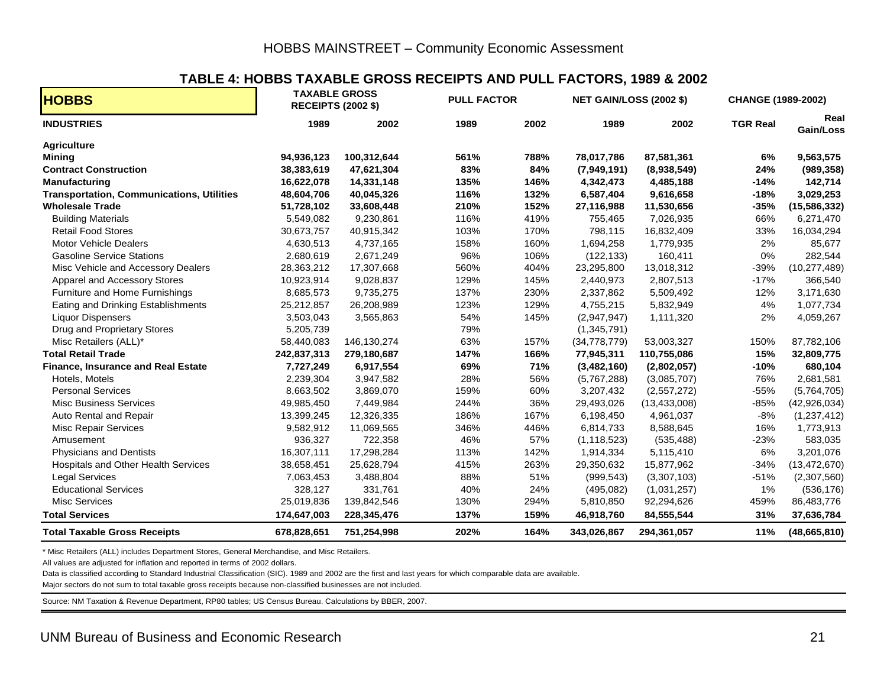## TABLE 4: HOBBS TAXABLE GROSS RECEIPTS AND PULL FACTORS, 1989 & 2002

| HOBBS | TAXABLE GROSS RECEIPTS (2002 $) | | PULL FACTOR | | NET GAIN/LOSS (2002 $) | | CHANGE (1989-2002) | |
|---|---|---|---|---|---|---|---|---|
| **INDUSTRIES** | **1989** | **2002** | **1989** | **2002** | **1989** | **2002** | **TGR Real** | **Real Gain/Loss** |
| **Agriculture** | | | | | | | | |
| **Mining** | **94,936,123** | **100,312,644** | **561%** | **788%** | **78,017,786** | **87,581,361** | **6%** | **9,563,575** |
| **Contract Construction** | **38,383,619** | **47,621,304** | **83%** | **84%** | **(7,949,191)** | **(8,938,549)** | **24%** | **(989,358)** |
| **Manufacturing** | **16,622,078** | **14,331,148** | **135%** | **146%** | **4,342,473** | **4,485,188** | **-14%** | **142,714** |
| **Transportation, Communications, Utilities** | **48,604,706** | **40,045,326** | **116%** | **132%** | **6,587,404** | **9,616,658** | **-18%** | **3,029,253** |
| **Wholesale Trade** | **51,728,102** | **33,608,448** | **210%** | **152%** | **27,116,988** | **11,530,656** | **-35%** | **(15,586,332)** |
| Building Materials | 5,549,082 | 9,230,861 | 116% | 419% | 755,465 | 7,026,935 | 66% | 6,271,470 |
| Retail Food Stores | 30,673,757 | 40,915,342 | 103% | 170% | 798,115 | 16,832,409 | 33% | 16,034,294 |
| Motor Vehicle Dealers | 4,630,513 | 4,737,165 | 158% | 160% | 1,694,258 | 1,779,935 | 2% | 85,677 |
| Gasoline Service Stations | 2,680,619 | 2,671,249 | 96% | 106% | (122,133) | 160,411 | 0% | 282,544 |
| Misc Vehicle and Accessory Dealers | 28,363,212 | 17,307,668 | 560% | 404% | 23,295,800 | 13,018,312 | -39% | (10,277,489) |
| Apparel and Accessory Stores | 10,923,914 | 9,028,837 | 129% | 145% | 2,440,973 | 2,807,513 | -17% | 366,540 |
| Furniture and Home Furnishings | 8,685,573 | 9,735,275 | 137% | 230% | 2,337,862 | 5,509,492 | 12% | 3,171,630 |
| Eating and Drinking Establishments | 25,212,857 | 26,208,989 | 123% | 129% | 4,755,215 | 5,832,949 | 4% | 1,077,734 |
| Liquor Dispensers | 3,503,043 | 3,565,863 | 54% | 145% | (2,947,947) | 1,111,320 | 2% | 4,059,267 |
| Drug and Proprietary Stores | 5,205,739 | | 79% | | (1,345,791) | | | |
| Misc Retailers (ALL)* | 58,440,083 | 146,130,274 | 63% | 157% | (34,778,779) | 53,003,327 | 150% | 87,782,106 |
| **Total Retail Trade** | **242,837,313** | **279,180,687** | **147%** | **166%** | **77,945,311** | **110,755,086** | **15%** | **32,809,775** |
| **Finance, Insurance and Real Estate** | **7,727,249** | **6,917,554** | **69%** | **71%** | **(3,482,160)** | **(2,802,057)** | **-10%** | **680,104** |
| Hotels, Motels | 2,239,304 | 3,947,582 | 28% | 56% | (5,767,288) | (3,085,707) | 76% | 2,681,581 |
| Personal Services | 8,663,502 | 3,869,070 | 159% | 60% | 3,207,432 | (2,557,272) | -55% | (5,764,705) |
| Misc Business Services | 49,985,450 | 7,449,984 | 244% | 36% | 29,493,026 | (13,433,008) | -85% | (42,926,034) |
| Auto Rental and Repair | 13,399,245 | 12,326,335 | 186% | 167% | 6,198,450 | 4,961,037 | -8% | (1,237,412) |
| Misc Repair Services | 9,582,912 | 11,069,565 | 346% | 446% | 6,814,733 | 8,588,645 | 16% | 1,773,913 |
| Amusement | 936,327 | 722,358 | 46% | 57% | (1,118,523) | (535,488) | -23% | 583,035 |
| Physicians and Dentists | 16,307,111 | 17,298,284 | 113% | 142% | 1,914,334 | 5,115,410 | 6% | 3,201,076 |
| Hospitals and Other Health Services | 38,658,451 | 25,628,794 | 415% | 263% | 29,350,632 | 15,877,962 | -34% | (13,472,670) |
| Legal Services | 7,063,453 | 3,488,804 | 88% | 51% | (999,543) | (3,307,103) | -51% | (2,307,560) |
| Educational Services | 328,127 | 331,761 | 40% | 24% | (495,082) | (1,031,257) | 1% | (536,176) |
| Misc Services | 25,019,836 | 139,842,546 | 130% | 294% | 5,810,850 | 92,294,626 | 459% | 86,483,776 |
| **Total Services** | **174,647,003** | **228,345,476** | **137%** | **159%** | **46,918,760** | **84,555,544** | **31%** | **37,636,784** |
| **Total Taxable Gross Receipts** | **678,828,651** | **751,254,998** | **202%** | **164%** | **343,026,867** | **294,361,057** | **11%** | **(48,665,810)** |

\* Misc Retailers (ALL) includes Department Stores, General Merchandise, and Misc Retailers.

All values are adjusted for inflation and reported in terms of 2002 dollars.

Data is classified according to Standard Industrial Classification (SIC). 1989 and 2002 are the first and last years for which comparable data are available.

Major sectors do not sum to total taxable gross receipts because non-classified businesses are not included.

Source: NM Taxation & Revenue Department, RP80 tables; US Census Bureau. Calculations by BBER, 2007.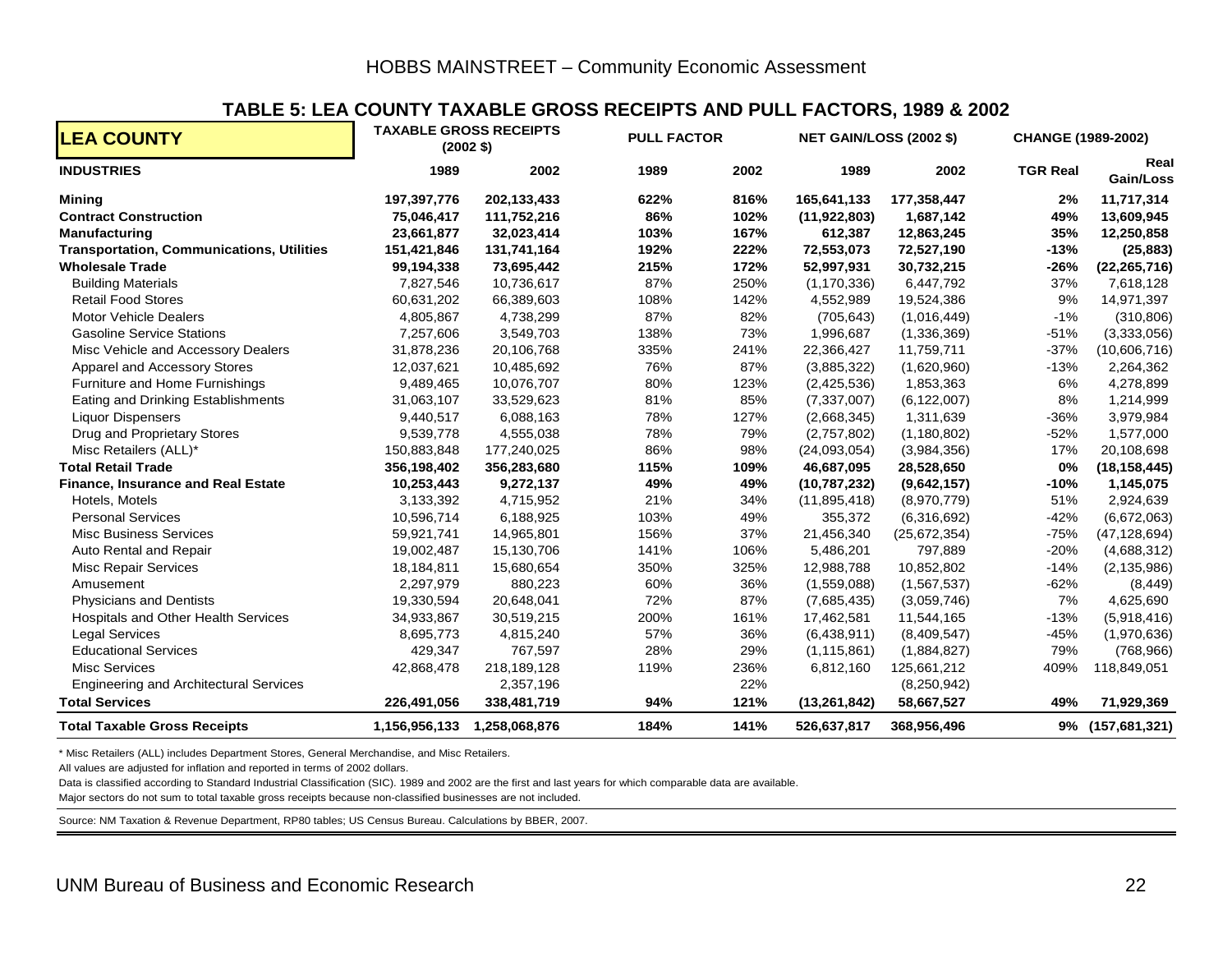### TABLE 5: LEA COUNTY TAXABLE GROSS RECEIPTS AND PULL FACTORS, 1989 & 2002

| LEA COUNTY | TAXABLE GROSS RECEIPTS (2002 $) | | PULL FACTOR | | NET GAIN/LOSS (2002 $) | | CHANGE (1989-2002) | |
|---|---|---|---|---|---|---|---|---|
| **INDUSTRIES** | **1989** | **2002** | **1989** | **2002** | **1989** | **2002** | **TGR Real** | **Real Gain/Loss** |
| **Mining** | **197,397,776** | **202,133,433** | **622%** | **816%** | **165,641,133** | **177,358,447** | **2%** | **11,717,314** |
| **Contract Construction** | **75,046,417** | **111,752,216** | **86%** | **102%** | **(11,922,803)** | **1,687,142** | **49%** | **13,609,945** |
| **Manufacturing** | **23,661,877** | **32,023,414** | **103%** | **167%** | **612,387** | **12,863,245** | **35%** | **12,250,858** |
| **Transportation, Communications, Utilities** | **151,421,846** | **131,741,164** | **192%** | **222%** | **72,553,073** | **72,527,190** | **-13%** | **(25,883)** |
| **Wholesale Trade** | **99,194,338** | **73,695,442** | **215%** | **172%** | **52,997,931** | **30,732,215** | **-26%** | **(22,265,716)** |
| Building Materials | 7,827,546 | 10,736,617 | 87% | 250% | (1,170,336) | 6,447,792 | 37% | 7,618,128 |
| Retail Food Stores | 60,631,202 | 66,389,603 | 108% | 142% | 4,552,989 | 19,524,386 | 9% | 14,971,397 |
| Motor Vehicle Dealers | 4,805,867 | 4,738,299 | 87% | 82% | (705,643) | (1,016,449) | -1% | (310,806) |
| Gasoline Service Stations | 7,257,606 | 3,549,703 | 138% | 73% | 1,996,687 | (1,336,369) | -51% | (3,333,056) |
| Misc Vehicle and Accessory Dealers | 31,878,236 | 20,106,768 | 335% | 241% | 22,366,427 | 11,759,711 | -37% | (10,606,716) |
| Apparel and Accessory Stores | 12,037,621 | 10,485,692 | 76% | 87% | (3,885,322) | (1,620,960) | -13% | 2,264,362 |
| Furniture and Home Furnishings | 9,489,465 | 10,076,707 | 80% | 123% | (2,425,536) | 1,853,363 | 6% | 4,278,899 |
| Eating and Drinking Establishments | 31,063,107 | 33,529,623 | 81% | 85% | (7,337,007) | (6,122,007) | 8% | 1,214,999 |
| Liquor Dispensers | 9,440,517 | 6,088,163 | 78% | 127% | (2,668,345) | 1,311,639 | -36% | 3,979,984 |
| Drug and Proprietary Stores | 9,539,778 | 4,555,038 | 78% | 79% | (2,757,802) | (1,180,802) | -52% | 1,577,000 |
| Misc Retailers (ALL)* | 150,883,848 | 177,240,025 | 86% | 98% | (24,093,054) | (3,984,356) | 17% | 20,108,698 |
| **Total Retail Trade** | **356,198,402** | **356,283,680** | **115%** | **109%** | **46,687,095** | **28,528,650** | **0%** | **(18,158,445)** |
| **Finance, Insurance and Real Estate** | **10,253,443** | **9,272,137** | **49%** | **49%** | **(10,787,232)** | **(9,642,157)** | **-10%** | **1,145,075** |
| Hotels, Motels | 3,133,392 | 4,715,952 | 21% | 34% | (11,895,418) | (8,970,779) | 51% | 2,924,639 |
| Personal Services | 10,596,714 | 6,188,925 | 103% | 49% | 355,372 | (6,316,692) | -42% | (6,672,063) |
| Misc Business Services | 59,921,741 | 14,965,801 | 156% | 37% | 21,456,340 | (25,672,354) | -75% | (47,128,694) |
| Auto Rental and Repair | 19,002,487 | 15,130,706 | 141% | 106% | 5,486,201 | 797,889 | -20% | (4,688,312) |
| Misc Repair Services | 18,184,811 | 15,680,654 | 350% | 325% | 12,988,788 | 10,852,802 | -14% | (2,135,986) |
| Amusement | 2,297,979 | 880,223 | 60% | 36% | (1,559,088) | (1,567,537) | -62% | (8,449) |
| Physicians and Dentists | 19,330,594 | 20,648,041 | 72% | 87% | (7,685,435) | (3,059,746) | 7% | 4,625,690 |
| Hospitals and Other Health Services | 34,933,867 | 30,519,215 | 200% | 161% | 17,462,581 | 11,544,165 | -13% | (5,918,416) |
| Legal Services | 8,695,773 | 4,815,240 | 57% | 36% | (6,438,911) | (8,409,547) | -45% | (1,970,636) |
| Educational Services | 429,347 | 767,597 | 28% | 29% | (1,115,861) | (1,884,827) | 79% | (768,966) |
| Misc Services | 42,868,478 | 218,189,128 | 119% | 236% | 6,812,160 | 125,661,212 | 409% | 118,849,051 |
| Engineering and Architectural Services | | 2,357,196 | | 22% | | (8,250,942) | | |
| **Total Services** | **226,491,056** | **338,481,719** | **94%** | **121%** | **(13,261,842)** | **58,667,527** | **49%** | **71,929,369** |
| **Total Taxable Gross Receipts** | **1,156,956,133** | **1,258,068,876** | **184%** | **141%** | **526,637,817** | **368,956,496** | **9%** | **(157,681,321)** |

\* Misc Retailers (ALL) includes Department Stores, General Merchandise, and Misc Retailers.

All values are adjusted for inflation and reported in terms of 2002 dollars.

Data is classified according to Standard Industrial Classification (SIC). 1989 and 2002 are the first and last years for which comparable data are available.

Major sectors do not sum to total taxable gross receipts because non-classified businesses are not included.

Source: NM Taxation & Revenue Department, RP80 tables; US Census Bureau. Calculations by BBER, 2007.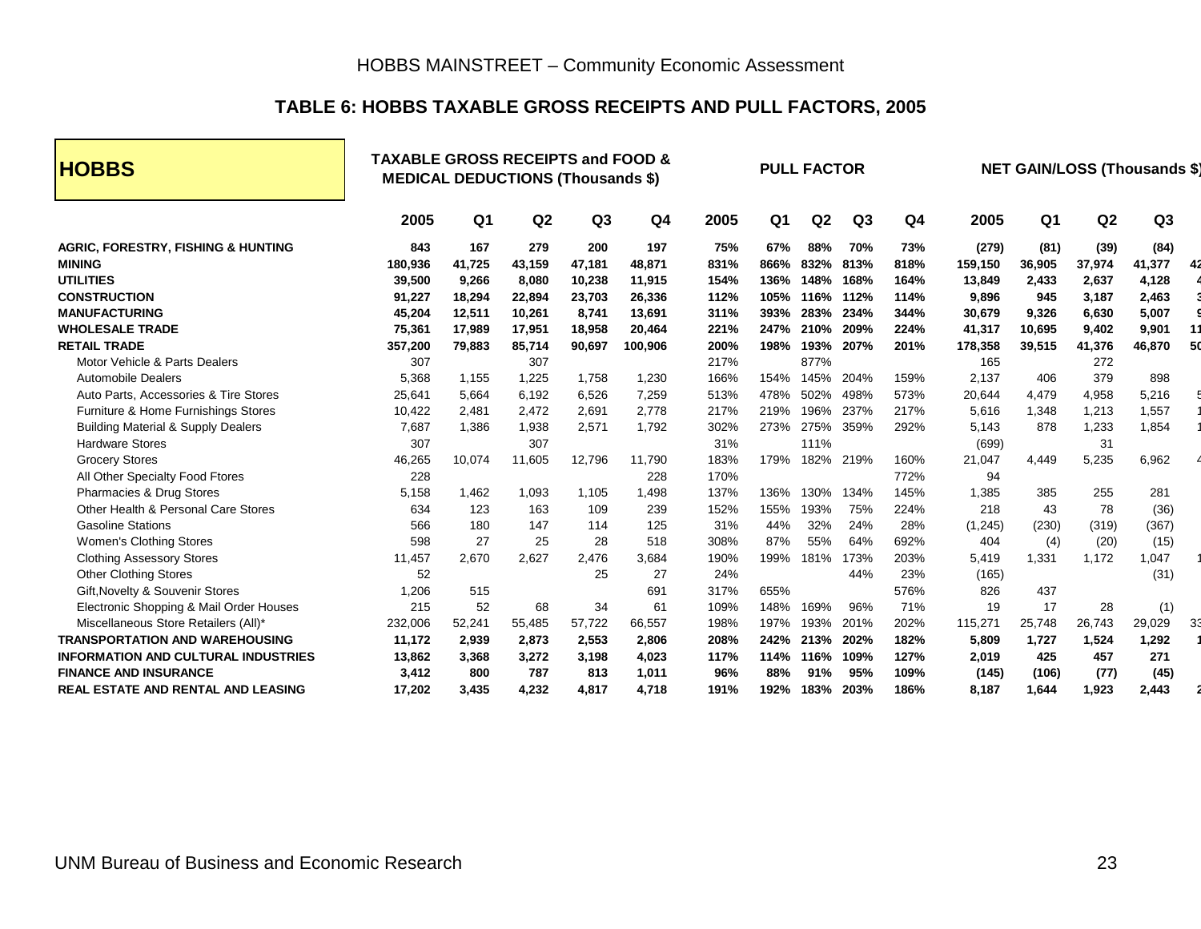# TABLE 6: HOBBS TAXABLE GROSS RECEIPTS AND PULL FACTORS, 2005

| HOBBS | TAXABLE GROSS RECEIPTS and FOOD & MEDICAL DEDUCTIONS (Thousands $) | | | | | PULL FACTOR | | | | | NET GAIN/LOSS (Thousands $) | | | |
|---|---|---|---|---|---|---|---|---|---|---|---|---|---|---|
| | 2005 | Q1 | Q2 | Q3 | Q4 | 2005 | Q1 | Q2 | Q3 | Q4 | 2005 | Q1 | Q2 | Q3 |
| **AGRIC, FORESTRY, FISHING & HUNTING** | **843** | **167** | **279** | **200** | **197** | **75%** | **67%** | **88%** | **70%** | **73%** | **(279)** | **(81)** | **(39)** | **(84)** |
| **MINING** | **180,936** | **41,725** | **43,159** | **47,181** | **48,871** | **831%** | **866%** | **832%** | **813%** | **818%** | **159,150** | **36,905** | **37,974** | **41,377** |
| **UTILITIES** | **39,500** | **9,266** | **8,080** | **10,238** | **11,915** | **154%** | **136%** | **148%** | **168%** | **164%** | **13,849** | **2,433** | **2,637** | **4,128** |
| **CONSTRUCTION** | **91,227** | **18,294** | **22,894** | **23,703** | **26,336** | **112%** | **105%** | **116%** | **112%** | **114%** | **9,896** | **945** | **3,187** | **2,463** |
| **MANUFACTURING** | **45,204** | **12,511** | **10,261** | **8,741** | **13,691** | **311%** | **393%** | **283%** | **234%** | **344%** | **30,679** | **9,326** | **6,630** | **5,007** |
| **WHOLESALE TRADE** | **75,361** | **17,989** | **17,951** | **18,958** | **20,464** | **221%** | **247%** | **210%** | **209%** | **224%** | **41,317** | **10,695** | **9,402** | **9,901** |
| **RETAIL TRADE** | **357,200** | **79,883** | **85,714** | **90,697** | **100,906** | **200%** | **198%** | **193%** | **207%** | **201%** | **178,358** | **39,515** | **41,376** | **46,870** |
| Motor Vehicle & Parts Dealers | 307 | | 307 | | | 217% | | 877% | | | 165 | | 272 | |
| Automobile Dealers | 5,368 | 1,155 | 1,225 | 1,758 | 1,230 | 166% | 154% | 145% | 204% | 159% | 2,137 | 406 | 379 | 898 |
| Auto Parts, Accessories & Tire Stores | 25,641 | 5,664 | 6,192 | 6,526 | 7,259 | 513% | 478% | 502% | 498% | 573% | 20,644 | 4,479 | 4,958 | 5,216 |
| Furniture & Home Furnishings Stores | 10,422 | 2,481 | 2,472 | 2,691 | 2,778 | 217% | 219% | 196% | 237% | 217% | 5,616 | 1,348 | 1,213 | 1,557 |
| Building Material & Supply Dealers | 7,687 | 1,386 | 1,938 | 2,571 | 1,792 | 302% | 273% | 275% | 359% | 292% | 5,143 | 878 | 1,233 | 1,854 |
| Hardware Stores | 307 | | 307 | | | 31% | | 111% | | | (699) | | 31 | |
| Grocery Stores | 46,265 | 10,074 | 11,605 | 12,796 | 11,790 | 183% | 179% | 182% | 219% | 160% | 21,047 | 4,449 | 5,235 | 6,962 |
| All Other Specialty Food Ftores | 228 | | | | 228 | 170% | | | | 772% | 94 | | | |
| Pharmacies & Drug Stores | 5,158 | 1,462 | 1,093 | 1,105 | 1,498 | 137% | 136% | 130% | 134% | 145% | 1,385 | 385 | 255 | 281 |
| Other Health & Personal Care Stores | 634 | 123 | 163 | 109 | 239 | 152% | 155% | 193% | 75% | 224% | 218 | 43 | 78 | (36) |
| Gasoline Stations | 566 | 180 | 147 | 114 | 125 | 31% | 44% | 32% | 24% | 28% | (1,245) | (230) | (319) | (367) |
| Women's Clothing Stores | 598 | 27 | 25 | 28 | 518 | 308% | 87% | 55% | 64% | 692% | 404 | (4) | (20) | (15) |
| Clothing Assessory Stores | 11,457 | 2,670 | 2,627 | 2,476 | 3,684 | 190% | 199% | 181% | 173% | 203% | 5,419 | 1,331 | 1,172 | 1,047 |
| Other Clothing Stores | 52 | | | 25 | 27 | 24% | | | 44% | 23% | (165) | | | (31) |
| Gift,Novelty & Souvenir Stores | 1,206 | 515 | | | 691 | 317% | 655% | | | 576% | 826 | 437 | | |
| Electronic Shopping & Mail Order Houses | 215 | 52 | 68 | 34 | 61 | 109% | 148% | 169% | 96% | 71% | 19 | 17 | 28 | (1) |
| Miscellaneous Store Retailers (All)* | 232,006 | 52,241 | 55,485 | 57,722 | 66,557 | 198% | 197% | 193% | 201% | 202% | 115,271 | 25,748 | 26,743 | 29,029 |
| **TRANSPORTATION AND WAREHOUSING** | **11,172** | **2,939** | **2,873** | **2,553** | **2,806** | **208%** | **242%** | **213%** | **202%** | **182%** | **5,809** | **1,727** | **1,524** | **1,292** |
| **INFORMATION AND CULTURAL INDUSTRIES** | **13,862** | **3,368** | **3,272** | **3,198** | **4,023** | **117%** | **114%** | **116%** | **109%** | **127%** | **2,019** | **425** | **457** | **271** |
| **FINANCE AND INSURANCE** | **3,412** | **800** | **787** | **813** | **1,011** | **96%** | **88%** | **91%** | **95%** | **109%** | **(145)** | **(106)** | **(77)** | **(45)** |
| **REAL ESTATE AND RENTAL AND LEASING** | **17,202** | **3,435** | **4,232** | **4,817** | **4,718** | **191%** | **192%** | **183%** | **203%** | **186%** | **8,187** | **1,644** | **1,923** | **2,443** |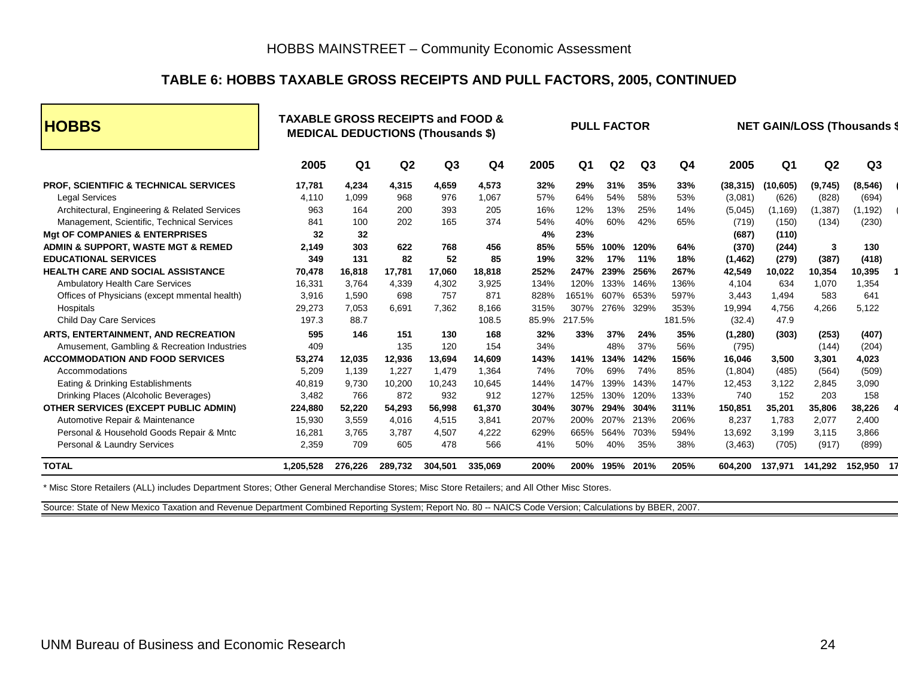## TABLE 6: HOBBS TAXABLE GROSS RECEIPTS AND PULL FACTORS, 2005, CONTINUED

| HOBBS | TAXABLE GROSS RECEIPTS and FOOD & MEDICAL DEDUCTIONS (Thousands $) | | | | | PULL FACTOR | | | | | NET GAIN/LOSS (Thousands $ | | | |
|---|---|---|---|---|---|---|---|---|---|---|---|---|---|---|
| | 2005 | Q1 | Q2 | Q3 | Q4 | 2005 | Q1 | Q2 | Q3 | Q4 | 2005 | Q1 | Q2 | Q3 |
| **PROF, SCIENTIFIC & TECHNICAL SERVICES** | **17,781** | **4,234** | **4,315** | **4,659** | **4,573** | **32%** | **29%** | **31%** | **35%** | **33%** | **(38,315)** | **(10,605)** | **(9,745)** | **(8,546)** |
| Legal Services | 4,110 | 1,099 | 968 | 976 | 1,067 | 57% | 64% | 54% | 58% | 53% | (3,081) | (626) | (828) | (694) |
| Architectural, Engineering & Related Services | 963 | 164 | 200 | 393 | 205 | 16% | 12% | 13% | 25% | 14% | (5,045) | (1,169) | (1,387) | (1,192) |
| Management, Scientific, Technical Services | 841 | 100 | 202 | 165 | 374 | 54% | 40% | 60% | 42% | 65% | (719) | (150) | (134) | (230) |
| **Mgt OF COMPANIES & ENTERPRISES** | **32** | **32** | | | | **4%** | **23%** | | | | **(687)** | **(110)** | | |
| **ADMIN & SUPPORT, WASTE MGT & REMED** | **2,149** | **303** | **622** | **768** | **456** | **85%** | **55%** | **100%** | **120%** | **64%** | **(370)** | **(244)** | **3** | **130** |
| **EDUCATIONAL SERVICES** | **349** | **131** | **82** | **52** | **85** | **19%** | **32%** | **17%** | **11%** | **18%** | **(1,462)** | **(279)** | **(387)** | **(418)** |
| **HEALTH CARE AND SOCIAL ASSISTANCE** | **70,478** | **16,818** | **17,781** | **17,060** | **18,818** | **252%** | **247%** | **239%** | **256%** | **267%** | **42,549** | **10,022** | **10,354** | **10,395** |
| Ambulatory Health Care Services | 16,331 | 3,764 | 4,339 | 4,302 | 3,925 | 134% | 120% | 133% | 146% | 136% | 4,104 | 634 | 1,070 | 1,354 |
| Offices of Physicians (except mmental health) | 3,916 | 1,590 | 698 | 757 | 871 | 828% | 1651% | 607% | 653% | 597% | 3,443 | 1,494 | 583 | 641 |
| Hospitals | 29,273 | 7,053 | 6,691 | 7,362 | 8,166 | 315% | 307% | 276% | 329% | 353% | 19,994 | 4,756 | 4,266 | 5,122 |
| Child Day Care Services | 197.3 | 88.7 | | | 108.5 | 85.9% | 217.5% | | | 181.5% | (32.4) | 47.9 | | |
| **ARTS, ENTERTAINMENT, AND RECREATION** | **595** | **146** | **151** | **130** | **168** | **32%** | **33%** | **37%** | **24%** | **35%** | **(1,280)** | **(303)** | **(253)** | **(407)** |
| Amusement, Gambling & Recreation Industries | 409 | | 135 | 120 | 154 | 34% | | 48% | 37% | 56% | (795) | | (144) | (204) |
| **ACCOMMODATION AND FOOD SERVICES** | **53,274** | **12,035** | **12,936** | **13,694** | **14,609** | **143%** | **141%** | **134%** | **142%** | **156%** | **16,046** | **3,500** | **3,301** | **4,023** |
| Accommodations | 5,209 | 1,139 | 1,227 | 1,479 | 1,364 | 74% | 70% | 69% | 74% | 85% | (1,804) | (485) | (564) | (509) |
| Eating & Drinking Establishments | 40,819 | 9,730 | 10,200 | 10,243 | 10,645 | 144% | 147% | 139% | 143% | 147% | 12,453 | 3,122 | 2,845 | 3,090 |
| Drinking Places (Alcoholic Beverages) | 3,482 | 766 | 872 | 932 | 912 | 127% | 125% | 130% | 120% | 133% | 740 | 152 | 203 | 158 |
| **OTHER SERVICES (EXCEPT PUBLIC ADMIN)** | **224,880** | **52,220** | **54,293** | **56,998** | **61,370** | **304%** | **307%** | **294%** | **304%** | **311%** | **150,851** | **35,201** | **35,806** | **38,226** |
| Automotive Repair & Maintenance | 15,930 | 3,559 | 4,016 | 4,515 | 3,841 | 207% | 200% | 207% | 213% | 206% | 8,237 | 1,783 | 2,077 | 2,400 |
| Personal & Household Goods Repair & Mntc | 16,281 | 3,765 | 3,787 | 4,507 | 4,222 | 629% | 665% | 564% | 703% | 594% | 13,692 | 3,199 | 3,115 | 3,866 |
| Personal & Laundry Services | 2,359 | 709 | 605 | 478 | 566 | 41% | 50% | 40% | 35% | 38% | (3,463) | (705) | (917) | (899) |
| **TOTAL** | **1,205,528** | **276,226** | **289,732** | **304,501** | **335,069** | **200%** | **200%** | **195%** | **201%** | **205%** | **604,200** | **137,971** | **141,292** | **152,950** |

\* Misc Store Retailers (ALL) includes Department Stores; Other General Merchandise Stores; Misc Store Retailers; and All Other Misc Stores.

Source: State of New Mexico Taxation and Revenue Department Combined Reporting System; Report No. 80 -- NAICS Code Version; Calculations by BBER, 2007.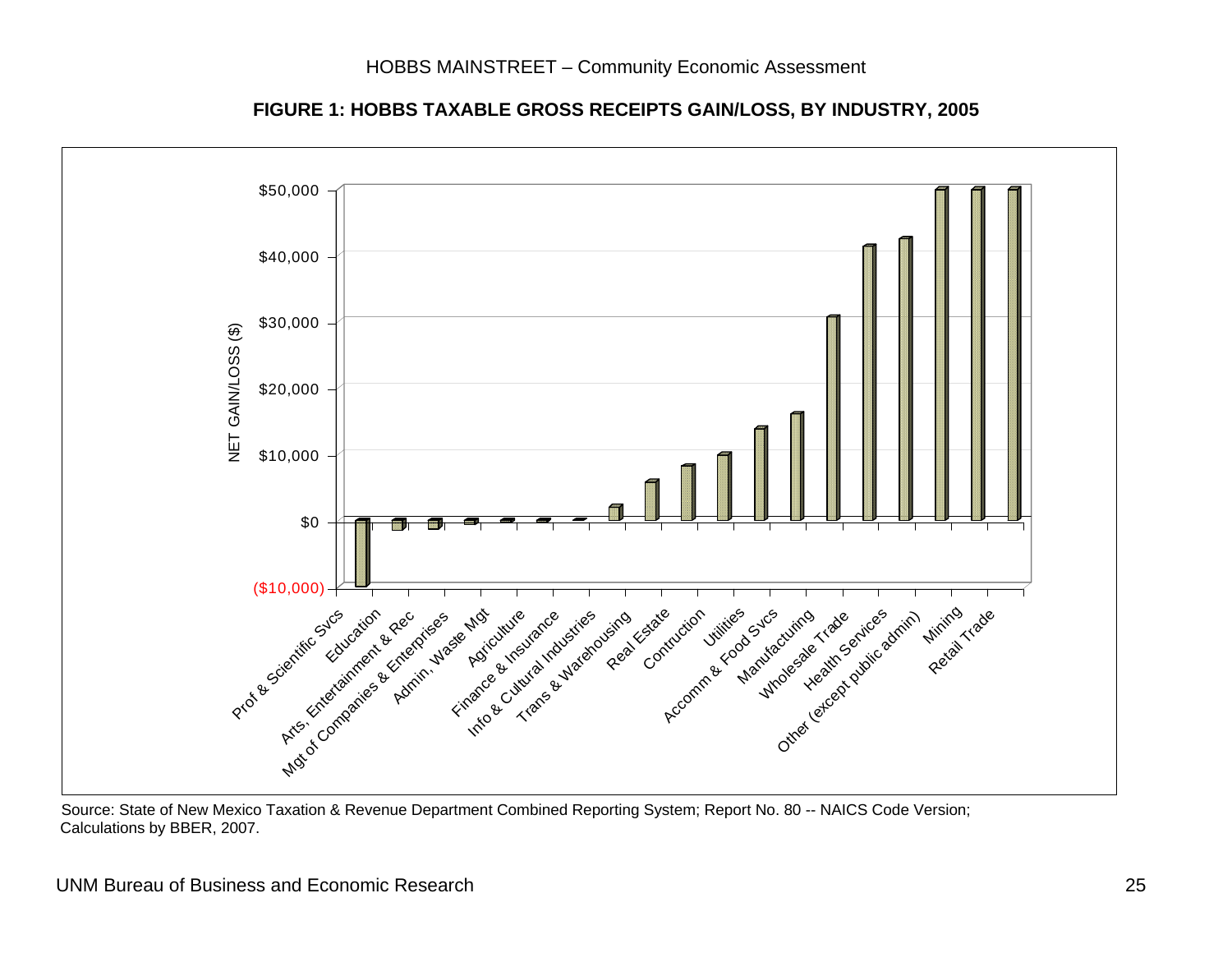**FIGURE 1: HOBBS TAXABLE GROSS RECEIPTS GAIN/LOSS, BY INDUSTRY, 2005**

NET GAIN/LOSS ($)

$50,000
$40,000
$30,000
$20,000
$10,000
$0
($10,000)

Prof & Scientific Svcs, Education, Arts, Entertainment & Rec, Mgt of Companies & Enterprises, Admin, Waste Mgt, Agriculture, Finance & Insurance, Info & Cultural Industries, Trans & Warehousing, Real Estate, Contruction, Utilities, Accomm & Food Svcs, Manufacturing, Wholesale Trade, Health Services, Other (except public admin), Mining, Retail Trade

Source: State of New Mexico Taxation & Revenue Department Combined Reporting System; Report No. 80 -- NAICS Code Version; Calculations by BBER, 2007.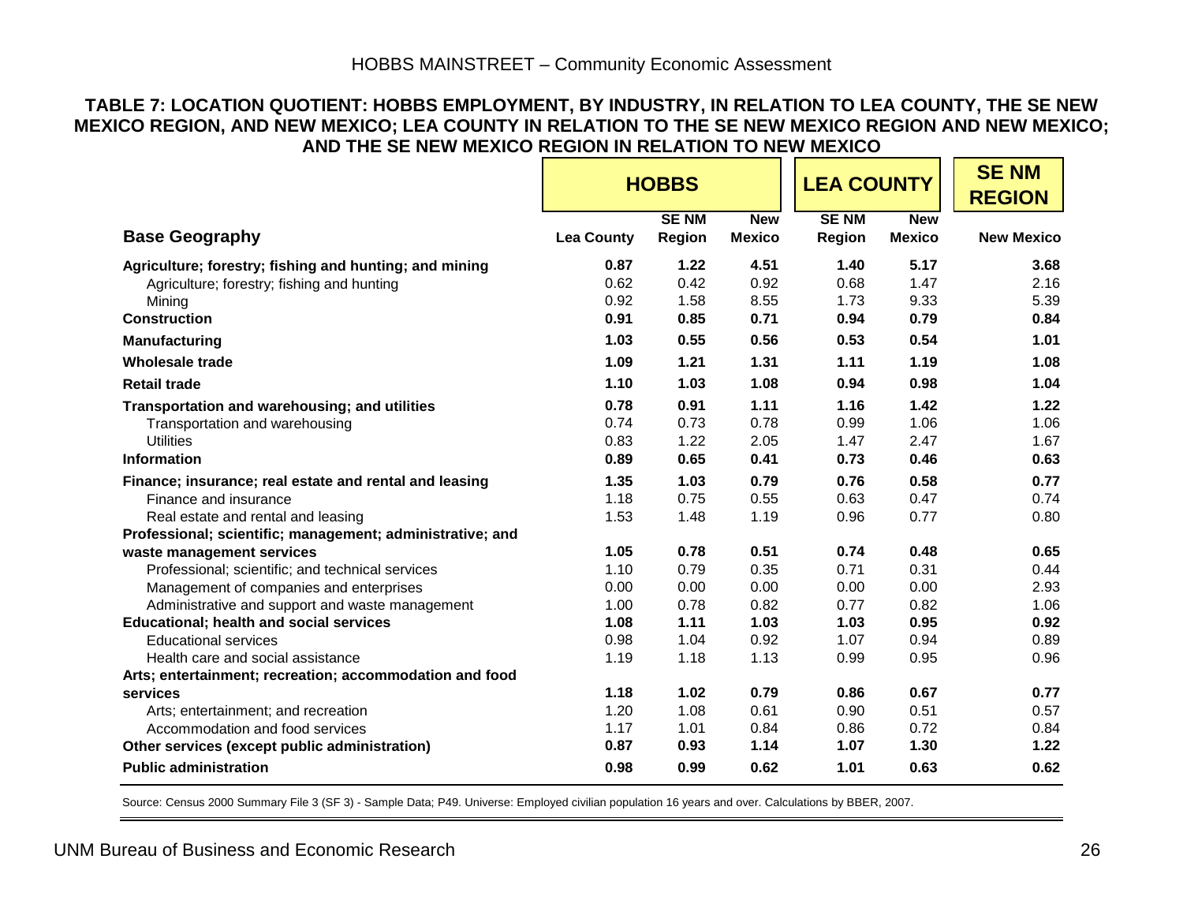**TABLE 7: LOCATION QUOTIENT: HOBBS EMPLOYMENT, BY INDUSTRY, IN RELATION TO LEA COUNTY, THE SE NEW MEXICO REGION, AND NEW MEXICO; LEA COUNTY IN RELATION TO THE SE NEW MEXICO REGION AND NEW MEXICO; AND THE SE NEW MEXICO REGION IN RELATION TO NEW MEXICO**

| | **HOBBS** | | | **LEA COUNTY** | | **SE NM REGION** |
|---|---|---|---|---|---|---|
| **Base Geography** | **Lea County** | **SE NM Region** | **New Mexico** | **SE NM Region** | **New Mexico** | **New Mexico** |
| **Agriculture; forestry; fishing and hunting; and mining** | **0.87** | **1.22** | **4.51** | **1.40** | **5.17** | **3.68** |
| Agriculture; forestry; fishing and hunting | 0.62 | 0.42 | 0.92 | 0.68 | 1.47 | 2.16 |
| Mining | 0.92 | 1.58 | 8.55 | 1.73 | 9.33 | 5.39 |
| **Construction** | **0.91** | **0.85** | **0.71** | **0.94** | **0.79** | **0.84** |
| **Manufacturing** | **1.03** | **0.55** | **0.56** | **0.53** | **0.54** | **1.01** |
| **Wholesale trade** | **1.09** | **1.21** | **1.31** | **1.11** | **1.19** | **1.08** |
| **Retail trade** | **1.10** | **1.03** | **1.08** | **0.94** | **0.98** | **1.04** |
| **Transportation and warehousing; and utilities** | **0.78** | **0.91** | **1.11** | **1.16** | **1.42** | **1.22** |
| Transportation and warehousing | 0.74 | 0.73 | 0.78 | 0.99 | 1.06 | 1.06 |
| Utilities | 0.83 | 1.22 | 2.05 | 1.47 | 2.47 | 1.67 |
| **Information** | **0.89** | **0.65** | **0.41** | **0.73** | **0.46** | **0.63** |
| **Finance; insurance; real estate and rental and leasing** | **1.35** | **1.03** | **0.79** | **0.76** | **0.58** | **0.77** |
| Finance and insurance | 1.18 | 0.75 | 0.55 | 0.63 | 0.47 | 0.74 |
| Real estate and rental and leasing | 1.53 | 1.48 | 1.19 | 0.96 | 0.77 | 0.80 |
| **Professional; scientific; management; administrative; and waste management services** | **1.05** | **0.78** | **0.51** | **0.74** | **0.48** | **0.65** |
| Professional; scientific; and technical services | 1.10 | 0.79 | 0.35 | 0.71 | 0.31 | 0.44 |
| Management of companies and enterprises | 0.00 | 0.00 | 0.00 | 0.00 | 0.00 | 2.93 |
| Administrative and support and waste management | 1.00 | 0.78 | 0.82 | 0.77 | 0.82 | 1.06 |
| **Educational; health and social services** | **1.08** | **1.11** | **1.03** | **1.03** | **0.95** | **0.92** |
| Educational services | 0.98 | 1.04 | 0.92 | 1.07 | 0.94 | 0.89 |
| Health care and social assistance | 1.19 | 1.18 | 1.13 | 0.99 | 0.95 | 0.96 |
| **Arts; entertainment; recreation; accommodation and food services** | **1.18** | **1.02** | **0.79** | **0.86** | **0.67** | **0.77** |
| Arts; entertainment; and recreation | 1.20 | 1.08 | 0.61 | 0.90 | 0.51 | 0.57 |
| Accommodation and food services | 1.17 | 1.01 | 0.84 | 0.86 | 0.72 | 0.84 |
| **Other services (except public administration)** | **0.87** | **0.93** | **1.14** | **1.07** | **1.30** | **1.22** |
| **Public administration** | **0.98** | **0.99** | **0.62** | **1.01** | **0.63** | **0.62** |

Source: Census 2000 Summary File 3 (SF 3) - Sample Data; P49. Universe: Employed civilian population 16 years and over. Calculations by BBER, 2007.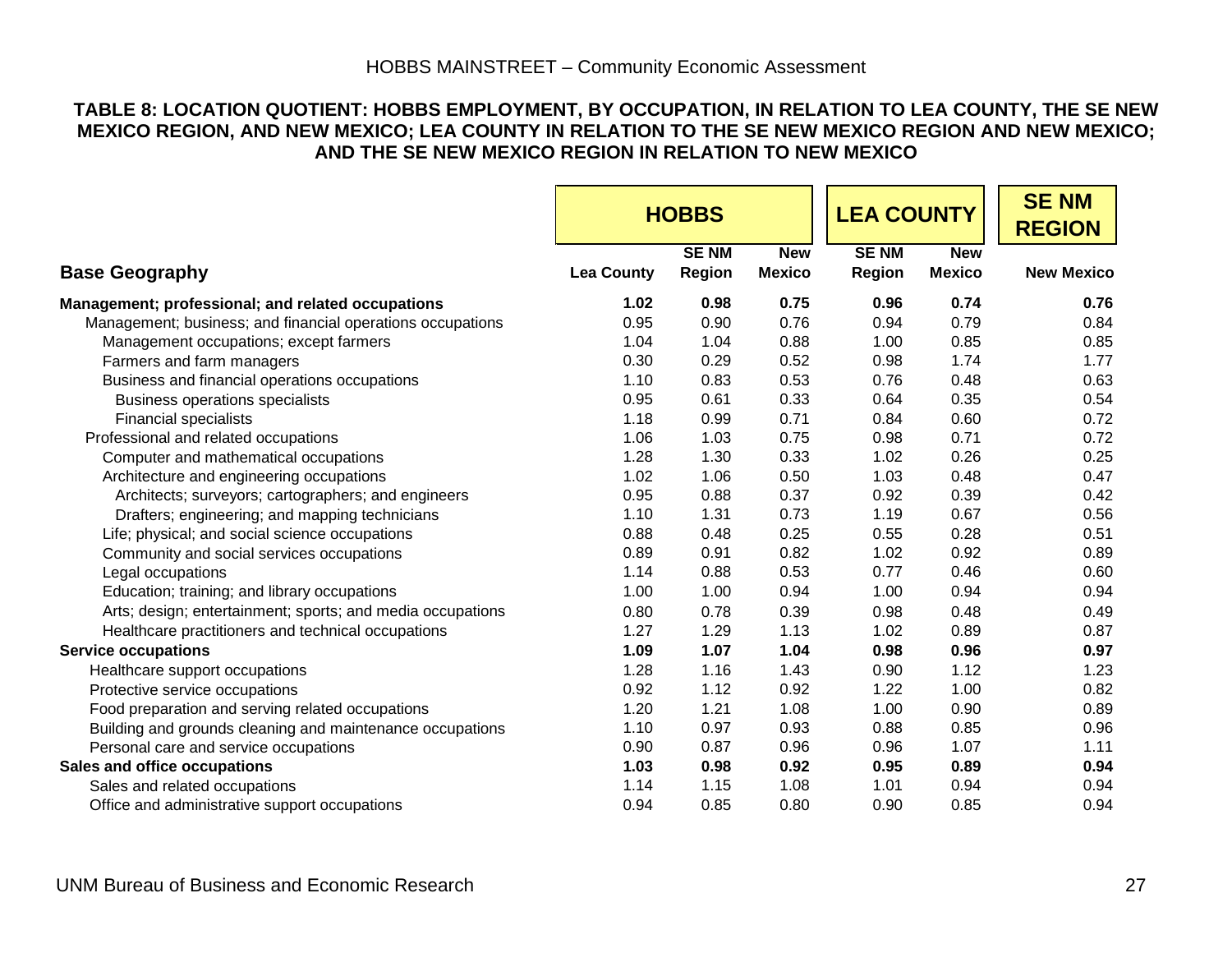**TABLE 8: LOCATION QUOTIENT: HOBBS EMPLOYMENT, BY OCCUPATION, IN RELATION TO LEA COUNTY, THE SE NEW MEXICO REGION, AND NEW MEXICO; LEA COUNTY IN RELATION TO THE SE NEW MEXICO REGION AND NEW MEXICO; AND THE SE NEW MEXICO REGION IN RELATION TO NEW MEXICO**

| | HOBBS | | | LEA COUNTY | | SE NM REGION |
|---|---|---|---|---|---|---|
| **Base Geography** | **Lea County** | **SE NM Region** | **New Mexico** | **SE NM Region** | **New Mexico** | **New Mexico** |
| **Management; professional; and related occupations** | **1.02** | **0.98** | **0.75** | **0.96** | **0.74** | **0.76** |
| Management; business; and financial operations occupations | 0.95 | 0.90 | 0.76 | 0.94 | 0.79 | 0.84 |
| Management occupations; except farmers | 1.04 | 1.04 | 0.88 | 1.00 | 0.85 | 0.85 |
| Farmers and farm managers | 0.30 | 0.29 | 0.52 | 0.98 | 1.74 | 1.77 |
| Business and financial operations occupations | 1.10 | 0.83 | 0.53 | 0.76 | 0.48 | 0.63 |
| Business operations specialists | 0.95 | 0.61 | 0.33 | 0.64 | 0.35 | 0.54 |
| Financial specialists | 1.18 | 0.99 | 0.71 | 0.84 | 0.60 | 0.72 |
| Professional and related occupations | 1.06 | 1.03 | 0.75 | 0.98 | 0.71 | 0.72 |
| Computer and mathematical occupations | 1.28 | 1.30 | 0.33 | 1.02 | 0.26 | 0.25 |
| Architecture and engineering occupations | 1.02 | 1.06 | 0.50 | 1.03 | 0.48 | 0.47 |
| Architects; surveyors; cartographers; and engineers | 0.95 | 0.88 | 0.37 | 0.92 | 0.39 | 0.42 |
| Drafters; engineering; and mapping technicians | 1.10 | 1.31 | 0.73 | 1.19 | 0.67 | 0.56 |
| Life; physical; and social science occupations | 0.88 | 0.48 | 0.25 | 0.55 | 0.28 | 0.51 |
| Community and social services occupations | 0.89 | 0.91 | 0.82 | 1.02 | 0.92 | 0.89 |
| Legal occupations | 1.14 | 0.88 | 0.53 | 0.77 | 0.46 | 0.60 |
| Education; training; and library occupations | 1.00 | 1.00 | 0.94 | 1.00 | 0.94 | 0.94 |
| Arts; design; entertainment; sports; and media occupations | 0.80 | 0.78 | 0.39 | 0.98 | 0.48 | 0.49 |
| Healthcare practitioners and technical occupations | 1.27 | 1.29 | 1.13 | 1.02 | 0.89 | 0.87 |
| **Service occupations** | **1.09** | **1.07** | **1.04** | **0.98** | **0.96** | **0.97** |
| Healthcare support occupations | 1.28 | 1.16 | 1.43 | 0.90 | 1.12 | 1.23 |
| Protective service occupations | 0.92 | 1.12 | 0.92 | 1.22 | 1.00 | 0.82 |
| Food preparation and serving related occupations | 1.20 | 1.21 | 1.08 | 1.00 | 0.90 | 0.89 |
| Building and grounds cleaning and maintenance occupations | 1.10 | 0.97 | 0.93 | 0.88 | 0.85 | 0.96 |
| Personal care and service occupations | 0.90 | 0.87 | 0.96 | 0.96 | 1.07 | 1.11 |
| **Sales and office occupations** | **1.03** | **0.98** | **0.92** | **0.95** | **0.89** | **0.94** |
| Sales and related occupations | 1.14 | 1.15 | 1.08 | 1.01 | 0.94 | 0.94 |
| Office and administrative support occupations | 0.94 | 0.85 | 0.80 | 0.90 | 0.85 | 0.94 |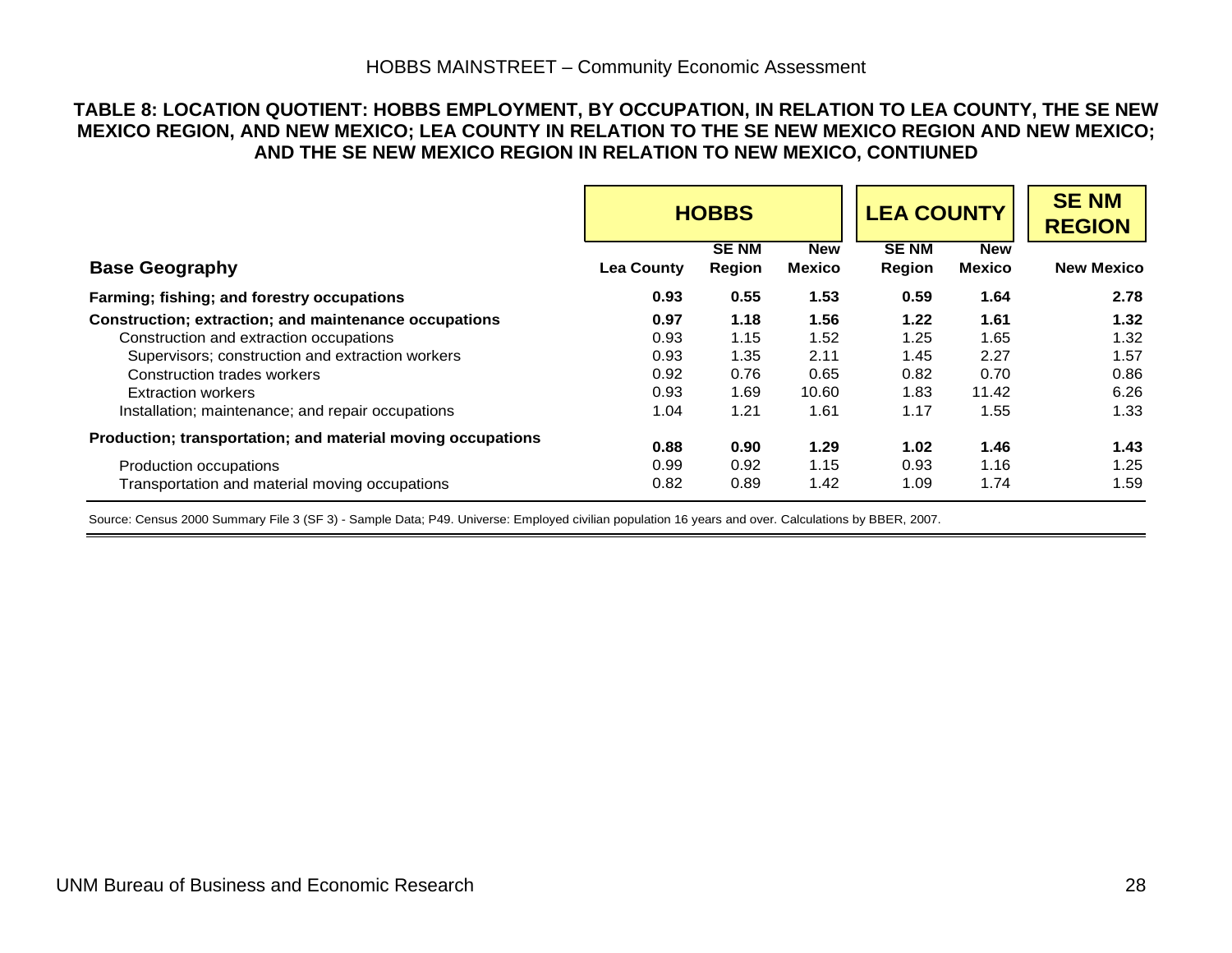**TABLE 8: LOCATION QUOTIENT: HOBBS EMPLOYMENT, BY OCCUPATION, IN RELATION TO LEA COUNTY, THE SE NEW MEXICO REGION, AND NEW MEXICO; LEA COUNTY IN RELATION TO THE SE NEW MEXICO REGION AND NEW MEXICO; AND THE SE NEW MEXICO REGION IN RELATION TO NEW MEXICO, CONTIUNED**

| | HOBBS | | | LEA COUNTY | | SE NM REGION |
|---|---|---|---|---|---|---|
| **Base Geography** | **Lea County** | **SE NM Region** | **New Mexico** | **SE NM Region** | **New Mexico** | **New Mexico** |
| **Farming; fishing; and forestry occupations** | **0.93** | **0.55** | **1.53** | **0.59** | **1.64** | **2.78** |
| **Construction; extraction; and maintenance occupations** | **0.97** | **1.18** | **1.56** | **1.22** | **1.61** | **1.32** |
| Construction and extraction occupations | 0.93 | 1.15 | 1.52 | 1.25 | 1.65 | 1.32 |
| Supervisors; construction and extraction workers | 0.93 | 1.35 | 2.11 | 1.45 | 2.27 | 1.57 |
| Construction trades workers | 0.92 | 0.76 | 0.65 | 0.82 | 0.70 | 0.86 |
| Extraction workers | 0.93 | 1.69 | 10.60 | 1.83 | 11.42 | 6.26 |
| Installation; maintenance; and repair occupations | 1.04 | 1.21 | 1.61 | 1.17 | 1.55 | 1.33 |
| **Production; transportation; and material moving occupations** | **0.88** | **0.90** | **1.29** | **1.02** | **1.46** | **1.43** |
| Production occupations | 0.99 | 0.92 | 1.15 | 0.93 | 1.16 | 1.25 |
| Transportation and material moving occupations | 0.82 | 0.89 | 1.42 | 1.09 | 1.74 | 1.59 |

Source: Census 2000 Summary File 3 (SF 3) - Sample Data; P49. Universe: Employed civilian population 16 years and over. Calculations by BBER, 2007.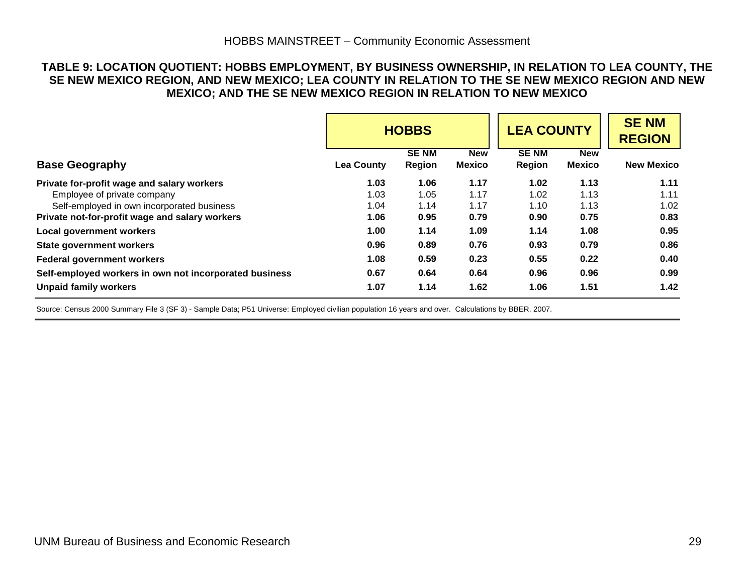**TABLE 9: LOCATION QUOTIENT: HOBBS EMPLOYMENT, BY BUSINESS OWNERSHIP, IN RELATION TO LEA COUNTY, THE SE NEW MEXICO REGION, AND NEW MEXICO; LEA COUNTY IN RELATION TO THE SE NEW MEXICO REGION AND NEW MEXICO; AND THE SE NEW MEXICO REGION IN RELATION TO NEW MEXICO**

| | **HOBBS** | | | **LEA COUNTY** | | **SE NM REGION** |
|---|---|---|---|---|---|---|
| **Base Geography** | **Lea County** | **SE NM Region** | **New Mexico** | **SE NM Region** | **New Mexico** | **New Mexico** |
| **Private for-profit wage and salary workers** | **1.03** | **1.06** | **1.17** | **1.02** | **1.13** | **1.11** |
| Employee of private company | 1.03 | 1.05 | 1.17 | 1.02 | 1.13 | 1.11 |
| Self-employed in own incorporated business | 1.04 | 1.14 | 1.17 | 1.10 | 1.13 | 1.02 |
| **Private not-for-profit wage and salary workers** | **1.06** | **0.95** | **0.79** | **0.90** | **0.75** | **0.83** |
| **Local government workers** | **1.00** | **1.14** | **1.09** | **1.14** | **1.08** | **0.95** |
| **State government workers** | **0.96** | **0.89** | **0.76** | **0.93** | **0.79** | **0.86** |
| **Federal government workers** | **1.08** | **0.59** | **0.23** | **0.55** | **0.22** | **0.40** |
| **Self-employed workers in own not incorporated business** | **0.67** | **0.64** | **0.64** | **0.96** | **0.96** | **0.99** |
| **Unpaid family workers** | **1.07** | **1.14** | **1.62** | **1.06** | **1.51** | **1.42** |

Source: Census 2000 Summary File 3 (SF 3) - Sample Data; P51 Universe: Employed civilian population 16 years and over. Calculations by BBER, 2007.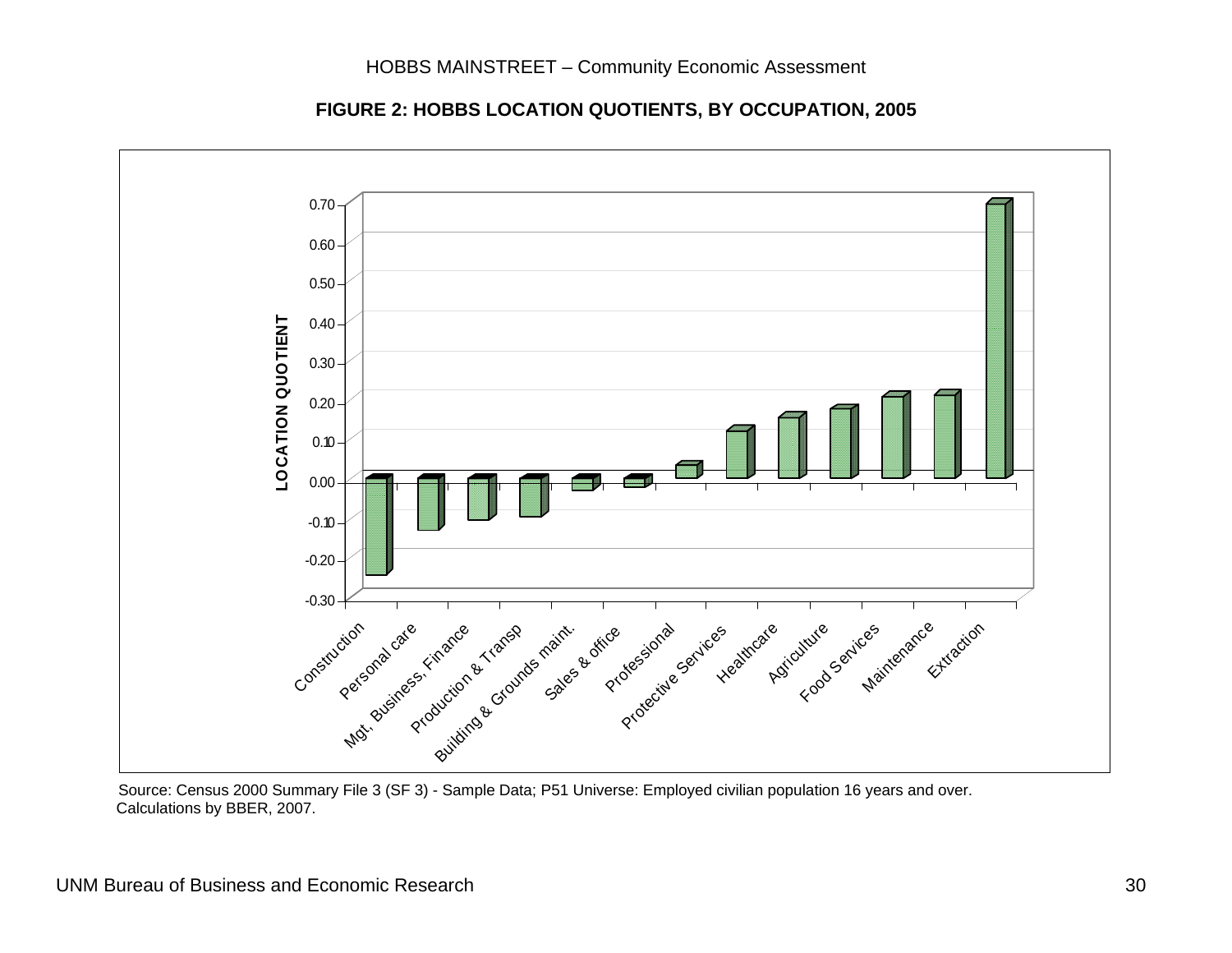**FIGURE 2: HOBBS LOCATION QUOTIENTS, BY OCCUPATION, 2005**

Source: Census 2000 Summary File 3 (SF 3) - Sample Data; P51 Universe: Employed civilian population 16 years and over. Calculations by BBER, 2007.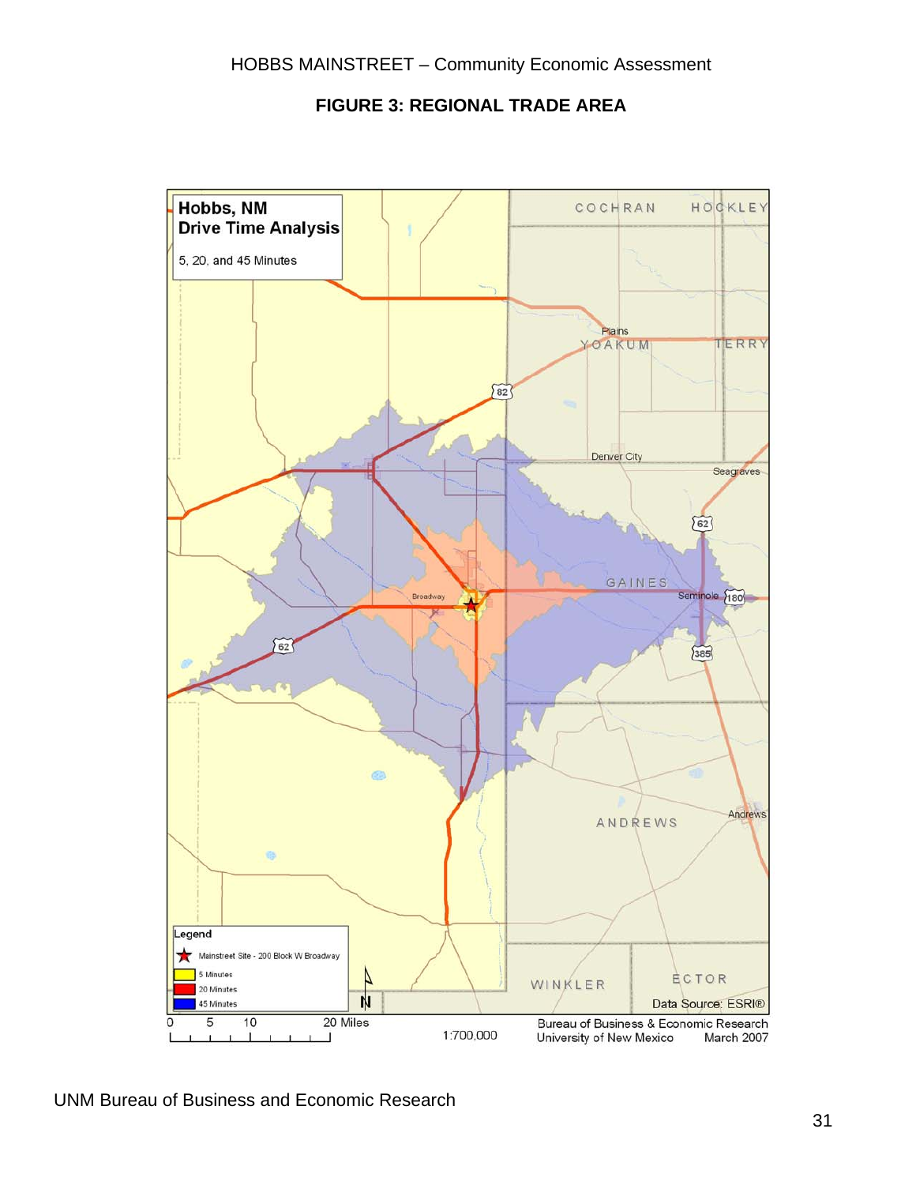**FIGURE 3: REGIONAL TRADE AREA**

**Hobbs, NM**
**Drive Time Analysis**

5, 20, and 45 Minutes

Legend

- Mainstreet Site - 200 Block W Broadway
- 5 Minutes
- 20 Minutes
- 45 Minutes

0 5 10 20 Miles

1:700,000

Data Source: ESRI®

Bureau of Business & Economic Research
University of New Mexico March 2007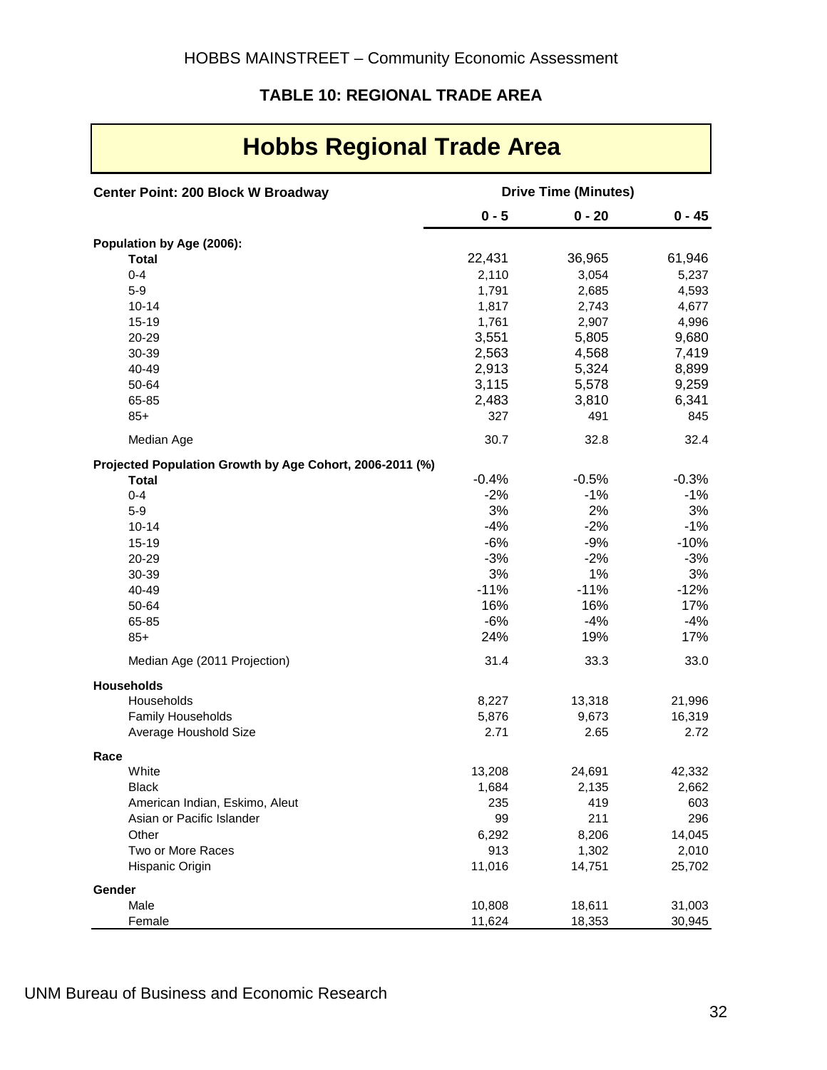**TABLE 10: REGIONAL TRADE AREA**

# Hobbs Regional Trade Area

| Center Point: 200 Block W Broadway | Drive Time (Minutes) | | |
|---|---|---|---|
| | 0 - 5 | 0 - 20 | 0 - 45 |
| **Population by Age (2006):** | | | |
| **Total** | 22,431 | 36,965 | 61,946 |
| 0-4 | 2,110 | 3,054 | 5,237 |
| 5-9 | 1,791 | 2,685 | 4,593 |
| 10-14 | 1,817 | 2,743 | 4,677 |
| 15-19 | 1,761 | 2,907 | 4,996 |
| 20-29 | 3,551 | 5,805 | 9,680 |
| 30-39 | 2,563 | 4,568 | 7,419 |
| 40-49 | 2,913 | 5,324 | 8,899 |
| 50-64 | 3,115 | 5,578 | 9,259 |
| 65-85 | 2,483 | 3,810 | 6,341 |
| 85+ | 327 | 491 | 845 |
| Median Age | 30.7 | 32.8 | 32.4 |
| **Projected Population Growth by Age Cohort, 2006-2011 (%)** | | | |
| **Total** | -0.4% | -0.5% | -0.3% |
| 0-4 | -2% | -1% | -1% |
| 5-9 | 3% | 2% | 3% |
| 10-14 | -4% | -2% | -1% |
| 15-19 | -6% | -9% | -10% |
| 20-29 | -3% | -2% | -3% |
| 30-39 | 3% | 1% | 3% |
| 40-49 | -11% | -11% | -12% |
| 50-64 | 16% | 16% | 17% |
| 65-85 | -6% | -4% | -4% |
| 85+ | 24% | 19% | 17% |
| Median Age (2011 Projection) | 31.4 | 33.3 | 33.0 |
| **Households** | | | |
| Households | 8,227 | 13,318 | 21,996 |
| Family Households | 5,876 | 9,673 | 16,319 |
| Average Houshold Size | 2.71 | 2.65 | 2.72 |
| **Race** | | | |
| White | 13,208 | 24,691 | 42,332 |
| Black | 1,684 | 2,135 | 2,662 |
| American Indian, Eskimo, Aleut | 235 | 419 | 603 |
| Asian or Pacific Islander | 99 | 211 | 296 |
| Other | 6,292 | 8,206 | 14,045 |
| Two or More Races | 913 | 1,302 | 2,010 |
| Hispanic Origin | 11,016 | 14,751 | 25,702 |
| **Gender** | | | |
| Male | 10,808 | 18,611 | 31,003 |
| Female | 11,624 | 18,353 | 30,945 |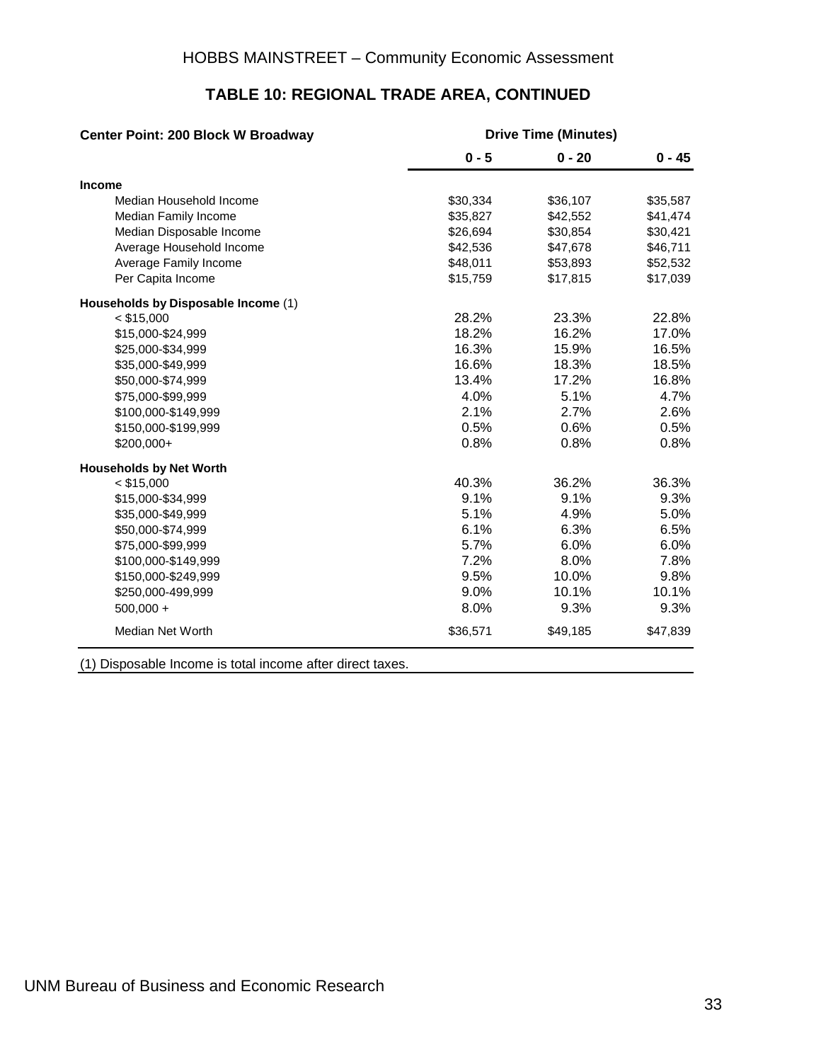## TABLE 10: REGIONAL TRADE AREA, CONTINUED

| Center Point: 200 Block W Broadway | Drive Time (Minutes) | | |
|---|---|---|---|
| | 0 - 5 | 0 - 20 | 0 - 45 |
| **Income** | | | |
| Median Household Income | $30,334 | $36,107 | $35,587 |
| Median Family Income | $35,827 | $42,552 | $41,474 |
| Median Disposable Income | $26,694 | $30,854 | $30,421 |
| Average Household Income | $42,536 | $47,678 | $46,711 |
| Average Family Income | $48,011 | $53,893 | $52,532 |
| Per Capita Income | $15,759 | $17,815 | $17,039 |
| **Households by Disposable Income** (1) | | | |
| < $15,000 | 28.2% | 23.3% | 22.8% |
| $15,000-$24,999 | 18.2% | 16.2% | 17.0% |
| $25,000-$34,999 | 16.3% | 15.9% | 16.5% |
| $35,000-$49,999 | 16.6% | 18.3% | 18.5% |
| $50,000-$74,999 | 13.4% | 17.2% | 16.8% |
| $75,000-$99,999 | 4.0% | 5.1% | 4.7% |
| $100,000-$149,999 | 2.1% | 2.7% | 2.6% |
| $150,000-$199,999 | 0.5% | 0.6% | 0.5% |
| $200,000+ | 0.8% | 0.8% | 0.8% |
| **Households by Net Worth** | | | |
| < $15,000 | 40.3% | 36.2% | 36.3% |
| $15,000-$34,999 | 9.1% | 9.1% | 9.3% |
| $35,000-$49,999 | 5.1% | 4.9% | 5.0% |
| $50,000-$74,999 | 6.1% | 6.3% | 6.5% |
| $75,000-$99,999 | 5.7% | 6.0% | 6.0% |
| $100,000-$149,999 | 7.2% | 8.0% | 7.8% |
| $150,000-$249,999 | 9.5% | 10.0% | 9.8% |
| $250,000-499,999 | 9.0% | 10.1% | 10.1% |
| 500,000 + | 8.0% | 9.3% | 9.3% |
| Median Net Worth | $36,571 | $49,185 | $47,839 |

(1) Disposable Income is total income after direct taxes.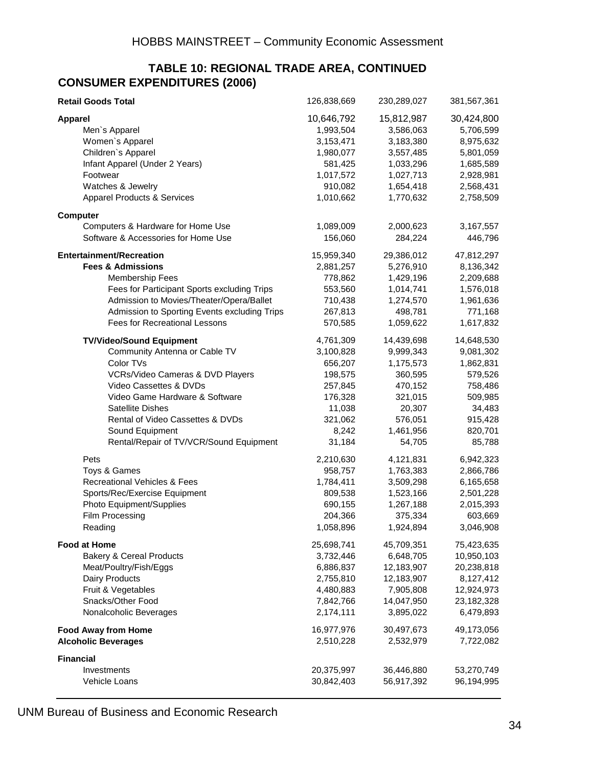## TABLE 10: REGIONAL TRADE AREA, CONTINUED

### CONSUMER EXPENDITURES (2006)

| | | | |
|---|---|---|---|
| **Retail Goods Total** | 126,838,669 | 230,289,027 | 381,567,361 |
| **Apparel** | 10,646,792 | 15,812,987 | 30,424,800 |
| Men`s Apparel | 1,993,504 | 3,586,063 | 5,706,599 |
| Women`s Apparel | 3,153,471 | 3,183,380 | 8,975,632 |
| Children`s Apparel | 1,980,077 | 3,557,485 | 5,801,059 |
| Infant Apparel (Under 2 Years) | 581,425 | 1,033,296 | 1,685,589 |
| Footwear | 1,017,572 | 1,027,713 | 2,928,981 |
| Watches & Jewelry | 910,082 | 1,654,418 | 2,568,431 |
| Apparel Products & Services | 1,010,662 | 1,770,632 | 2,758,509 |
| **Computer** | | | |
| Computers & Hardware for Home Use | 1,089,009 | 2,000,623 | 3,167,557 |
| Software & Accessories for Home Use | 156,060 | 284,224 | 446,796 |
| **Entertainment/Recreation** | 15,959,340 | 29,386,012 | 47,812,297 |
| **Fees & Admissions** | 2,881,257 | 5,276,910 | 8,136,342 |
| Membership Fees | 778,862 | 1,429,196 | 2,209,688 |
| Fees for Participant Sports excluding Trips | 553,560 | 1,014,741 | 1,576,018 |
| Admission to Movies/Theater/Opera/Ballet | 710,438 | 1,274,570 | 1,961,636 |
| Admission to Sporting Events excluding Trips | 267,813 | 498,781 | 771,168 |
| Fees for Recreational Lessons | 570,585 | 1,059,622 | 1,617,832 |
| **TV/Video/Sound Equipment** | 4,761,309 | 14,439,698 | 14,648,530 |
| Community Antenna or Cable TV | 3,100,828 | 9,999,343 | 9,081,302 |
| Color TVs | 656,207 | 1,175,573 | 1,862,831 |
| VCRs/Video Cameras & DVD Players | 198,575 | 360,595 | 579,526 |
| Video Cassettes & DVDs | 257,845 | 470,152 | 758,486 |
| Video Game Hardware & Software | 176,328 | 321,015 | 509,985 |
| Satellite Dishes | 11,038 | 20,307 | 34,483 |
| Rental of Video Cassettes & DVDs | 321,062 | 576,051 | 915,428 |
| Sound Equipment | 8,242 | 1,461,956 | 820,701 |
| Rental/Repair of TV/VCR/Sound Equipment | 31,184 | 54,705 | 85,788 |
| Pets | 2,210,630 | 4,121,831 | 6,942,323 |
| Toys & Games | 958,757 | 1,763,383 | 2,866,786 |
| Recreational Vehicles & Fees | 1,784,411 | 3,509,298 | 6,165,658 |
| Sports/Rec/Exercise Equipment | 809,538 | 1,523,166 | 2,501,228 |
| Photo Equipment/Supplies | 690,155 | 1,267,188 | 2,015,393 |
| Film Processing | 204,366 | 375,334 | 603,669 |
| Reading | 1,058,896 | 1,924,894 | 3,046,908 |
| **Food at Home** | 25,698,741 | 45,709,351 | 75,423,635 |
| Bakery & Cereal Products | 3,732,446 | 6,648,705 | 10,950,103 |
| Meat/Poultry/Fish/Eggs | 6,886,837 | 12,183,907 | 20,238,818 |
| Dairy Products | 2,755,810 | 12,183,907 | 8,127,412 |
| Fruit & Vegetables | 4,480,883 | 7,905,808 | 12,924,973 |
| Snacks/Other Food | 7,842,766 | 14,047,950 | 23,182,328 |
| Nonalcoholic Beverages | 2,174,111 | 3,895,022 | 6,479,893 |
| **Food Away from Home** | 16,977,976 | 30,497,673 | 49,173,056 |
| **Alcoholic Beverages** | 2,510,228 | 2,532,979 | 7,722,082 |
| **Financial** | | | |
| Investments | 20,375,997 | 36,446,880 | 53,270,749 |
| Vehicle Loans | 30,842,403 | 56,917,392 | 96,194,995 |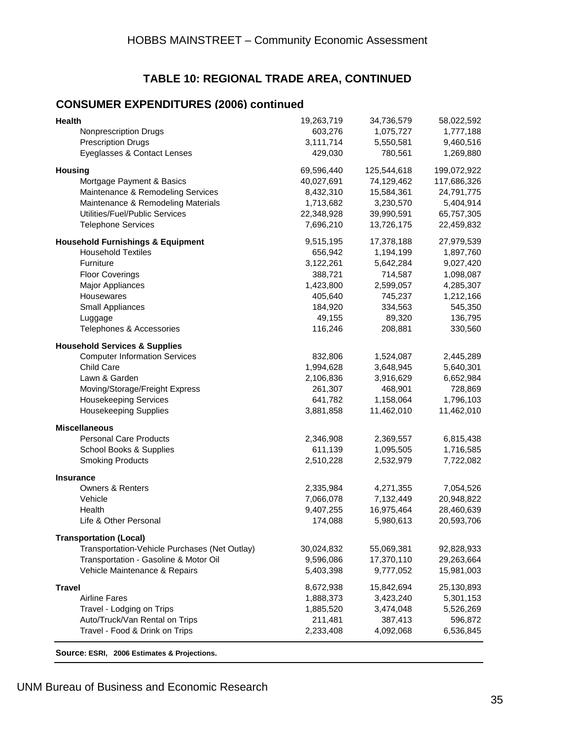## TABLE 10: REGIONAL TRADE AREA, CONTINUED

### CONSUMER EXPENDITURES (2006) continued

| | | | |
|---|---|---|---|
| **Health** | 19,263,719 | 34,736,579 | 58,022,592 |
| Nonprescription Drugs | 603,276 | 1,075,727 | 1,777,188 |
| Prescription Drugs | 3,111,714 | 5,550,581 | 9,460,516 |
| Eyeglasses & Contact Lenses | 429,030 | 780,561 | 1,269,880 |
| **Housing** | 69,596,440 | 125,544,618 | 199,072,922 |
| Mortgage Payment & Basics | 40,027,691 | 74,129,462 | 117,686,326 |
| Maintenance & Remodeling Services | 8,432,310 | 15,584,361 | 24,791,775 |
| Maintenance & Remodeling Materials | 1,713,682 | 3,230,570 | 5,404,914 |
| Utilities/Fuel/Public Services | 22,348,928 | 39,990,591 | 65,757,305 |
| Telephone Services | 7,696,210 | 13,726,175 | 22,459,832 |
| **Household Furnishings & Equipment** | 9,515,195 | 17,378,188 | 27,979,539 |
| Household Textiles | 656,942 | 1,194,199 | 1,897,760 |
| Furniture | 3,122,261 | 5,642,284 | 9,027,420 |
| Floor Coverings | 388,721 | 714,587 | 1,098,087 |
| Major Appliances | 1,423,800 | 2,599,057 | 4,285,307 |
| Housewares | 405,640 | 745,237 | 1,212,166 |
| Small Appliances | 184,920 | 334,563 | 545,350 |
| Luggage | 49,155 | 89,320 | 136,795 |
| Telephones & Accessories | 116,246 | 208,881 | 330,560 |
| **Household Services & Supplies** | | | |
| Computer Information Services | 832,806 | 1,524,087 | 2,445,289 |
| Child Care | 1,994,628 | 3,648,945 | 5,640,301 |
| Lawn & Garden | 2,106,836 | 3,916,629 | 6,652,984 |
| Moving/Storage/Freight Express | 261,307 | 468,901 | 728,869 |
| Housekeeping Services | 641,782 | 1,158,064 | 1,796,103 |
| Housekeeping Supplies | 3,881,858 | 11,462,010 | 11,462,010 |
| **Miscellaneous** | | | |
| Personal Care Products | 2,346,908 | 2,369,557 | 6,815,438 |
| School Books & Supplies | 611,139 | 1,095,505 | 1,716,585 |
| Smoking Products | 2,510,228 | 2,532,979 | 7,722,082 |
| **Insurance** | | | |
| Owners & Renters | 2,335,984 | 4,271,355 | 7,054,526 |
| Vehicle | 7,066,078 | 7,132,449 | 20,948,822 |
| Health | 9,407,255 | 16,975,464 | 28,460,639 |
| Life & Other Personal | 174,088 | 5,980,613 | 20,593,706 |
| **Transportation (Local)** | | | |
| Transportation-Vehicle Purchases (Net Outlay) | 30,024,832 | 55,069,381 | 92,828,933 |
| Transportation - Gasoline & Motor Oil | 9,596,086 | 17,370,110 | 29,263,664 |
| Vehicle Maintenance & Repairs | 5,403,398 | 9,777,052 | 15,981,003 |
| **Travel** | 8,672,938 | 15,842,694 | 25,130,893 |
| Airline Fares | 1,888,373 | 3,423,240 | 5,301,153 |
| Travel - Lodging on Trips | 1,885,520 | 3,474,048 | 5,526,269 |
| Auto/Truck/Van Rental on Trips | 211,481 | 387,413 | 596,872 |
| Travel - Food & Drink on Trips | 2,233,408 | 4,092,068 | 6,536,845 |

**Source: ESRI, 2006 Estimates & Projections.**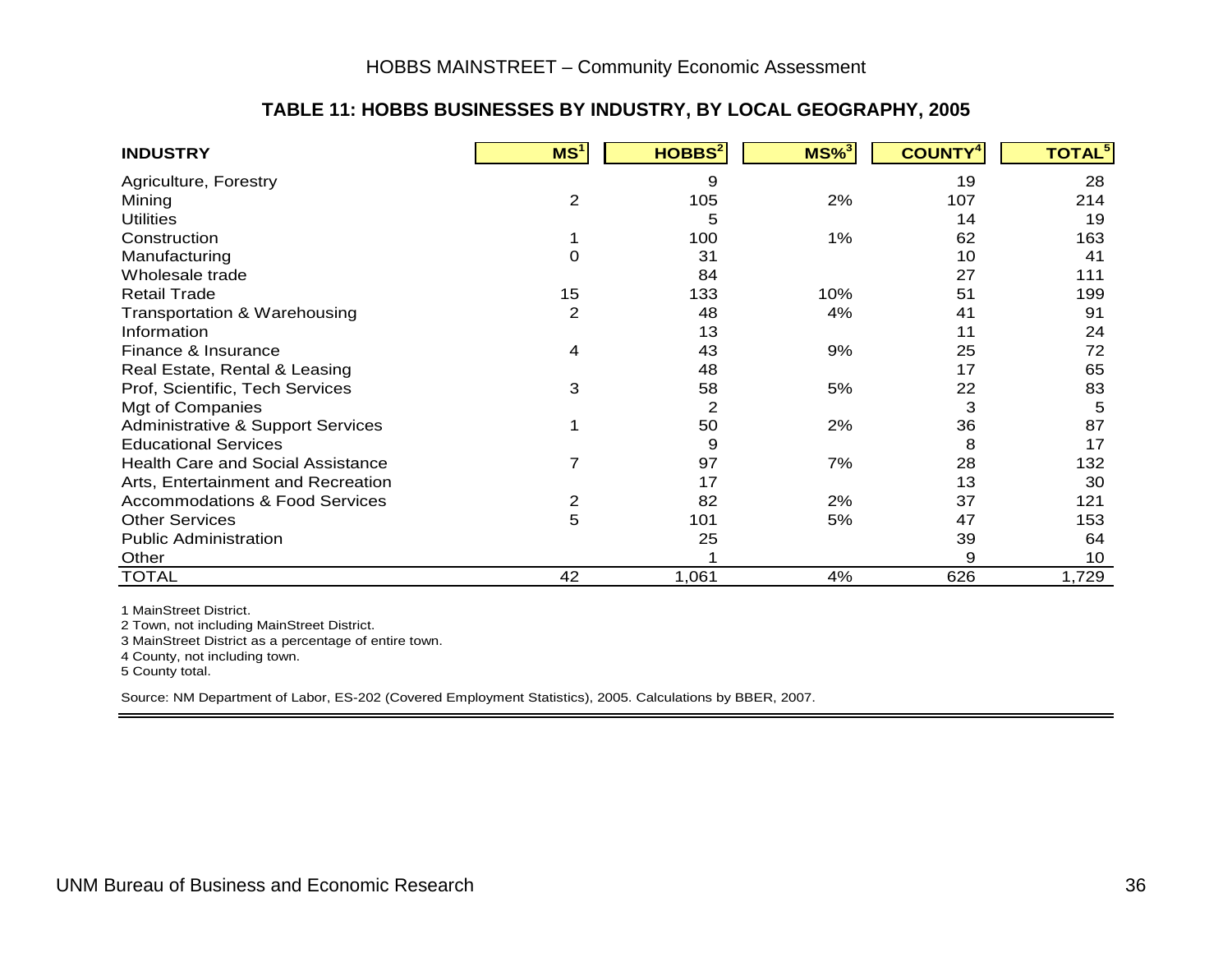## TABLE 11: HOBBS BUSINESSES BY INDUSTRY, BY LOCAL GEOGRAPHY, 2005

| INDUSTRY | MS[1] | HOBBS[2] | MS%[3] | COUNTY[4] | TOTAL[5] |
|---|---|---|---|---|---|
| Agriculture, Forestry | | 9 | | 19 | 28 |
| Mining | 2 | 105 | 2% | 107 | 214 |
| Utilities | | 5 | | 14 | 19 |
| Construction | 1 | 100 | 1% | 62 | 163 |
| Manufacturing | 0 | 31 | | 10 | 41 |
| Wholesale trade | | 84 | | 27 | 111 |
| Retail Trade | 15 | 133 | 10% | 51 | 199 |
| Transportation & Warehousing | 2 | 48 | 4% | 41 | 91 |
| Information | | 13 | | 11 | 24 |
| Finance & Insurance | 4 | 43 | 9% | 25 | 72 |
| Real Estate, Rental & Leasing | | 48 | | 17 | 65 |
| Prof, Scientific, Tech Services | 3 | 58 | 5% | 22 | 83 |
| Mgt of Companies | | 2 | | 3 | 5 |
| Administrative & Support Services | 1 | 50 | 2% | 36 | 87 |
| Educational Services | | 9 | | 8 | 17 |
| Health Care and Social Assistance | 7 | 97 | 7% | 28 | 132 |
| Arts, Entertainment and Recreation | | 17 | | 13 | 30 |
| Accommodations & Food Services | 2 | 82 | 2% | 37 | 121 |
| Other Services | 5 | 101 | 5% | 47 | 153 |
| Public Administration | | 25 | | 39 | 64 |
| Other | | 1 | | 9 | 10 |
| TOTAL | 42 | 1,061 | 4% | 626 | 1,729 |

1 MainStreet District.
2 Town, not including MainStreet District.
3 MainStreet District as a percentage of entire town.
4 County, not including town.
5 County total.

Source: NM Department of Labor, ES-202 (Covered Employment Statistics), 2005. Calculations by BBER, 2007.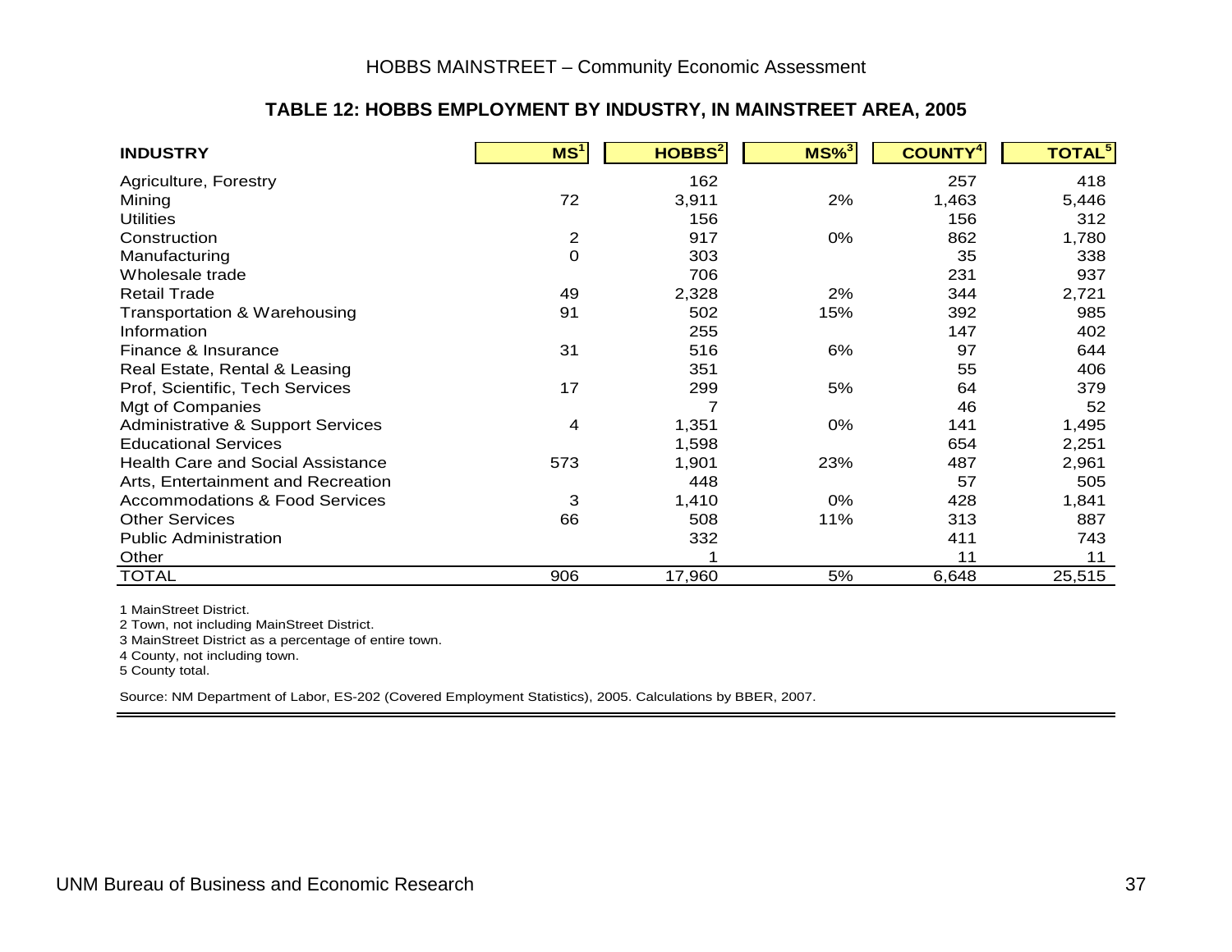## TABLE 12: HOBBS EMPLOYMENT BY INDUSTRY, IN MAINSTREET AREA, 2005

| INDUSTRY | MS[1] | HOBBS[2] | MS%[3] | COUNTY[4] | TOTAL[5] |
|---|---|---|---|---|---|
| Agriculture, Forestry | | 162 | | 257 | 418 |
| Mining | 72 | 3,911 | 2% | 1,463 | 5,446 |
| Utilities | | 156 | | 156 | 312 |
| Construction | 2 | 917 | 0% | 862 | 1,780 |
| Manufacturing | 0 | 303 | | 35 | 338 |
| Wholesale trade | | 706 | | 231 | 937 |
| Retail Trade | 49 | 2,328 | 2% | 344 | 2,721 |
| Transportation & Warehousing | 91 | 502 | 15% | 392 | 985 |
| Information | | 255 | | 147 | 402 |
| Finance & Insurance | 31 | 516 | 6% | 97 | 644 |
| Real Estate, Rental & Leasing | | 351 | | 55 | 406 |
| Prof, Scientific, Tech Services | 17 | 299 | 5% | 64 | 379 |
| Mgt of Companies | | 7 | | 46 | 52 |
| Administrative & Support Services | 4 | 1,351 | 0% | 141 | 1,495 |
| Educational Services | | 1,598 | | 654 | 2,251 |
| Health Care and Social Assistance | 573 | 1,901 | 23% | 487 | 2,961 |
| Arts, Entertainment and Recreation | | 448 | | 57 | 505 |
| Accommodations & Food Services | 3 | 1,410 | 0% | 428 | 1,841 |
| Other Services | 66 | 508 | 11% | 313 | 887 |
| Public Administration | | 332 | | 411 | 743 |
| Other | | 1 | | 11 | 11 |
| TOTAL | 906 | 17,960 | 5% | 6,648 | 25,515 |

1 MainStreet District.
2 Town, not including MainStreet District.
3 MainStreet District as a percentage of entire town.
4 County, not including town.
5 County total.

Source: NM Department of Labor, ES-202 (Covered Employment Statistics), 2005. Calculations by BBER, 2007.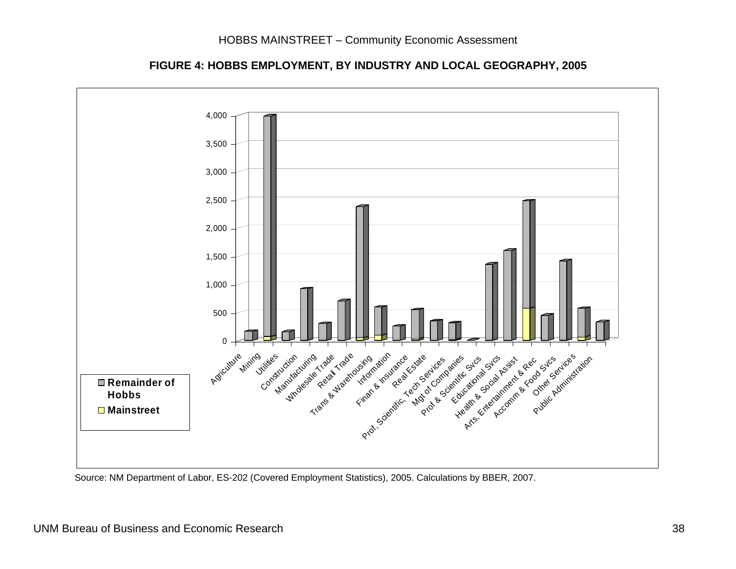## FIGURE 4: HOBBS EMPLOYMENT, BY INDUSTRY AND LOCAL GEOGRAPHY, 2005

Source: NM Department of Labor, ES-202 (Covered Employment Statistics), 2005. Calculations by BBER, 2007.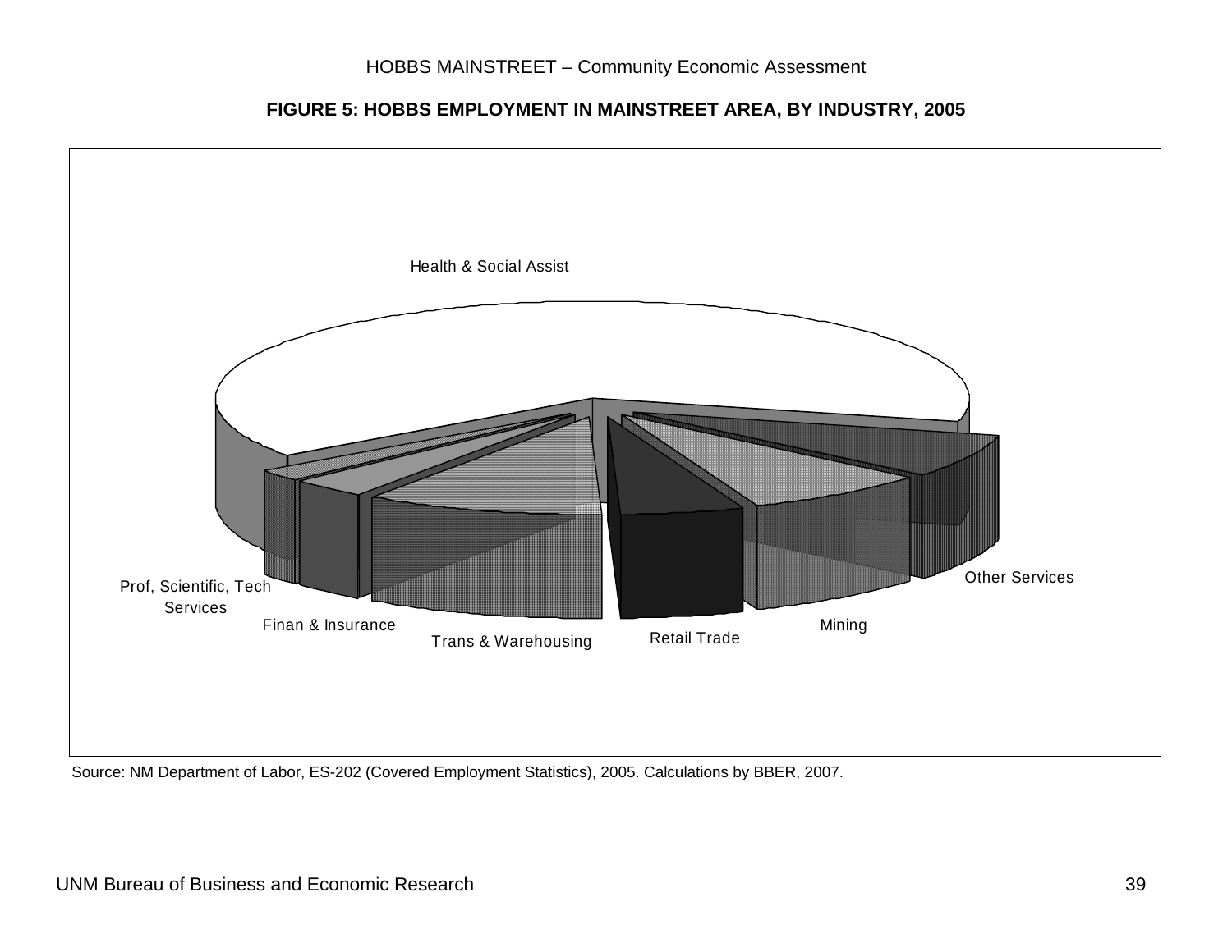**FIGURE 5: HOBBS EMPLOYMENT IN MAINSTREET AREA, BY INDUSTRY, 2005**

Health & Social Assist

Prof, Scientific, Tech Services

Finan & Insurance

Trans & Warehousing

Retail Trade

Mining

Other Services

Source: NM Department of Labor, ES-202 (Covered Employment Statistics), 2005. Calculations by BBER, 2007.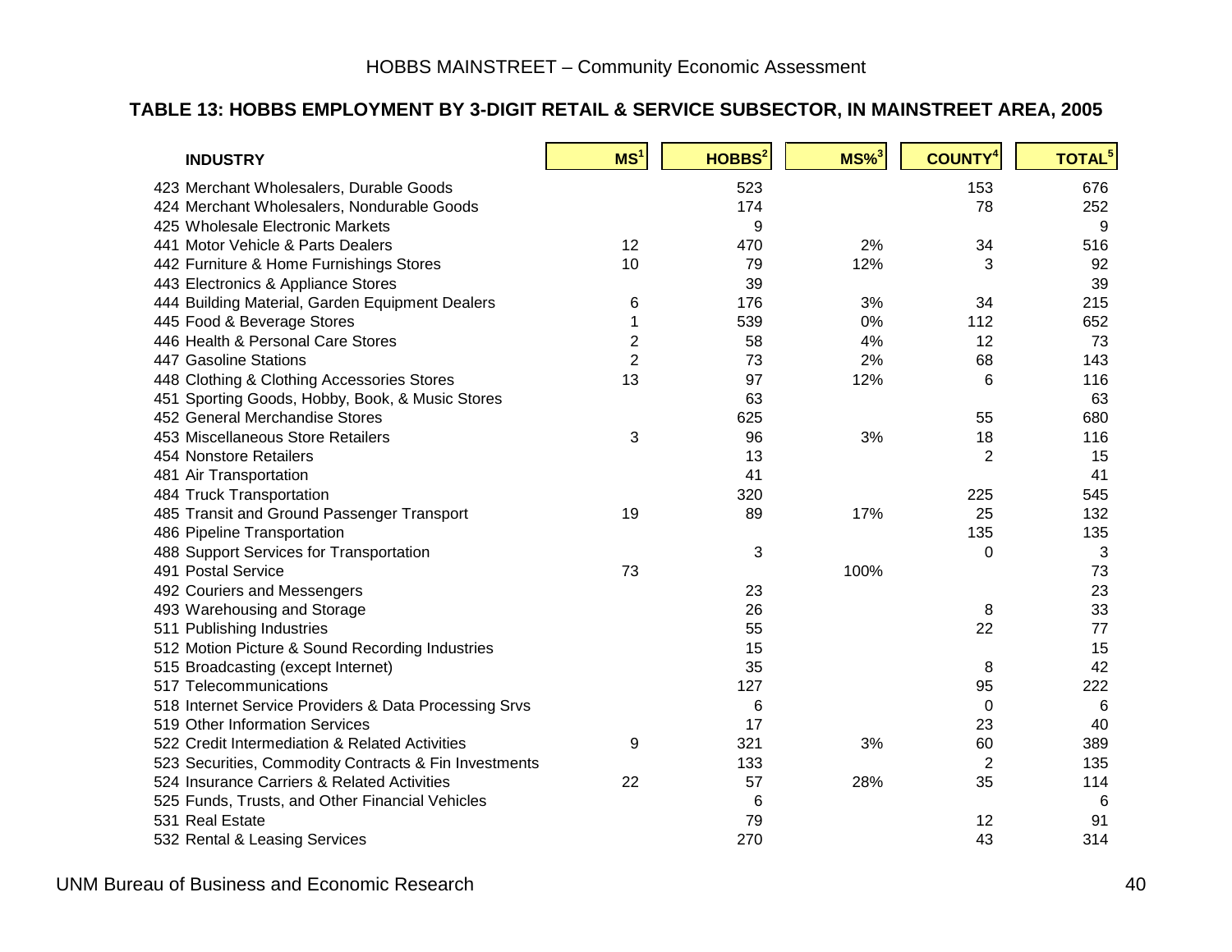## TABLE 13: HOBBS EMPLOYMENT BY 3-DIGIT RETAIL & SERVICE SUBSECTOR, IN MAINSTREET AREA, 2005

| INDUSTRY | MS[1] | HOBBS[2] | MS%[3] | COUNTY[4] | TOTAL[5] |
|---|---|---|---|---|---|
| 423 Merchant Wholesalers, Durable Goods | | 523 | | 153 | 676 |
| 424 Merchant Wholesalers, Nondurable Goods | | 174 | | 78 | 252 |
| 425 Wholesale Electronic Markets | | 9 | | | 9 |
| 441 Motor Vehicle & Parts Dealers | 12 | 470 | 2% | 34 | 516 |
| 442 Furniture & Home Furnishings Stores | 10 | 79 | 12% | 3 | 92 |
| 443 Electronics & Appliance Stores | | 39 | | | 39 |
| 444 Building Material, Garden Equipment Dealers | 6 | 176 | 3% | 34 | 215 |
| 445 Food & Beverage Stores | 1 | 539 | 0% | 112 | 652 |
| 446 Health & Personal Care Stores | 2 | 58 | 4% | 12 | 73 |
| 447 Gasoline Stations | 2 | 73 | 2% | 68 | 143 |
| 448 Clothing & Clothing Accessories Stores | 13 | 97 | 12% | 6 | 116 |
| 451 Sporting Goods, Hobby, Book, & Music Stores | | 63 | | | 63 |
| 452 General Merchandise Stores | | 625 | | 55 | 680 |
| 453 Miscellaneous Store Retailers | 3 | 96 | 3% | 18 | 116 |
| 454 Nonstore Retailers | | 13 | | 2 | 15 |
| 481 Air Transportation | | 41 | | | 41 |
| 484 Truck Transportation | | 320 | | 225 | 545 |
| 485 Transit and Ground Passenger Transport | 19 | 89 | 17% | 25 | 132 |
| 486 Pipeline Transportation | | | | 135 | 135 |
| 488 Support Services for Transportation | | 3 | | 0 | 3 |
| 491 Postal Service | 73 | | 100% | | 73 |
| 492 Couriers and Messengers | | 23 | | | 23 |
| 493 Warehousing and Storage | | 26 | | 8 | 33 |
| 511 Publishing Industries | | 55 | | 22 | 77 |
| 512 Motion Picture & Sound Recording Industries | | 15 | | | 15 |
| 515 Broadcasting (except Internet) | | 35 | | 8 | 42 |
| 517 Telecommunications | | 127 | | 95 | 222 |
| 518 Internet Service Providers & Data Processing Srvs | | 6 | | 0 | 6 |
| 519 Other Information Services | | 17 | | 23 | 40 |
| 522 Credit Intermediation & Related Activities | 9 | 321 | 3% | 60 | 389 |
| 523 Securities, Commodity Contracts & Fin Investments | | 133 | | 2 | 135 |
| 524 Insurance Carriers & Related Activities | 22 | 57 | 28% | 35 | 114 |
| 525 Funds, Trusts, and Other Financial Vehicles | | 6 | | | 6 |
| 531 Real Estate | | 79 | | 12 | 91 |
| 532 Rental & Leasing Services | | 270 | | 43 | 314 |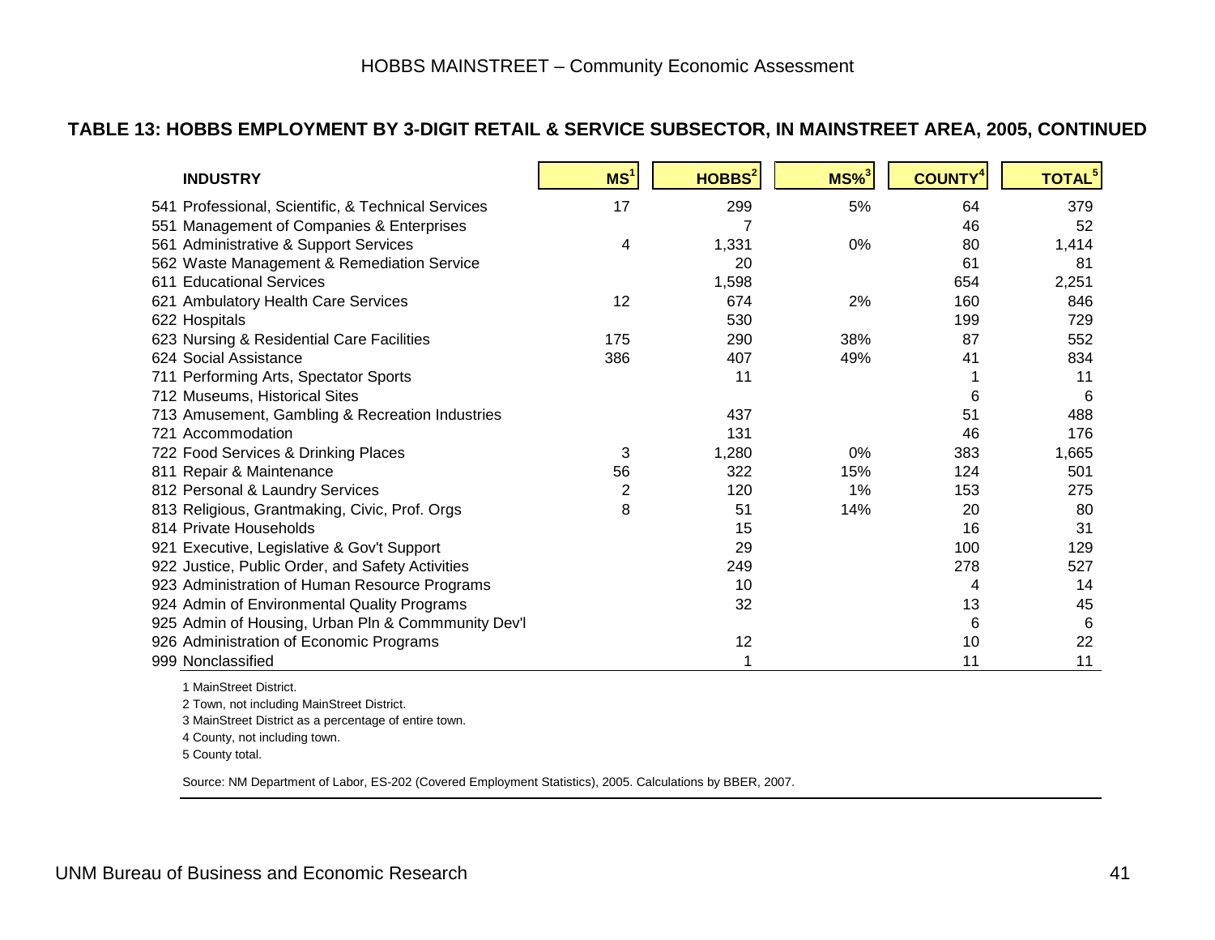## TABLE 13: HOBBS EMPLOYMENT BY 3-DIGIT RETAIL & SERVICE SUBSECTOR, IN MAINSTREET AREA, 2005, CONTINUED

| INDUSTRY | MS[1] | HOBBS[2] | MS%[3] | COUNTY[4] | TOTAL[5] |
|---|---|---|---|---|---|
| 541 Professional, Scientific, & Technical Services | 17 | 299 | 5% | 64 | 379 |
| 551 Management of Companies & Enterprises | | 7 | | 46 | 52 |
| 561 Administrative & Support Services | 4 | 1,331 | 0% | 80 | 1,414 |
| 562 Waste Management & Remediation Service | | 20 | | 61 | 81 |
| 611 Educational Services | | 1,598 | | 654 | 2,251 |
| 621 Ambulatory Health Care Services | 12 | 674 | 2% | 160 | 846 |
| 622 Hospitals | | 530 | | 199 | 729 |
| 623 Nursing & Residential Care Facilities | 175 | 290 | 38% | 87 | 552 |
| 624 Social Assistance | 386 | 407 | 49% | 41 | 834 |
| 711 Performing Arts, Spectator Sports | | 11 | | 1 | 11 |
| 712 Museums, Historical Sites | | | | 6 | 6 |
| 713 Amusement, Gambling & Recreation Industries | | 437 | | 51 | 488 |
| 721 Accommodation | | 131 | | 46 | 176 |
| 722 Food Services & Drinking Places | 3 | 1,280 | 0% | 383 | 1,665 |
| 811 Repair & Maintenance | 56 | 322 | 15% | 124 | 501 |
| 812 Personal & Laundry Services | 2 | 120 | 1% | 153 | 275 |
| 813 Religious, Grantmaking, Civic, Prof. Orgs | 8 | 51 | 14% | 20 | 80 |
| 814 Private Households | | 15 | | 16 | 31 |
| 921 Executive, Legislative & Gov't Support | | 29 | | 100 | 129 |
| 922 Justice, Public Order, and Safety Activities | | 249 | | 278 | 527 |
| 923 Administration of Human Resource Programs | | 10 | | 4 | 14 |
| 924 Admin of Environmental Quality Programs | | 32 | | 13 | 45 |
| 925 Admin of Housing, Urban Pln & Commmunity Dev'l | | | | 6 | 6 |
| 926 Administration of Economic Programs | | 12 | | 10 | 22 |
| 999 Nonclassified | | 1 | | 11 | 11 |

1 MainStreet District.

2 Town, not including MainStreet District.

3 MainStreet District as a percentage of entire town.

4 County, not including town.

5 County total.

Source: NM Department of Labor, ES-202 (Covered Employment Statistics), 2005. Calculations by BBER, 2007.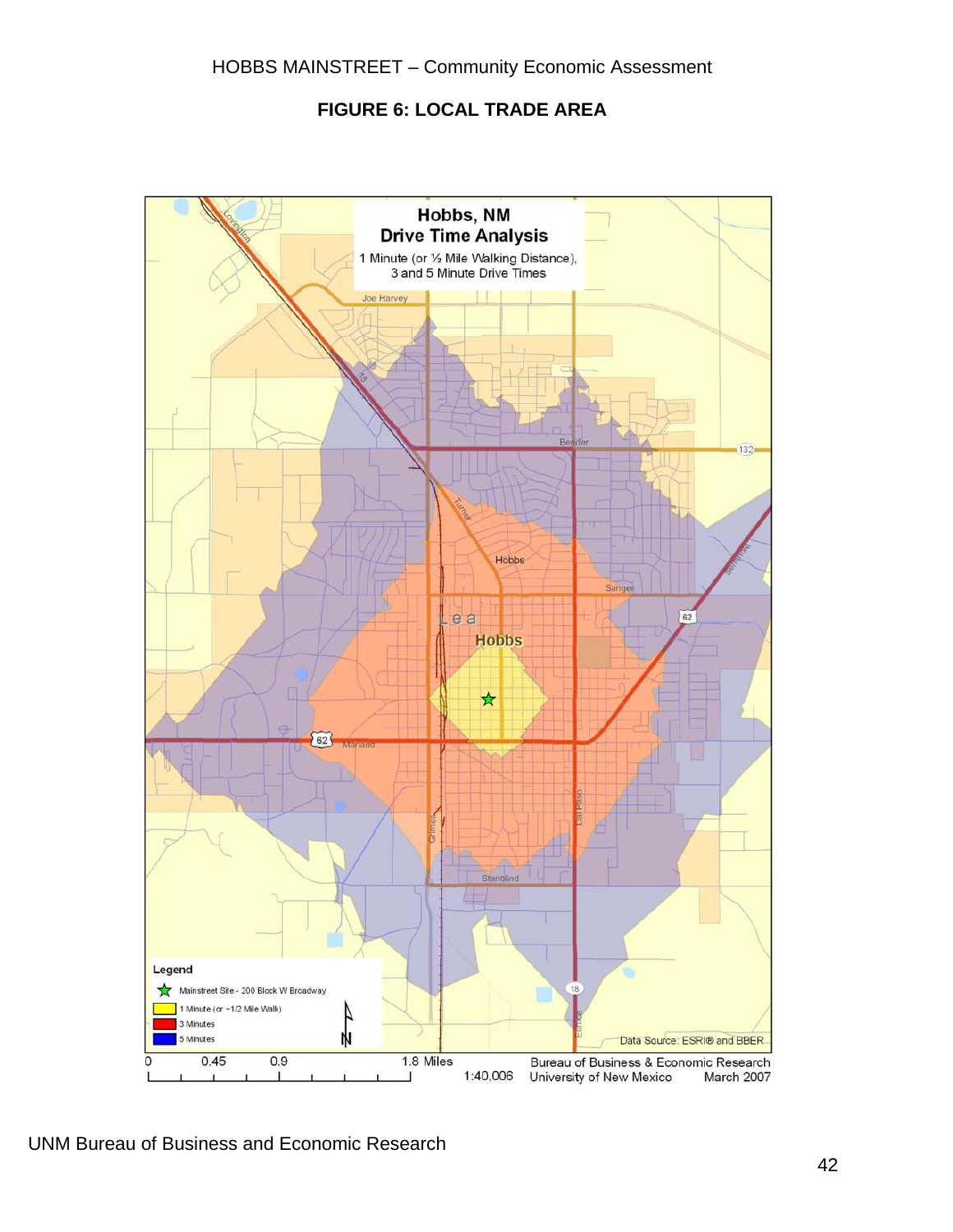## FIGURE 6: LOCAL TRADE AREA

**Hobbs, NM**
**Drive Time Analysis**
1 Minute (or ½ Mile Walking Distance), 3 and 5 Minute Drive Times

Legend
- Mainstreet Site - 200 Block W Broadway
- 1 Minute (or ~1/2 Mile Walk)
- 3 Minutes
- 5 Minutes

0 0.45 0.9 1.8 Miles

1:40,006

Data Source: ESRI® and BBER

Bureau of Business & Economic Research
University of New Mexico March 2007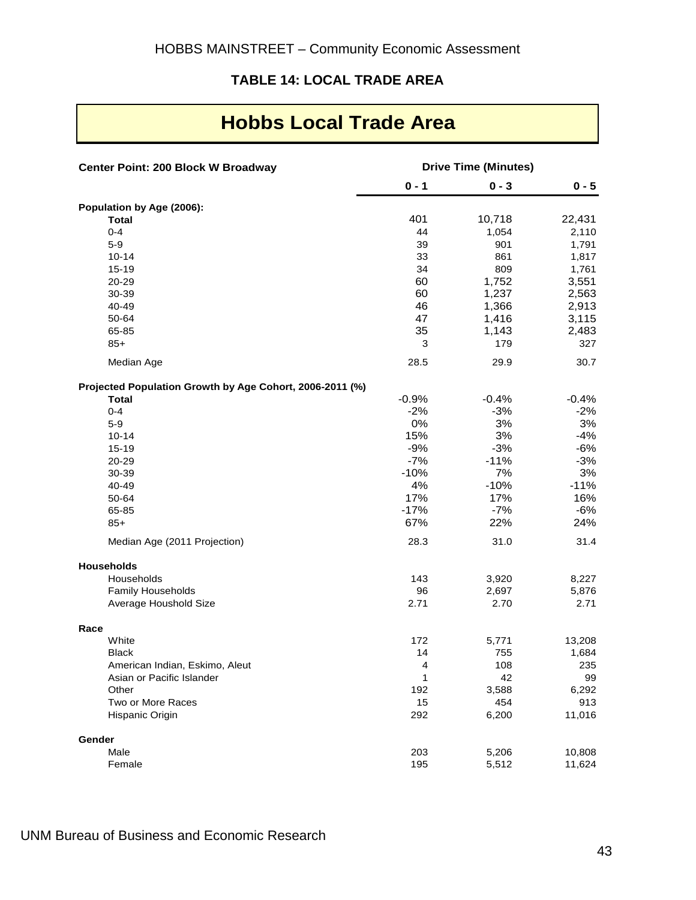## TABLE 14: LOCAL TRADE AREA

# Hobbs Local Trade Area

| Center Point: 200 Block W Broadway | Drive Time (Minutes) | | |
|---|---|---|---|
| | 0 - 1 | 0 - 3 | 0 - 5 |
| **Population by Age (2006):** | | | |
| **Total** | 401 | 10,718 | 22,431 |
| 0-4 | 44 | 1,054 | 2,110 |
| 5-9 | 39 | 901 | 1,791 |
| 10-14 | 33 | 861 | 1,817 |
| 15-19 | 34 | 809 | 1,761 |
| 20-29 | 60 | 1,752 | 3,551 |
| 30-39 | 60 | 1,237 | 2,563 |
| 40-49 | 46 | 1,366 | 2,913 |
| 50-64 | 47 | 1,416 | 3,115 |
| 65-85 | 35 | 1,143 | 2,483 |
| 85+ | 3 | 179 | 327 |
| Median Age | 28.5 | 29.9 | 30.7 |
| **Projected Population Growth by Age Cohort, 2006-2011 (%)** | | | |
| **Total** | -0.9% | -0.4% | -0.4% |
| 0-4 | -2% | -3% | -2% |
| 5-9 | 0% | 3% | 3% |
| 10-14 | 15% | 3% | -4% |
| 15-19 | -9% | -3% | -6% |
| 20-29 | -7% | -11% | -3% |
| 30-39 | -10% | 7% | 3% |
| 40-49 | 4% | -10% | -11% |
| 50-64 | 17% | 17% | 16% |
| 65-85 | -17% | -7% | -6% |
| 85+ | 67% | 22% | 24% |
| Median Age (2011 Projection) | 28.3 | 31.0 | 31.4 |
| **Households** | | | |
| Households | 143 | 3,920 | 8,227 |
| Family Households | 96 | 2,697 | 5,876 |
| Average Houshold Size | 2.71 | 2.70 | 2.71 |
| **Race** | | | |
| White | 172 | 5,771 | 13,208 |
| Black | 14 | 755 | 1,684 |
| American Indian, Eskimo, Aleut | 4 | 108 | 235 |
| Asian or Pacific Islander | 1 | 42 | 99 |
| Other | 192 | 3,588 | 6,292 |
| Two or More Races | 15 | 454 | 913 |
| Hispanic Origin | 292 | 6,200 | 11,016 |
| **Gender** | | | |
| Male | 203 | 5,206 | 10,808 |
| Female | 195 | 5,512 | 11,624 |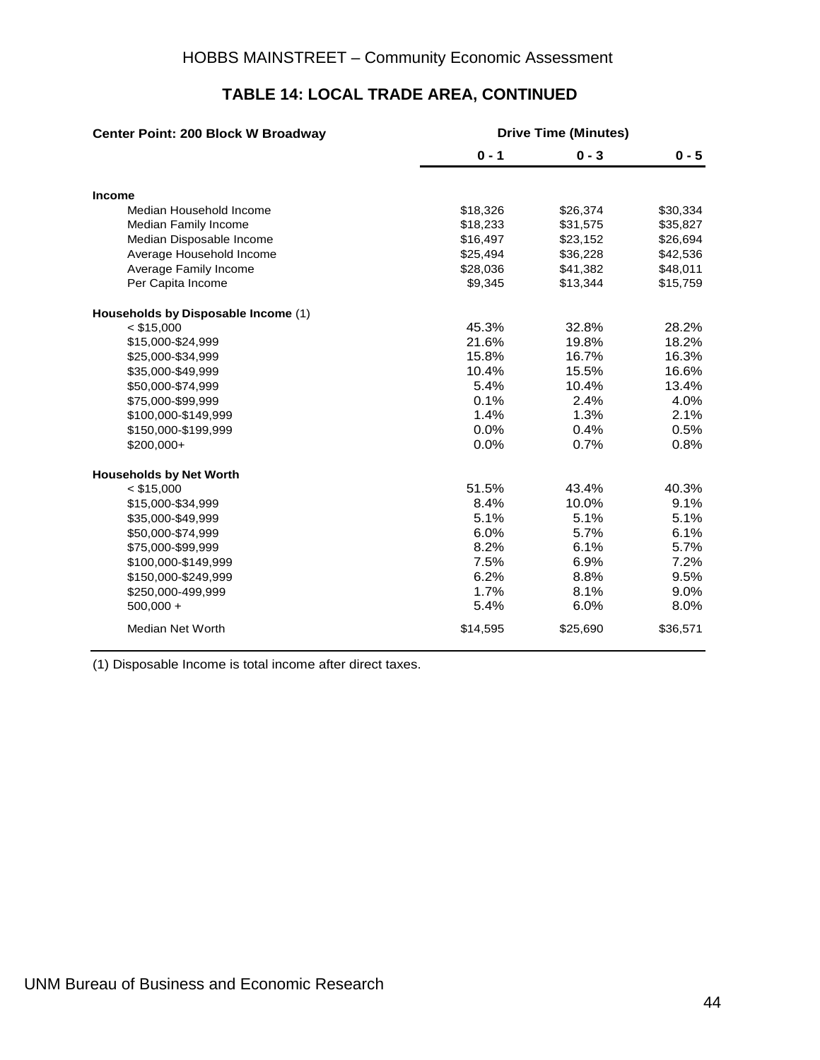## TABLE 14: LOCAL TRADE AREA, CONTINUED

| Center Point: 200 Block W Broadway | Drive Time (Minutes) | | |
|---|---|---|---|
| | 0 - 1 | 0 - 3 | 0 - 5 |
| **Income** | | | |
| Median Household Income | $18,326 | $26,374 | $30,334 |
| Median Family Income | $18,233 | $31,575 | $35,827 |
| Median Disposable Income | $16,497 | $23,152 | $26,694 |
| Average Household Income | $25,494 | $36,228 | $42,536 |
| Average Family Income | $28,036 | $41,382 | $48,011 |
| Per Capita Income | $9,345 | $13,344 | $15,759 |
| **Households by Disposable Income** (1) | | | |
| < $15,000 | 45.3% | 32.8% | 28.2% |
| $15,000-$24,999 | 21.6% | 19.8% | 18.2% |
| $25,000-$34,999 | 15.8% | 16.7% | 16.3% |
| $35,000-$49,999 | 10.4% | 15.5% | 16.6% |
| $50,000-$74,999 | 5.4% | 10.4% | 13.4% |
| $75,000-$99,999 | 0.1% | 2.4% | 4.0% |
| $100,000-$149,999 | 1.4% | 1.3% | 2.1% |
| $150,000-$199,999 | 0.0% | 0.4% | 0.5% |
| $200,000+ | 0.0% | 0.7% | 0.8% |
| **Households by Net Worth** | | | |
| < $15,000 | 51.5% | 43.4% | 40.3% |
| $15,000-$34,999 | 8.4% | 10.0% | 9.1% |
| $35,000-$49,999 | 5.1% | 5.1% | 5.1% |
| $50,000-$74,999 | 6.0% | 5.7% | 6.1% |
| $75,000-$99,999 | 8.2% | 6.1% | 5.7% |
| $100,000-$149,999 | 7.5% | 6.9% | 7.2% |
| $150,000-$249,999 | 6.2% | 8.8% | 9.5% |
| $250,000-499,999 | 1.7% | 8.1% | 9.0% |
| 500,000 + | 5.4% | 6.0% | 8.0% |
| Median Net Worth | $14,595 | $25,690 | $36,571 |

(1) Disposable Income is total income after direct taxes.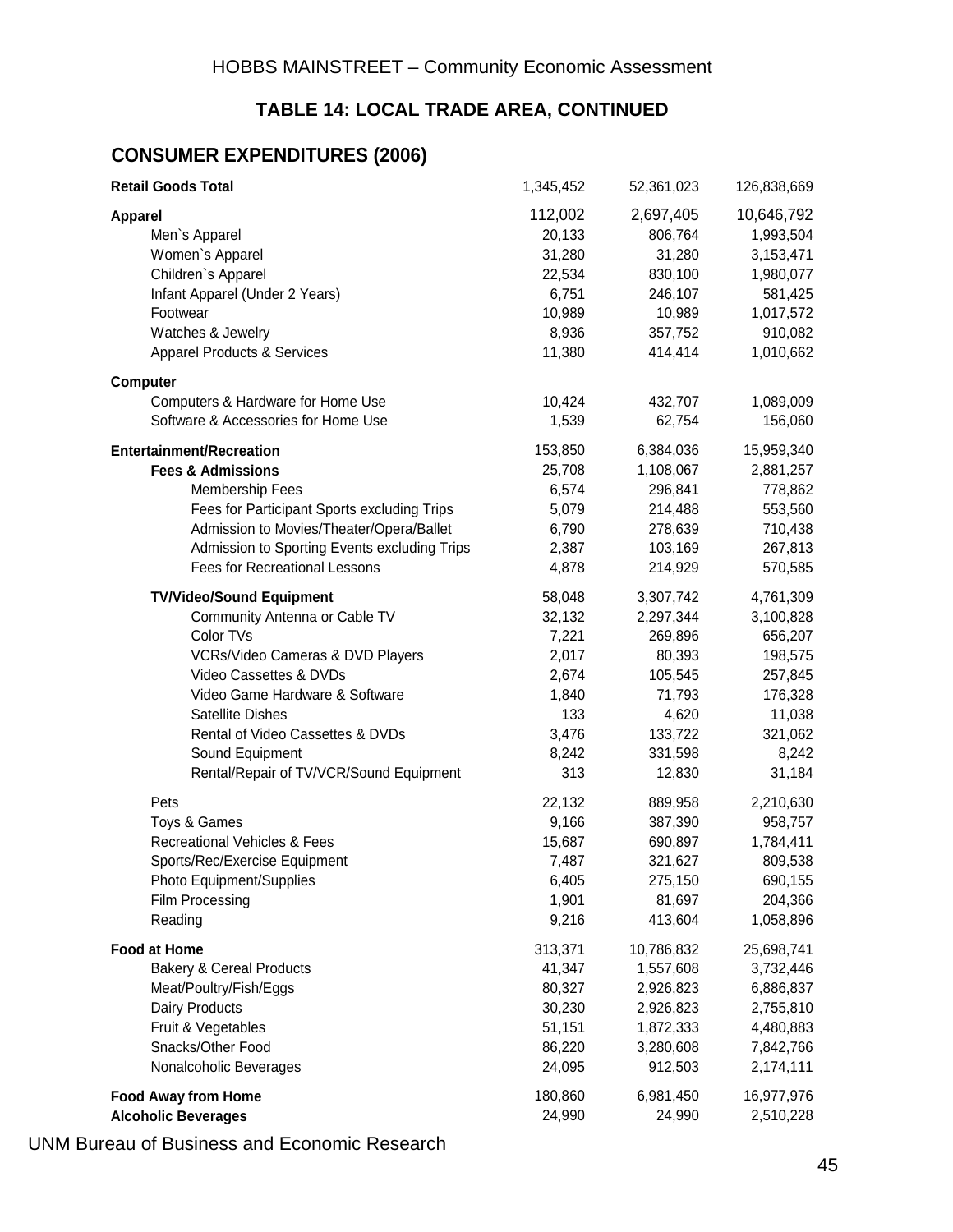## TABLE 14: LOCAL TRADE AREA, CONTINUED

### CONSUMER EXPENDITURES (2006)

| | | | |
|---|---|---|---|
| **Retail Goods Total** | 1,345,452 | 52,361,023 | 126,838,669 |
| **Apparel** | 112,002 | 2,697,405 | 10,646,792 |
| Men`s Apparel | 20,133 | 806,764 | 1,993,504 |
| Women`s Apparel | 31,280 | 31,280 | 3,153,471 |
| Children`s Apparel | 22,534 | 830,100 | 1,980,077 |
| Infant Apparel (Under 2 Years) | 6,751 | 246,107 | 581,425 |
| Footwear | 10,989 | 10,989 | 1,017,572 |
| Watches & Jewelry | 8,936 | 357,752 | 910,082 |
| Apparel Products & Services | 11,380 | 414,414 | 1,010,662 |
| **Computer** | | | |
| Computers & Hardware for Home Use | 10,424 | 432,707 | 1,089,009 |
| Software & Accessories for Home Use | 1,539 | 62,754 | 156,060 |
| **Entertainment/Recreation** | 153,850 | 6,384,036 | 15,959,340 |
| **Fees & Admissions** | 25,708 | 1,108,067 | 2,881,257 |
| Membership Fees | 6,574 | 296,841 | 778,862 |
| Fees for Participant Sports excluding Trips | 5,079 | 214,488 | 553,560 |
| Admission to Movies/Theater/Opera/Ballet | 6,790 | 278,639 | 710,438 |
| Admission to Sporting Events excluding Trips | 2,387 | 103,169 | 267,813 |
| Fees for Recreational Lessons | 4,878 | 214,929 | 570,585 |
| **TV/Video/Sound Equipment** | 58,048 | 3,307,742 | 4,761,309 |
| Community Antenna or Cable TV | 32,132 | 2,297,344 | 3,100,828 |
| Color TVs | 7,221 | 269,896 | 656,207 |
| VCRs/Video Cameras & DVD Players | 2,017 | 80,393 | 198,575 |
| Video Cassettes & DVDs | 2,674 | 105,545 | 257,845 |
| Video Game Hardware & Software | 1,840 | 71,793 | 176,328 |
| Satellite Dishes | 133 | 4,620 | 11,038 |
| Rental of Video Cassettes & DVDs | 3,476 | 133,722 | 321,062 |
| Sound Equipment | 8,242 | 331,598 | 8,242 |
| Rental/Repair of TV/VCR/Sound Equipment | 313 | 12,830 | 31,184 |
| Pets | 22,132 | 889,958 | 2,210,630 |
| Toys & Games | 9,166 | 387,390 | 958,757 |
| Recreational Vehicles & Fees | 15,687 | 690,897 | 1,784,411 |
| Sports/Rec/Exercise Equipment | 7,487 | 321,627 | 809,538 |
| Photo Equipment/Supplies | 6,405 | 275,150 | 690,155 |
| Film Processing | 1,901 | 81,697 | 204,366 |
| Reading | 9,216 | 413,604 | 1,058,896 |
| **Food at Home** | 313,371 | 10,786,832 | 25,698,741 |
| Bakery & Cereal Products | 41,347 | 1,557,608 | 3,732,446 |
| Meat/Poultry/Fish/Eggs | 80,327 | 2,926,823 | 6,886,837 |
| Dairy Products | 30,230 | 2,926,823 | 2,755,810 |
| Fruit & Vegetables | 51,151 | 1,872,333 | 4,480,883 |
| Snacks/Other Food | 86,220 | 3,280,608 | 7,842,766 |
| Nonalcoholic Beverages | 24,095 | 912,503 | 2,174,111 |
| **Food Away from Home** | 180,860 | 6,981,450 | 16,977,976 |
| **Alcoholic Beverages** | 24,990 | 24,990 | 2,510,228 |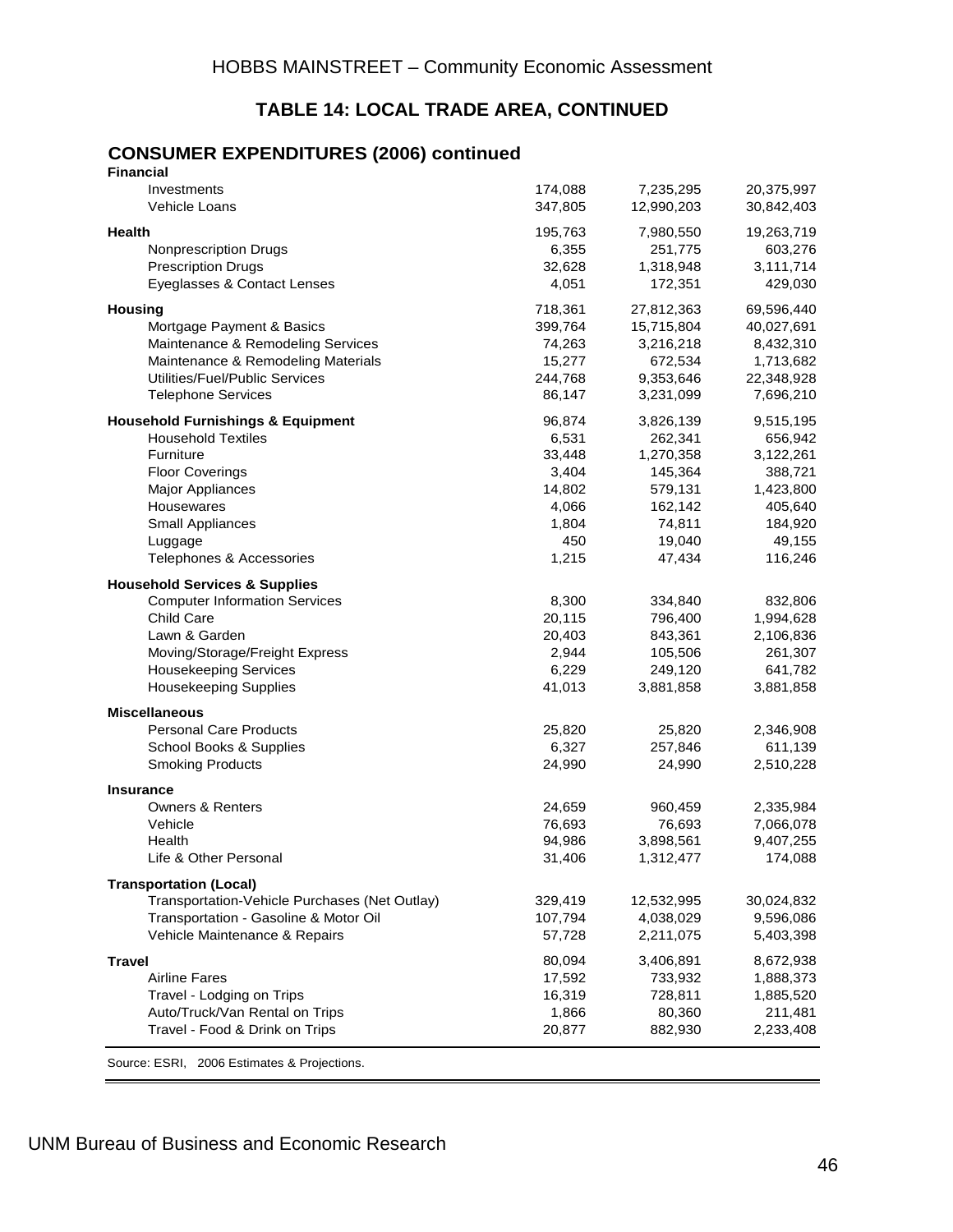## TABLE 14: LOCAL TRADE AREA, CONTINUED

### CONSUMER EXPENDITURES (2006) continued

| | | | |
|---|---|---|---|
| **Financial** | | | |
| Investments | 174,088 | 7,235,295 | 20,375,997 |
| Vehicle Loans | 347,805 | 12,990,203 | 30,842,403 |
| **Health** | 195,763 | 7,980,550 | 19,263,719 |
| Nonprescription Drugs | 6,355 | 251,775 | 603,276 |
| Prescription Drugs | 32,628 | 1,318,948 | 3,111,714 |
| Eyeglasses & Contact Lenses | 4,051 | 172,351 | 429,030 |
| **Housing** | 718,361 | 27,812,363 | 69,596,440 |
| Mortgage Payment & Basics | 399,764 | 15,715,804 | 40,027,691 |
| Maintenance & Remodeling Services | 74,263 | 3,216,218 | 8,432,310 |
| Maintenance & Remodeling Materials | 15,277 | 672,534 | 1,713,682 |
| Utilities/Fuel/Public Services | 244,768 | 9,353,646 | 22,348,928 |
| Telephone Services | 86,147 | 3,231,099 | 7,696,210 |
| **Household Furnishings & Equipment** | 96,874 | 3,826,139 | 9,515,195 |
| Household Textiles | 6,531 | 262,341 | 656,942 |
| Furniture | 33,448 | 1,270,358 | 3,122,261 |
| Floor Coverings | 3,404 | 145,364 | 388,721 |
| Major Appliances | 14,802 | 579,131 | 1,423,800 |
| Housewares | 4,066 | 162,142 | 405,640 |
| Small Appliances | 1,804 | 74,811 | 184,920 |
| Luggage | 450 | 19,040 | 49,155 |
| Telephones & Accessories | 1,215 | 47,434 | 116,246 |
| **Household Services & Supplies** | | | |
| Computer Information Services | 8,300 | 334,840 | 832,806 |
| Child Care | 20,115 | 796,400 | 1,994,628 |
| Lawn & Garden | 20,403 | 843,361 | 2,106,836 |
| Moving/Storage/Freight Express | 2,944 | 105,506 | 261,307 |
| Housekeeping Services | 6,229 | 249,120 | 641,782 |
| Housekeeping Supplies | 41,013 | 3,881,858 | 3,881,858 |
| **Miscellaneous** | | | |
| Personal Care Products | 25,820 | 25,820 | 2,346,908 |
| School Books & Supplies | 6,327 | 257,846 | 611,139 |
| Smoking Products | 24,990 | 24,990 | 2,510,228 |
| **Insurance** | | | |
| Owners & Renters | 24,659 | 960,459 | 2,335,984 |
| Vehicle | 76,693 | 76,693 | 7,066,078 |
| Health | 94,986 | 3,898,561 | 9,407,255 |
| Life & Other Personal | 31,406 | 1,312,477 | 174,088 |
| **Transportation (Local)** | | | |
| Transportation-Vehicle Purchases (Net Outlay) | 329,419 | 12,532,995 | 30,024,832 |
| Transportation - Gasoline & Motor Oil | 107,794 | 4,038,029 | 9,596,086 |
| Vehicle Maintenance & Repairs | 57,728 | 2,211,075 | 5,403,398 |
| **Travel** | 80,094 | 3,406,891 | 8,672,938 |
| Airline Fares | 17,592 | 733,932 | 1,888,373 |
| Travel - Lodging on Trips | 16,319 | 728,811 | 1,885,520 |
| Auto/Truck/Van Rental on Trips | 1,866 | 80,360 | 211,481 |
| Travel - Food & Drink on Trips | 20,877 | 882,930 | 2,233,408 |

Source: ESRI, 2006 Estimates & Projections.